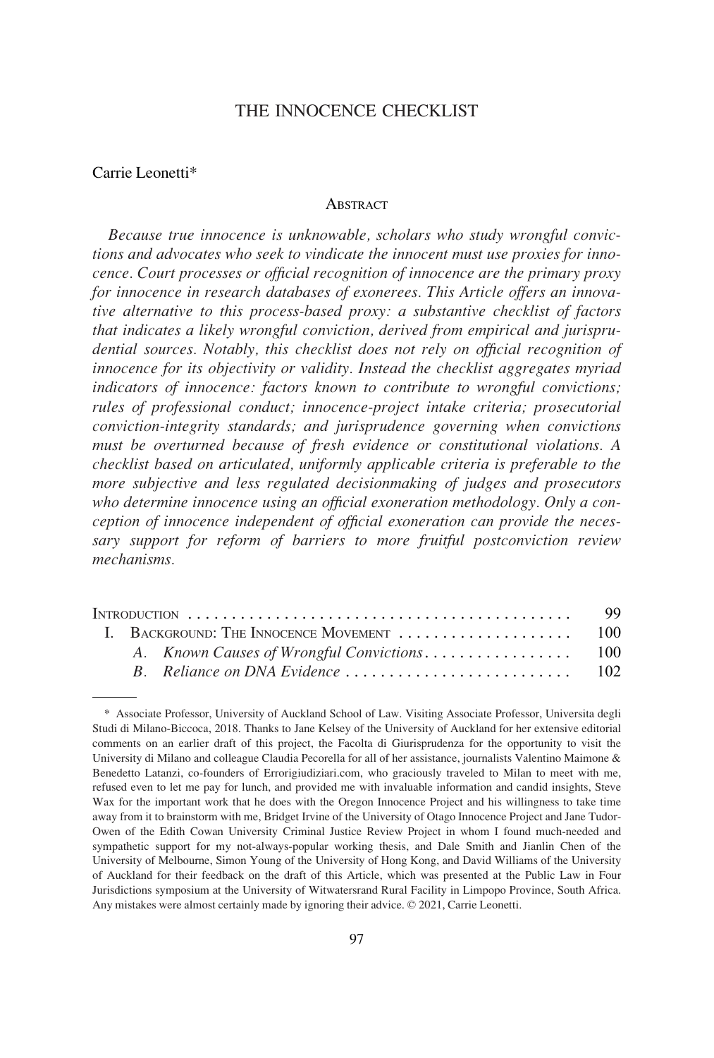# THE INNOCENCE CHECKLIST

Carrie Leonetti*

## Abstract

*Because true innocence is unknowable, scholars who study wrongful convictions and advocates who seek to vindicate the innocent must use proxies for innocence. Court processes or official recognition of innocence are the primary proxy for innocence in research databases of exonerees. This Article offers an innovative alternative to this process-based proxy: a substantive checklist of factors that indicates a likely wrongful conviction, derived from empirical and jurisprudential sources. Notably, this checklist does not rely on official recognition of innocence for its objectivity or validity. Instead the checklist aggregates myriad indicators of innocence: factors known to contribute to wrongful convictions; rules of professional conduct; innocence-project intake criteria; prosecutorial conviction-integrity standards; and jurisprudence governing when convictions must be overturned because of fresh evidence or constitutional violations. A checklist based on articulated, uniformly applicable criteria is preferable to the more subjective and less regulated decisionmaking of judges and prosecutors who determine innocence using an official exoneration methodology. Only a conception of innocence independent of official exoneration can provide the necessary support for reform of barriers to more fruitful postconviction review mechanisms.*

| | |
|---|---|
| Introduction | 99 |
| I. Background: The Innocence Movement | 100 |
| *A. Known Causes of Wrongful Convictions* | 100 |
| *B. Reliance on DNA Evidence* | 102 |

\* Associate Professor, University of Auckland School of Law. Visiting Associate Professor, Universita degli Studi di Milano-Biccoca, 2018. Thanks to Jane Kelsey of the University of Auckland for her extensive editorial comments on an earlier draft of this project, the Facolta di Giurisprudenza for the opportunity to visit the University di Milano and colleague Claudia Pecorella for all of her assistance, journalists Valentino Maimone & Benedetto Latanzi, co-founders of Errorigiudiziari.com, who graciously traveled to Milan to meet with me, refused even to let me pay for lunch, and provided me with invaluable information and candid insights, Steve Wax for the important work that he does with the Oregon Innocence Project and his willingness to take time away from it to brainstorm with me, Bridget Irvine of the University of Otago Innocence Project and Jane Tudor-Owen of the Edith Cowan University Criminal Justice Review Project in whom I found much-needed and sympathetic support for my not-always-popular working thesis, and Dale Smith and Jianlin Chen of the University of Melbourne, Simon Young of the University of Hong Kong, and David Williams of the University of Auckland for their feedback on the draft of this Article, which was presented at the Public Law in Four Jurisdictions symposium at the University of Witwatersrand Rural Facility in Limpopo Province, South Africa. Any mistakes were almost certainly made by ignoring their advice. © 2021, Carrie Leonetti.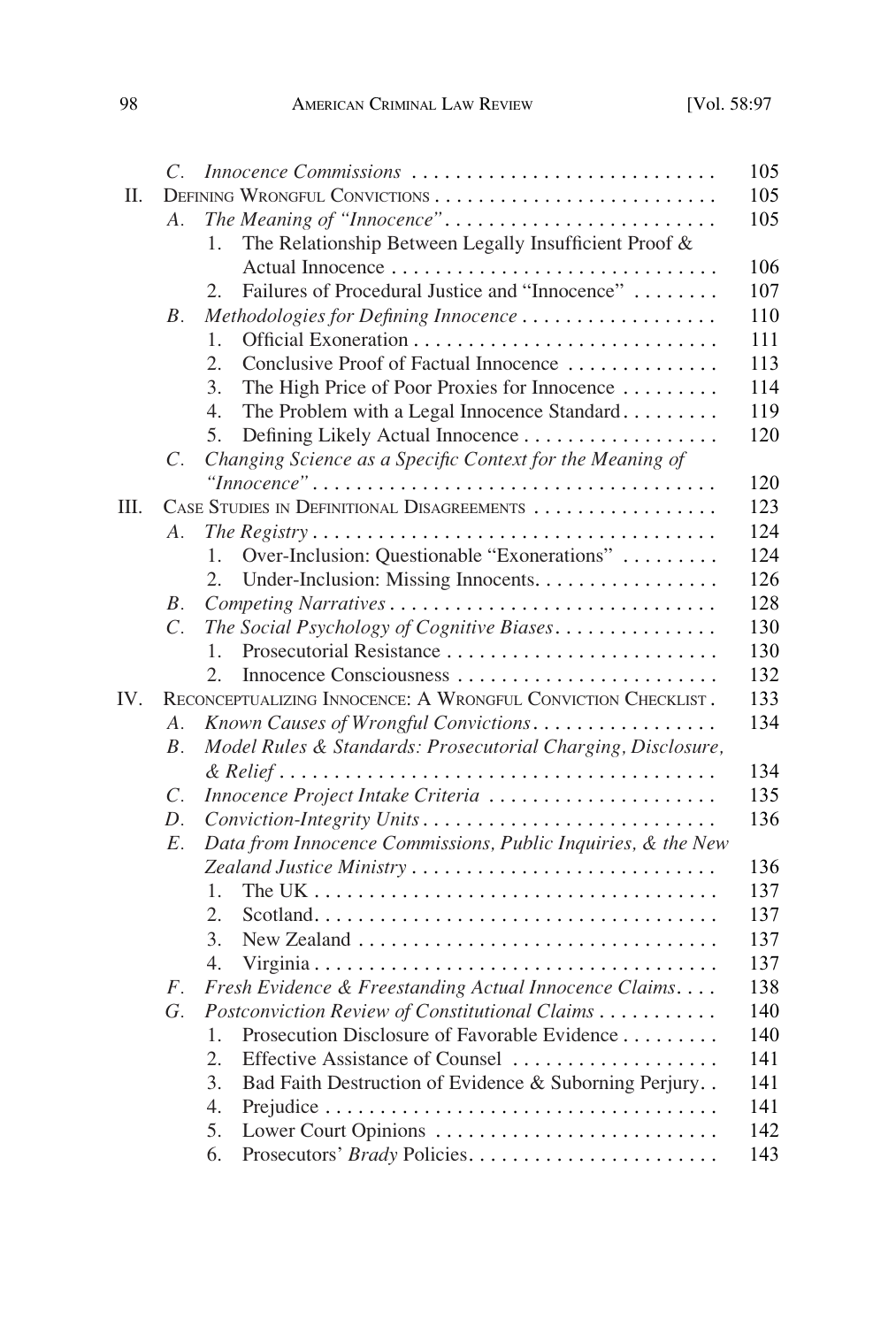| | | | | |
|---|---|---|---|---|
| | *C.* | *Innocence Commissions* | | 105 |
| II. | Defining Wrongful Convictions | | | 105 |
| | *A.* | *The Meaning of "Innocence"* | | 105 |
| | | 1. | The Relationship Between Legally Insufficient Proof & Actual Innocence | 106 |
| | | 2. | Failures of Procedural Justice and "Innocence" | 107 |
| | *B.* | *Methodologies for Defining Innocence* | | 110 |
| | | 1. | Official Exoneration | 111 |
| | | 2. | Conclusive Proof of Factual Innocence | 113 |
| | | 3. | The High Price of Poor Proxies for Innocence | 114 |
| | | 4. | The Problem with a Legal Innocence Standard | 119 |
| | | 5. | Defining Likely Actual Innocence | 120 |
| | *C.* | *Changing Science as a Specific Context for the Meaning of "Innocence"* | | 120 |
| III. | Case Studies in Definitional Disagreements | | | 123 |
| | *A.* | *The Registry* | | 124 |
| | | 1. | Over-Inclusion: Questionable "Exonerations" | 124 |
| | | 2. | Under-Inclusion: Missing Innocents | 126 |
| | *B.* | *Competing Narratives* | | 128 |
| | *C.* | *The Social Psychology of Cognitive Biases* | | 130 |
| | | 1. | Prosecutorial Resistance | 130 |
| | | 2. | Innocence Consciousness | 132 |
| IV. | Reconceptualizing Innocence: A Wrongful Conviction Checklist | | | 133 |
| | *A.* | *Known Causes of Wrongful Convictions* | | 134 |
| | *B.* | *Model Rules & Standards: Prosecutorial Charging, Disclosure, & Relief* | | 134 |
| | *C.* | *Innocence Project Intake Criteria* | | 135 |
| | *D.* | *Conviction-Integrity Units* | | 136 |
| | *E.* | *Data from Innocence Commissions, Public Inquiries, & the New Zealand Justice Ministry* | | 136 |
| | | 1. | The UK | 137 |
| | | 2. | Scotland | 137 |
| | | 3. | New Zealand | 137 |
| | | 4. | Virginia | 137 |
| | *F.* | *Fresh Evidence & Freestanding Actual Innocence Claims* | | 138 |
| | *G.* | *Postconviction Review of Constitutional Claims* | | 140 |
| | | 1. | Prosecution Disclosure of Favorable Evidence | 140 |
| | | 2. | Effective Assistance of Counsel | 141 |
| | | 3. | Bad Faith Destruction of Evidence & Suborning Perjury | 141 |
| | | 4. | Prejudice | 141 |
| | | 5. | Lower Court Opinions | 142 |
| | | 6. | Prosecutors' *Brady* Policies | 143 |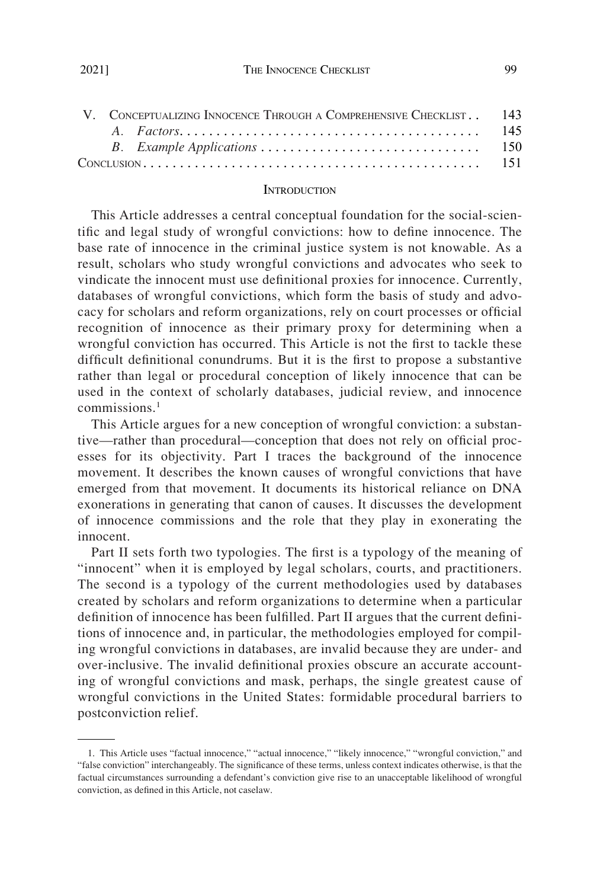| | | |
|---|---|---|
| V. | Conceptualizing Innocence Through a Comprehensive Checklist | 143 |
| | *A. Factors* | 145 |
| | *B. Example Applications* | 150 |
| Conclusion | | 151 |

## Introduction

This Article addresses a central conceptual foundation for the social-scientific and legal study of wrongful convictions: how to define innocence. The base rate of innocence in the criminal justice system is not knowable. As a result, scholars who study wrongful convictions and advocates who seek to vindicate the innocent must use definitional proxies for innocence. Currently, databases of wrongful convictions, which form the basis of study and advocacy for scholars and reform organizations, rely on court processes or official recognition of innocence as their primary proxy for determining when a wrongful conviction has occurred. This Article is not the first to tackle these difficult definitional conundrums. But it is the first to propose a substantive rather than legal or procedural conception of likely innocence that can be used in the context of scholarly databases, judicial review, and innocence commissions.[1]

This Article argues for a new conception of wrongful conviction: a substantive—rather than procedural—conception that does not rely on official processes for its objectivity. Part I traces the background of the innocence movement. It describes the known causes of wrongful convictions that have emerged from that movement. It documents its historical reliance on DNA exonerations in generating that canon of causes. It discusses the development of innocence commissions and the role that they play in exonerating the innocent.

Part II sets forth two typologies. The first is a typology of the meaning of "innocent" when it is employed by legal scholars, courts, and practitioners. The second is a typology of the current methodologies used by databases created by scholars and reform organizations to determine when a particular definition of innocence has been fulfilled. Part II argues that the current definitions of innocence and, in particular, the methodologies employed for compiling wrongful convictions in databases, are invalid because they are under- and over-inclusive. The invalid definitional proxies obscure an accurate accounting of wrongful convictions and mask, perhaps, the single greatest cause of wrongful convictions in the United States: formidable procedural barriers to postconviction relief.

---

1. This Article uses "factual innocence," "actual innocence," "likely innocence," "wrongful conviction," and "false conviction" interchangeably. The significance of these terms, unless context indicates otherwise, is that the factual circumstances surrounding a defendant's conviction give rise to an unacceptable likelihood of wrongful conviction, as defined in this Article, not caselaw.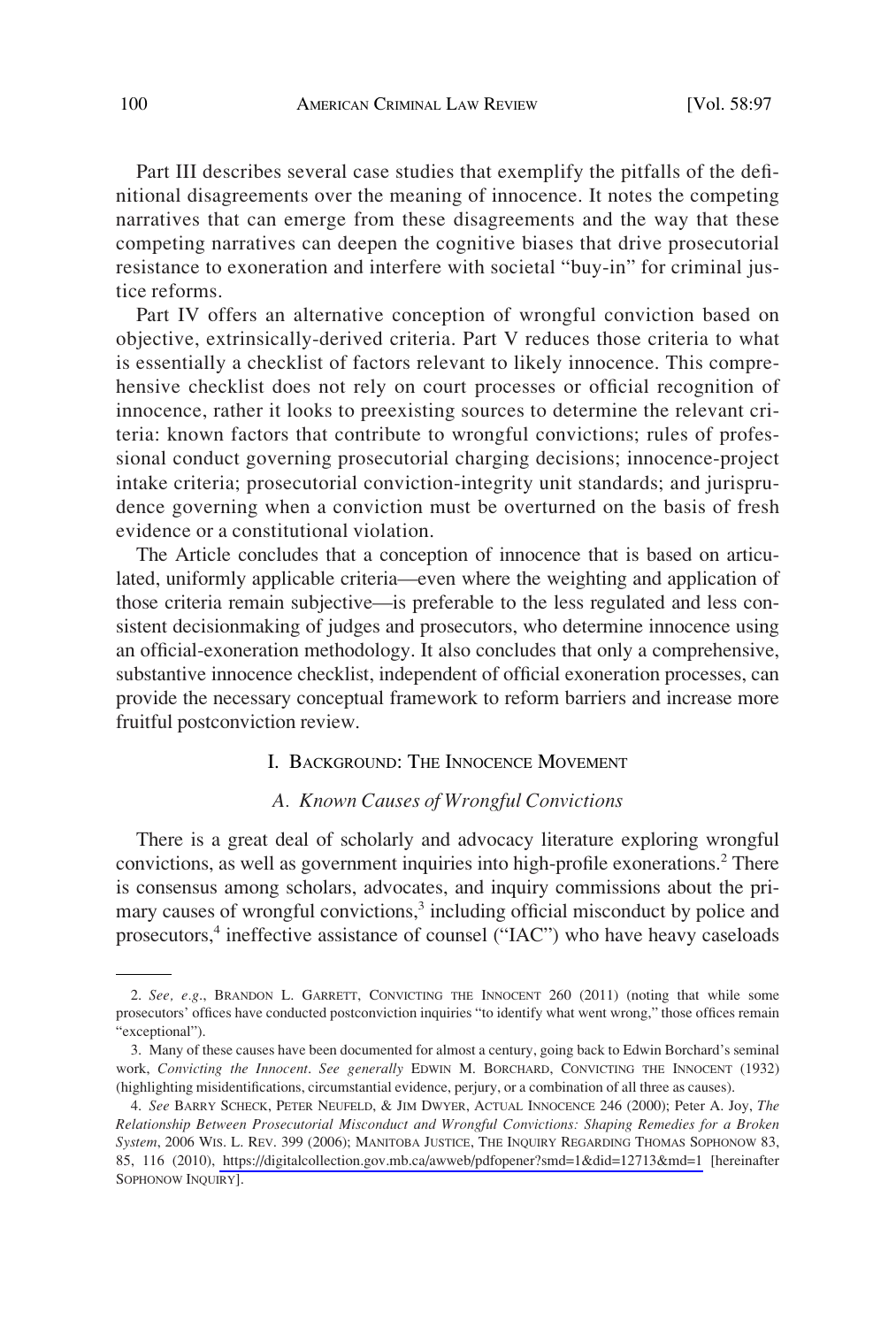Part III describes several case studies that exemplify the pitfalls of the definitional disagreements over the meaning of innocence. It notes the competing narratives that can emerge from these disagreements and the way that these competing narratives can deepen the cognitive biases that drive prosecutorial resistance to exoneration and interfere with societal "buy-in" for criminal justice reforms.

Part IV offers an alternative conception of wrongful conviction based on objective, extrinsically-derived criteria. Part V reduces those criteria to what is essentially a checklist of factors relevant to likely innocence. This comprehensive checklist does not rely on court processes or official recognition of innocence, rather it looks to preexisting sources to determine the relevant criteria: known factors that contribute to wrongful convictions; rules of professional conduct governing prosecutorial charging decisions; innocence-project intake criteria; prosecutorial conviction-integrity unit standards; and jurisprudence governing when a conviction must be overturned on the basis of fresh evidence or a constitutional violation.

The Article concludes that a conception of innocence that is based on articulated, uniformly applicable criteria—even where the weighting and application of those criteria remain subjective—is preferable to the less regulated and less consistent decisionmaking of judges and prosecutors, who determine innocence using an official-exoneration methodology. It also concludes that only a comprehensive, substantive innocence checklist, independent of official exoneration processes, can provide the necessary conceptual framework to reform barriers and increase more fruitful postconviction review.

## I. Background: The Innocence Movement

### A. *Known Causes of Wrongful Convictions*

There is a great deal of scholarly and advocacy literature exploring wrongful convictions, as well as government inquiries into high-profile exonerations.[2] There is consensus among scholars, advocates, and inquiry commissions about the primary causes of wrongful convictions,[3] including official misconduct by police and prosecutors,[4] ineffective assistance of counsel ("IAC") who have heavy caseloads

---

2. *See, e.g.*, Brandon L. Garrett, Convicting the Innocent 260 (2011) (noting that while some prosecutors' offices have conducted postconviction inquiries "to identify what went wrong," those offices remain "exceptional").

3. Many of these causes have been documented for almost a century, going back to Edwin Borchard's seminal work, *Convicting the Innocent*. *See generally* Edwin M. Borchard, Convicting the Innocent (1932) (highlighting misidentifications, circumstantial evidence, perjury, or a combination of all three as causes).

4. *See* Barry Scheck, Peter Neufeld, & Jim Dwyer, Actual Innocence 246 (2000); Peter A. Joy, *The Relationship Between Prosecutorial Misconduct and Wrongful Convictions: Shaping Remedies for a Broken System*, 2006 Wis. L. Rev. 399 (2006); Manitoba Justice, The Inquiry Regarding Thomas Sophonow 83, 85, 116 (2010), https://digitalcollection.gov.mb.ca/awweb/pdfopener?smd=1&did=12713&md=1 [hereinafter Sophonow Inquiry].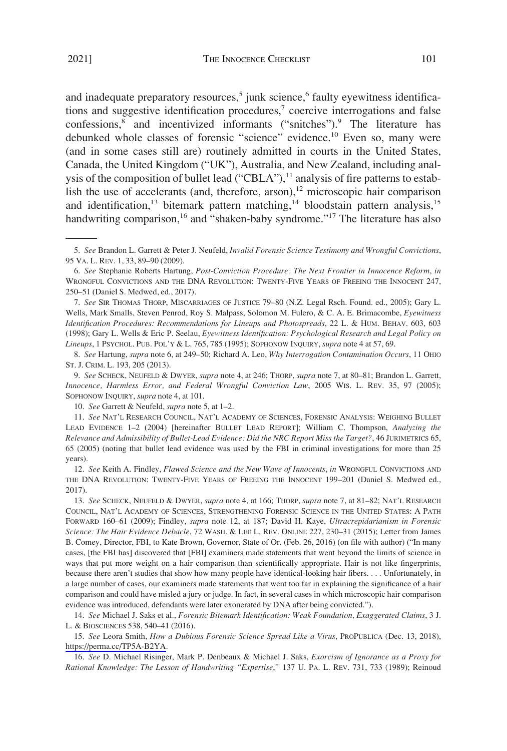and inadequate preparatory resources,[5] junk science,[6] faulty eyewitness identifications and suggestive identification procedures,[7] coercive interrogations and false confessions,[8] and incentivized informants ("snitches").[9] The literature has debunked whole classes of forensic "science" evidence.[10] Even so, many were (and in some cases still are) routinely admitted in courts in the United States, Canada, the United Kingdom ("UK"), Australia, and New Zealand, including analysis of the composition of bullet lead ("CBLA"),[11] analysis of fire patterns to establish the use of accelerants (and, therefore, arson),[12] microscopic hair comparison and identification,[13] bitemark pattern matching,[14] bloodstain pattern analysis,[15] handwriting comparison,[16] and "shaken-baby syndrome."[17] The literature has also

---

5. *See* Brandon L. Garrett & Peter J. Neufeld, *Invalid Forensic Science Testimony and Wrongful Convictions*, 95 VA. L. REV. 1, 33, 89–90 (2009).

6. *See* Stephanie Roberts Hartung, *Post-Conviction Procedure: The Next Frontier in Innocence Reform*, *in* WRONGFUL CONVICTIONS AND THE DNA REVOLUTION: TWENTY-FIVE YEARS OF FREEING THE INNOCENT 247, 250–51 (Daniel S. Medwed, ed., 2017).

7. *See* SIR THOMAS THORP, MISCARRIAGES OF JUSTICE 79–80 (N.Z. Legal Rsch. Found. ed., 2005); Gary L. Wells, Mark Smalls, Steven Penrod, Roy S. Malpass, Solomon M. Fulero, & C. A. E. Brimacombe, *Eyewitness Identification Procedures: Recommendations for Lineups and Photospreads*, 22 L. & HUM. BEHAV. 603, 603 (1998); Gary L. Wells & Eric P. Seelau, *Eyewitness Identification: Psychological Research and Legal Policy on Lineups*, 1 PSYCHOL. PUB. POL'Y & L. 765, 785 (1995); SOPHONOW INQUIRY, *supra* note 4 at 57, 69.

8. *See* Hartung, *supra* note 6, at 249–50; Richard A. Leo, *Why Interrogation Contamination Occurs*, 11 OHIO ST. J. CRIM. L. 193, 205 (2013).

9. *See* SCHECK, NEUFELD & DWYER, *supra* note 4, at 246; THORP, *supra* note 7, at 80–81; Brandon L. Garrett, *Innocence, Harmless Error, and Federal Wrongful Conviction Law*, 2005 WIS. L. REV. 35, 97 (2005); SOPHONOW INQUIRY, *supra* note 4, at 101.

10. *See* Garrett & Neufeld, *supra* note 5, at 1–2.

11. *See* NAT'L RESEARCH COUNCIL, NAT'L ACADEMY OF SCIENCES, FORENSIC ANALYSIS: WEIGHING BULLET LEAD EVIDENCE 1–2 (2004) [hereinafter BULLET LEAD REPORT]; William C. Thompson, *Analyzing the Relevance and Admissibility of Bullet-Lead Evidence: Did the NRC Report Miss the Target?*, 46 JURIMETRICS 65, 65 (2005) (noting that bullet lead evidence was used by the FBI in criminal investigations for more than 25 years).

12. *See* Keith A. Findley, *Flawed Science and the New Wave of Innocents*, *in* WRONGFUL CONVICTIONS AND THE DNA REVOLUTION: TWENTY-FIVE YEARS OF FREEING THE INNOCENT 199–201 (Daniel S. Medwed ed., 2017).

13. *See* SCHECK, NEUFELD & DWYER, *supra* note 4, at 166; THORP, *supra* note 7, at 81–82; NAT'L RESEARCH COUNCIL, NAT'L ACADEMY OF SCIENCES, STRENGTHENING FORENSIC SCIENCE IN THE UNITED STATES: A PATH FORWARD 160–61 (2009); Findley, *supra* note 12, at 187; David H. Kaye, *Ultracrepidarianism in Forensic Science: The Hair Evidence Debacle*, 72 WASH. & LEE L. REV. ONLINE 227, 230–31 (2015); Letter from James B. Comey, Director, FBI, to Kate Brown, Governor, State of Or. (Feb. 26, 2016) (on file with author) ("In many cases, [the FBI has] discovered that [FBI] examiners made statements that went beyond the limits of science in ways that put more weight on a hair comparison than scientifically appropriate. Hair is not like fingerprints, because there aren't studies that show how many people have identical-looking hair fibers. . . . Unfortunately, in a large number of cases, our examiners made statements that went too far in explaining the significance of a hair comparison and could have misled a jury or judge. In fact, in several cases in which microscopic hair comparison evidence was introduced, defendants were later exonerated by DNA after being convicted.").

14. *See* Michael J. Saks et al., *Forensic Bitemark Identification: Weak Foundation, Exaggerated Claims*, 3 J. L. & BIOSCIENCES 538, 540–41 (2016).

15. *See* Leora Smith, *How a Dubious Forensic Science Spread Like a Virus*, PROPUBLICA (Dec. 13, 2018), https://perma.cc/TP5A-B2YA.

16. *See* D. Michael Risinger, Mark P. Denbeaux & Michael J. Saks, *Exorcism of Ignorance as a Proxy for Rational Knowledge: The Lesson of Handwriting "Expertise,"* 137 U. PA. L. REV. 731, 733 (1989); Reinoud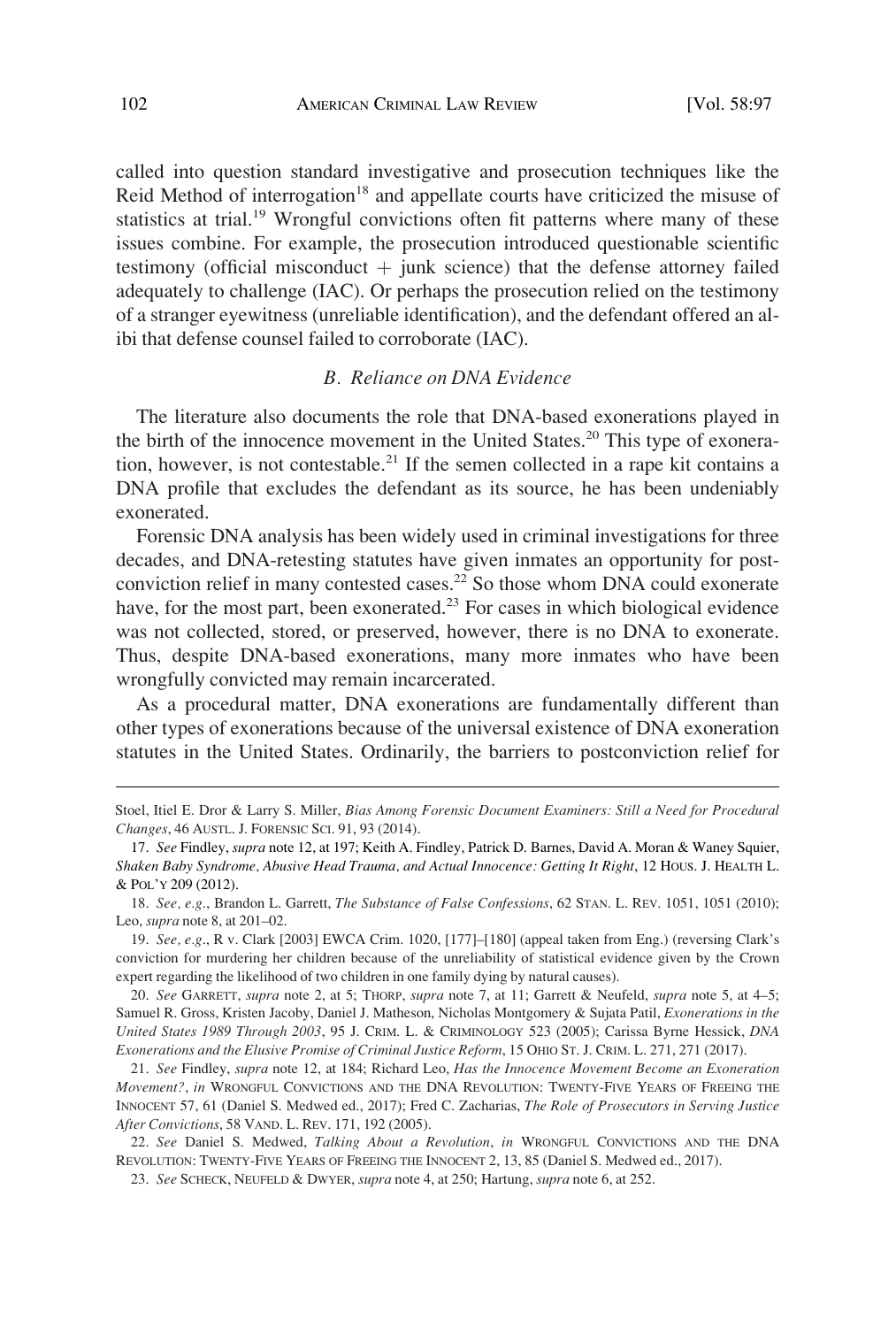called into question standard investigative and prosecution techniques like the Reid Method of interrogation[18] and appellate courts have criticized the misuse of statistics at trial.[19] Wrongful convictions often fit patterns where many of these issues combine. For example, the prosecution introduced questionable scientific testimony (official misconduct + junk science) that the defense attorney failed adequately to challenge (IAC). Or perhaps the prosecution relied on the testimony of a stranger eyewitness (unreliable identification), and the defendant offered an alibi that defense counsel failed to corroborate (IAC).

### *B. Reliance on DNA Evidence*

The literature also documents the role that DNA-based exonerations played in the birth of the innocence movement in the United States.[20] This type of exoneration, however, is not contestable.[21] If the semen collected in a rape kit contains a DNA profile that excludes the defendant as its source, he has been undeniably exonerated.

Forensic DNA analysis has been widely used in criminal investigations for three decades, and DNA-retesting statutes have given inmates an opportunity for postconviction relief in many contested cases.[22] So those whom DNA could exonerate have, for the most part, been exonerated.[23] For cases in which biological evidence was not collected, stored, or preserved, however, there is no DNA to exonerate. Thus, despite DNA-based exonerations, many more inmates who have been wrongfully convicted may remain incarcerated.

As a procedural matter, DNA exonerations are fundamentally different than other types of exonerations because of the universal existence of DNA exoneration statutes in the United States. Ordinarily, the barriers to postconviction relief for

---

Stoel, Itiel E. Dror & Larry S. Miller, *Bias Among Forensic Document Examiners: Still a Need for Procedural Changes*, 46 AUSTL. J. FORENSIC SCI. 91, 93 (2014).

17. *See* Findley, *supra* note 12, at 197; Keith A. Findley, Patrick D. Barnes, David A. Moran & Waney Squier, *Shaken Baby Syndrome, Abusive Head Trauma, and Actual Innocence: Getting It Right*, 12 HOUS. J. HEALTH L. & POL'Y 209 (2012).

18. *See, e.g.*, Brandon L. Garrett, *The Substance of False Confessions*, 62 STAN. L. REV. 1051, 1051 (2010); Leo, *supra* note 8, at 201–02.

19. *See, e.g.*, R v. Clark [2003] EWCA Crim. 1020, [177]–[180] (appeal taken from Eng.) (reversing Clark's conviction for murdering her children because of the unreliability of statistical evidence given by the Crown expert regarding the likelihood of two children in one family dying by natural causes).

20. *See* GARRETT, *supra* note 2, at 5; THORP, *supra* note 7, at 11; Garrett & Neufeld, *supra* note 5, at 4–5; Samuel R. Gross, Kristen Jacoby, Daniel J. Matheson, Nicholas Montgomery & Sujata Patil, *Exonerations in the United States 1989 Through 2003*, 95 J. CRIM. L. & CRIMINOLOGY 523 (2005); Carissa Byrne Hessick, *DNA Exonerations and the Elusive Promise of Criminal Justice Reform*, 15 OHIO ST. J. CRIM. L. 271, 271 (2017).

21. *See* Findley, *supra* note 12, at 184; Richard Leo, *Has the Innocence Movement Become an Exoneration Movement?*, *in* WRONGFUL CONVICTIONS AND THE DNA REVOLUTION: TWENTY-FIVE YEARS OF FREEING THE INNOCENT 57, 61 (Daniel S. Medwed ed., 2017); Fred C. Zacharias, *The Role of Prosecutors in Serving Justice After Convictions*, 58 VAND. L. REV. 171, 192 (2005).

22. *See* Daniel S. Medwed, *Talking About a Revolution*, *in* WRONGFUL CONVICTIONS AND THE DNA REVOLUTION: TWENTY-FIVE YEARS OF FREEING THE INNOCENT 2, 13, 85 (Daniel S. Medwed ed., 2017).

23. *See* SCHECK, NEUFELD & DWYER, *supra* note 4, at 250; Hartung, *supra* note 6, at 252.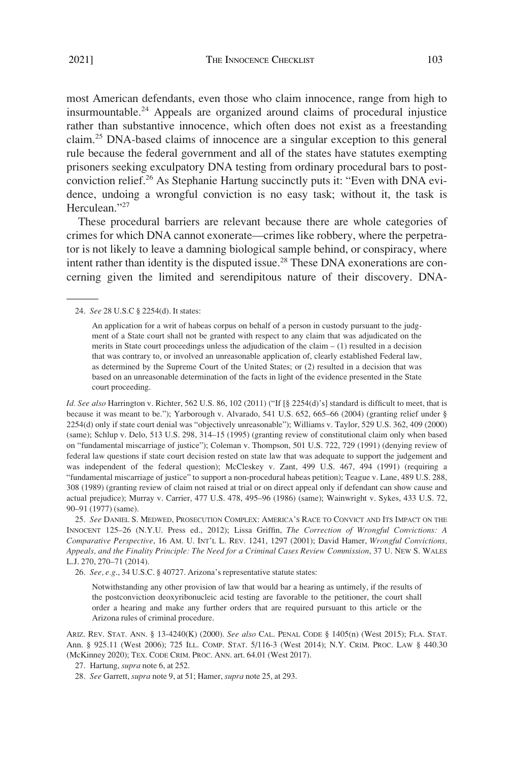most American defendants, even those who claim innocence, range from high to insurmountable.[24] Appeals are organized around claims of procedural injustice rather than substantive innocence, which often does not exist as a freestanding claim.[25] DNA-based claims of innocence are a singular exception to this general rule because the federal government and all of the states have statutes exempting prisoners seeking exculpatory DNA testing from ordinary procedural bars to post-conviction relief.[26] As Stephanie Hartung succinctly puts it: "Even with DNA evidence, undoing a wrongful conviction is no easy task; without it, the task is Herculean."[27]

These procedural barriers are relevant because there are whole categories of crimes for which DNA cannot exonerate—crimes like robbery, where the perpetrator is not likely to leave a damning biological sample behind, or conspiracy, where intent rather than identity is the disputed issue.[28] These DNA exonerations are concerning given the limited and serendipitous nature of their discovery. DNA-

---

24. *See* 28 U.S.C § 2254(d). It states:

> An application for a writ of habeas corpus on behalf of a person in custody pursuant to the judgment of a State court shall not be granted with respect to any claim that was adjudicated on the merits in State court proceedings unless the adjudication of the claim – (1) resulted in a decision that was contrary to, or involved an unreasonable application of, clearly established Federal law, as determined by the Supreme Court of the United States; or (2) resulted in a decision that was based on an unreasonable determination of the facts in light of the evidence presented in the State court proceeding.

*Id. See also* Harrington v. Richter, 562 U.S. 86, 102 (2011) ("If [§ 2254(d)'s] standard is difficult to meet, that is because it was meant to be."); Yarborough v. Alvarado, 541 U.S. 652, 665–66 (2004) (granting relief under § 2254(d) only if state court denial was "objectively unreasonable"); Williams v. Taylor, 529 U.S. 362, 409 (2000) (same); Schlup v. Delo, 513 U.S. 298, 314–15 (1995) (granting review of constitutional claim only when based on "fundamental miscarriage of justice"); Coleman v. Thompson, 501 U.S. 722, 729 (1991) (denying review of federal law questions if state court decision rested on state law that was adequate to support the judgement and was independent of the federal question); McCleskey v. Zant, 499 U.S. 467, 494 (1991) (requiring a "fundamental miscarriage of justice" to support a non-procedural habeas petition); Teague v. Lane, 489 U.S. 288, 308 (1989) (granting review of claim not raised at trial or on direct appeal only if defendant can show cause and actual prejudice); Murray v. Carrier, 477 U.S. 478, 495–96 (1986) (same); Wainwright v. Sykes, 433 U.S. 72, 90–91 (1977) (same).

25. *See* DANIEL S. MEDWED, PROSECUTION COMPLEX: AMERICA'S RACE TO CONVICT AND ITS IMPACT ON THE INNOCENT 125–26 (N.Y.U. Press ed., 2012); Lissa Griffin, *The Correction of Wrongful Convictions: A Comparative Perspective*, 16 AM. U. INT'L L. REV. 1241, 1297 (2001); David Hamer, *Wrongful Convictions, Appeals, and the Finality Principle: The Need for a Criminal Cases Review Commission*, 37 U. NEW S. WALES L.J. 270, 270–71 (2014).

26. *See, e.g*., 34 U.S.C. § 40727. Arizona's representative statute states:

> Notwithstanding any other provision of law that would bar a hearing as untimely, if the results of the postconviction deoxyribonucleic acid testing are favorable to the petitioner, the court shall order a hearing and make any further orders that are required pursuant to this article or the Arizona rules of criminal procedure.

ARIZ. REV. STAT. ANN. § 13-4240(K) (2000). *See also* CAL. PENAL CODE § 1405(n) (West 2015); FLA. STAT. Ann. § 925.11 (West 2006); 725 ILL. COMP. STAT. 5/116-3 (West 2014); N.Y. CRIM. PROC. LAW § 440.30 (McKinney 2020); TEX. CODE CRIM. PROC. ANN. art. 64.01 (West 2017).

27. Hartung, *supra* note 6, at 252.

28. *See* Garrett, *supra* note 9, at 51; Hamer, *supra* note 25, at 293.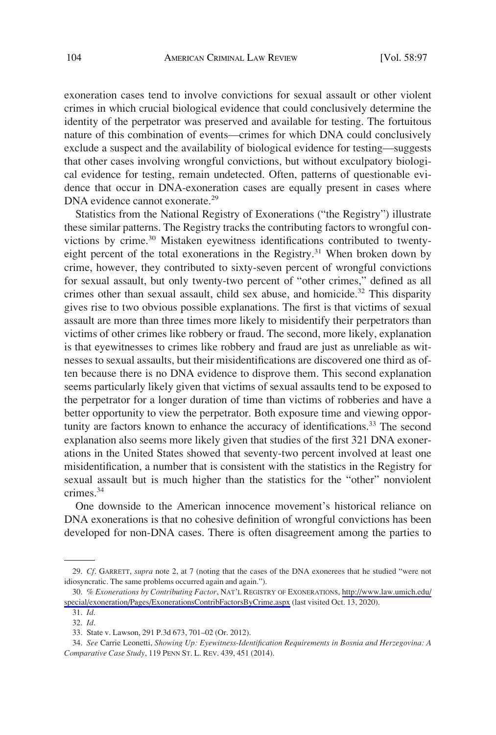exoneration cases tend to involve convictions for sexual assault or other violent crimes in which crucial biological evidence that could conclusively determine the identity of the perpetrator was preserved and available for testing. The fortuitous nature of this combination of events—crimes for which DNA could conclusively exclude a suspect and the availability of biological evidence for testing—suggests that other cases involving wrongful convictions, but without exculpatory biological evidence for testing, remain undetected. Often, patterns of questionable evidence that occur in DNA-exoneration cases are equally present in cases where DNA evidence cannot exonerate.[29]

Statistics from the National Registry of Exonerations ("the Registry") illustrate these similar patterns. The Registry tracks the contributing factors to wrongful convictions by crime.[30] Mistaken eyewitness identifications contributed to twenty-eight percent of the total exonerations in the Registry.[31] When broken down by crime, however, they contributed to sixty-seven percent of wrongful convictions for sexual assault, but only twenty-two percent of "other crimes," defined as all crimes other than sexual assault, child sex abuse, and homicide.[32] This disparity gives rise to two obvious possible explanations. The first is that victims of sexual assault are more than three times more likely to misidentify their perpetrators than victims of other crimes like robbery or fraud. The second, more likely, explanation is that eyewitnesses to crimes like robbery and fraud are just as unreliable as witnesses to sexual assaults, but their misidentifications are discovered one third as often because there is no DNA evidence to disprove them. This second explanation seems particularly likely given that victims of sexual assaults tend to be exposed to the perpetrator for a longer duration of time than victims of robberies and have a better opportunity to view the perpetrator. Both exposure time and viewing opportunity are factors known to enhance the accuracy of identifications.[33] The second explanation also seems more likely given that studies of the first 321 DNA exonerations in the United States showed that seventy-two percent involved at least one misidentification, a number that is consistent with the statistics in the Registry for sexual assault but is much higher than the statistics for the "other" nonviolent crimes.[34]

One downside to the American innocence movement's historical reliance on DNA exonerations is that no cohesive definition of wrongful convictions has been developed for non-DNA cases. There is often disagreement among the parties to

---

29. *Cf*. GARRETT, *supra* note 2, at 7 (noting that the cases of the DNA exonerees that he studied "were not idiosyncratic. The same problems occurred again and again.").

30. *% Exonerations by Contributing Factor*, NAT'L REGISTRY OF EXONERATIONS, http://www.law.umich.edu/special/exoneration/Pages/ExonerationsContribFactorsByCrime.aspx (last visited Oct. 13, 2020).

31. *Id*.

32. *Id*.

33. State v. Lawson, 291 P.3d 673, 701–02 (Or. 2012).

34. *See* Carrie Leonetti, *Showing Up: Eyewitness-Identification Requirements in Bosnia and Herzegovina: A Comparative Case Study*, 119 PENN ST. L. REV. 439, 451 (2014).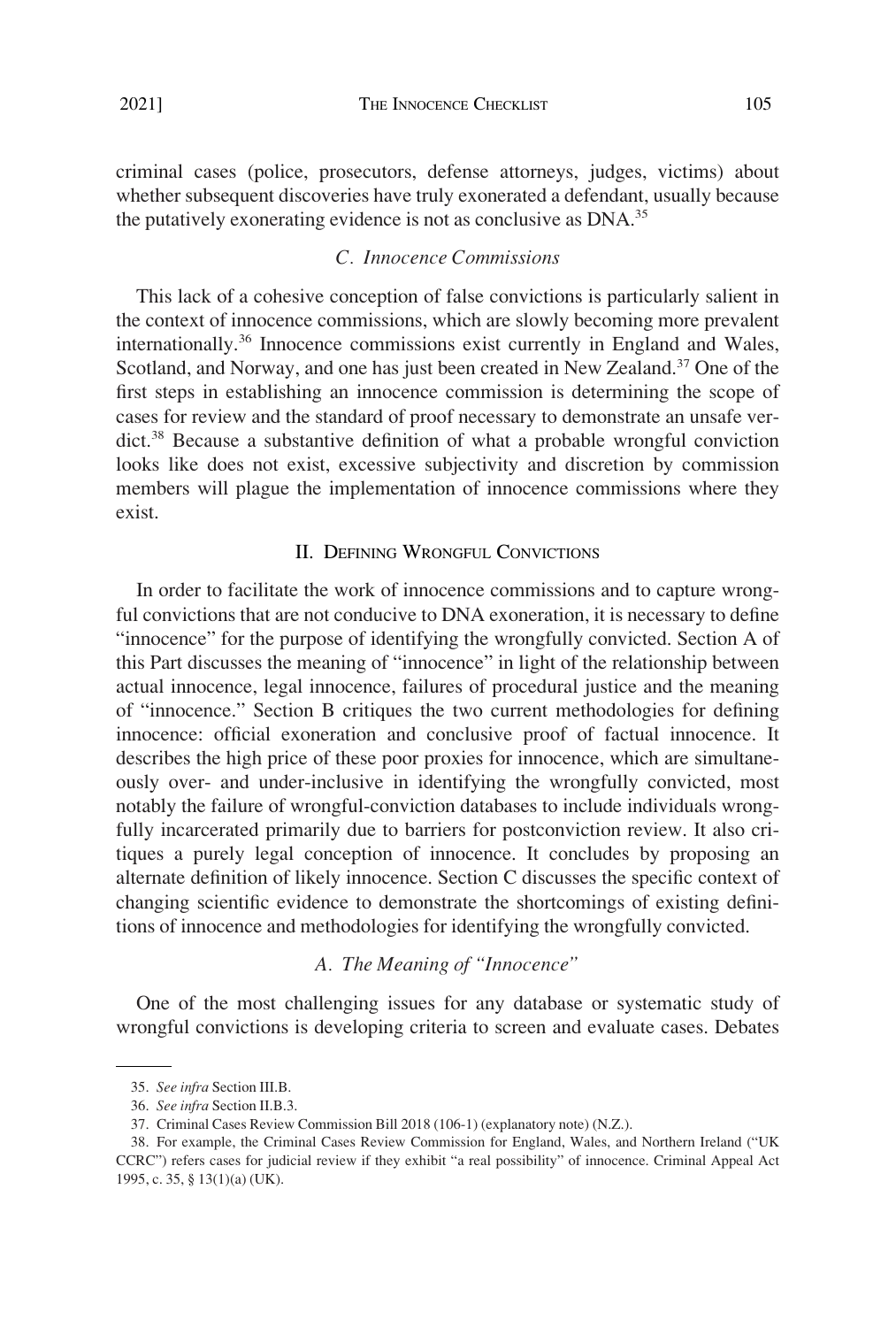criminal cases (police, prosecutors, defense attorneys, judges, victims) about whether subsequent discoveries have truly exonerated a defendant, usually because the putatively exonerating evidence is not as conclusive as DNA.[35]

### *C. Innocence Commissions*

This lack of a cohesive conception of false convictions is particularly salient in the context of innocence commissions, which are slowly becoming more prevalent internationally.[36] Innocence commissions exist currently in England and Wales, Scotland, and Norway, and one has just been created in New Zealand.[37] One of the first steps in establishing an innocence commission is determining the scope of cases for review and the standard of proof necessary to demonstrate an unsafe verdict.[38] Because a substantive definition of what a probable wrongful conviction looks like does not exist, excessive subjectivity and discretion by commission members will plague the implementation of innocence commissions where they exist.

## II. Defining Wrongful Convictions

In order to facilitate the work of innocence commissions and to capture wrongful convictions that are not conducive to DNA exoneration, it is necessary to define "innocence" for the purpose of identifying the wrongfully convicted. Section A of this Part discusses the meaning of "innocence" in light of the relationship between actual innocence, legal innocence, failures of procedural justice and the meaning of "innocence." Section B critiques the two current methodologies for defining innocence: official exoneration and conclusive proof of factual innocence. It describes the high price of these poor proxies for innocence, which are simultaneously over- and under-inclusive in identifying the wrongfully convicted, most notably the failure of wrongful-conviction databases to include individuals wrongfully incarcerated primarily due to barriers for postconviction review. It also critiques a purely legal conception of innocence. It concludes by proposing an alternate definition of likely innocence. Section C discusses the specific context of changing scientific evidence to demonstrate the shortcomings of existing definitions of innocence and methodologies for identifying the wrongfully convicted.

### *A. The Meaning of "Innocence"*

One of the most challenging issues for any database or systematic study of wrongful convictions is developing criteria to screen and evaluate cases. Debates

---

35. *See infra* Section III.B.

36. *See infra* Section II.B.3.

37. Criminal Cases Review Commission Bill 2018 (106-1) (explanatory note) (N.Z.).

38. For example, the Criminal Cases Review Commission for England, Wales, and Northern Ireland ("UK CCRC") refers cases for judicial review if they exhibit "a real possibility" of innocence. Criminal Appeal Act 1995, c. 35, § 13(1)(a) (UK).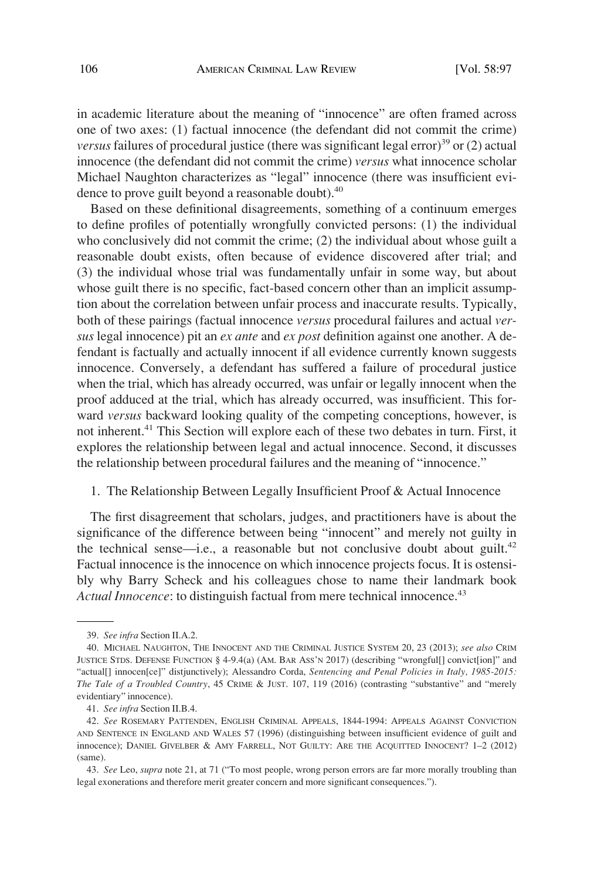in academic literature about the meaning of "innocence" are often framed across one of two axes: (1) factual innocence (the defendant did not commit the crime) *versus* failures of procedural justice (there was significant legal error)[39] or (2) actual innocence (the defendant did not commit the crime) *versus* what innocence scholar Michael Naughton characterizes as "legal" innocence (there was insufficient evidence to prove guilt beyond a reasonable doubt).[40]

Based on these definitional disagreements, something of a continuum emerges to define profiles of potentially wrongfully convicted persons: (1) the individual who conclusively did not commit the crime; (2) the individual about whose guilt a reasonable doubt exists, often because of evidence discovered after trial; and (3) the individual whose trial was fundamentally unfair in some way, but about whose guilt there is no specific, fact-based concern other than an implicit assumption about the correlation between unfair process and inaccurate results. Typically, both of these pairings (factual innocence *versus* procedural failures and actual *versus* legal innocence) pit an *ex ante* and *ex post* definition against one another. A defendant is factually and actually innocent if all evidence currently known suggests innocence. Conversely, a defendant has suffered a failure of procedural justice when the trial, which has already occurred, was unfair or legally innocent when the proof adduced at the trial, which has already occurred, was insufficient. This forward *versus* backward looking quality of the competing conceptions, however, is not inherent.[41] This Section will explore each of these two debates in turn. First, it explores the relationship between legal and actual innocence. Second, it discusses the relationship between procedural failures and the meaning of "innocence."

### 1. The Relationship Between Legally Insufficient Proof & Actual Innocence

The first disagreement that scholars, judges, and practitioners have is about the significance of the difference between being "innocent" and merely not guilty in the technical sense—i.e., a reasonable but not conclusive doubt about guilt.[42] Factual innocence is the innocence on which innocence projects focus. It is ostensibly why Barry Scheck and his colleagues chose to name their landmark book *Actual Innocence*: to distinguish factual from mere technical innocence.[43]

---

39. *See infra* Section II.A.2.

40. MICHAEL NAUGHTON, THE INNOCENT AND THE CRIMINAL JUSTICE SYSTEM 20, 23 (2013); *see also* CRIM JUSTICE STDS. DEFENSE FUNCTION § 4-9.4(a) (AM. BAR ASS'N 2017) (describing "wrongful[] convict[ion]" and "actual[] innocen[ce]" distjunctively); Alessandro Corda, *Sentencing and Penal Policies in Italy, 1985-2015: The Tale of a Troubled Country*, 45 CRIME & JUST. 107, 119 (2016) (contrasting "substantive" and "merely evidentiary" innocence).

41. *See infra* Section II.B.4.

42. *See* ROSEMARY PATTENDEN, ENGLISH CRIMINAL APPEALS, 1844-1994: APPEALS AGAINST CONVICTION AND SENTENCE IN ENGLAND AND WALES 57 (1996) (distinguishing between insufficient evidence of guilt and innocence); DANIEL GIVELBER & AMY FARRELL, NOT GUILTY: ARE THE ACQUITTED INNOCENT? 1–2 (2012) (same).

43. *See* Leo, *supra* note 21, at 71 ("To most people, wrong person errors are far more morally troubling than legal exonerations and therefore merit greater concern and more significant consequences.").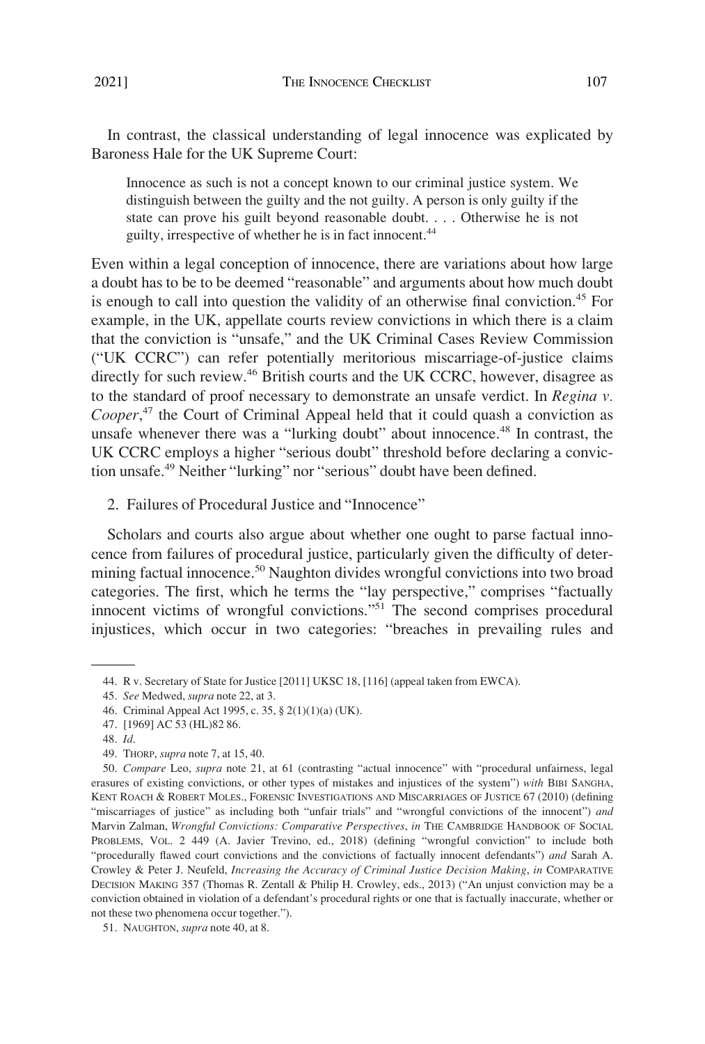In contrast, the classical understanding of legal innocence was explicated by Baroness Hale for the UK Supreme Court:

> Innocence as such is not a concept known to our criminal justice system. We distinguish between the guilty and the not guilty. A person is only guilty if the state can prove his guilt beyond reasonable doubt. . . . Otherwise he is not guilty, irrespective of whether he is in fact innocent.[44]

Even within a legal conception of innocence, there are variations about how large a doubt has to be to be deemed "reasonable" and arguments about how much doubt is enough to call into question the validity of an otherwise final conviction.[45] For example, in the UK, appellate courts review convictions in which there is a claim that the conviction is "unsafe," and the UK Criminal Cases Review Commission ("UK CCRC") can refer potentially meritorious miscarriage-of-justice claims directly for such review.[46] British courts and the UK CCRC, however, disagree as to the standard of proof necessary to demonstrate an unsafe verdict. In *Regina v. Cooper*,[47] the Court of Criminal Appeal held that it could quash a conviction as unsafe whenever there was a "lurking doubt" about innocence.[48] In contrast, the UK CCRC employs a higher "serious doubt" threshold before declaring a conviction unsafe.[49] Neither "lurking" nor "serious" doubt have been defined.

### 2. Failures of Procedural Justice and "Innocence"

Scholars and courts also argue about whether one ought to parse factual innocence from failures of procedural justice, particularly given the difficulty of determining factual innocence.[50] Naughton divides wrongful convictions into two broad categories. The first, which he terms the "lay perspective," comprises "factually innocent victims of wrongful convictions."[51] The second comprises procedural injustices, which occur in two categories: "breaches in prevailing rules and

---

44. R v. Secretary of State for Justice [2011] UKSC 18, [116] (appeal taken from EWCA).

45. *See* Medwed, *supra* note 22, at 3.

46. Criminal Appeal Act 1995, c. 35, § 2(1)(1)(a) (UK).

47. [1969] AC 53 (HL)82 86.

48. *Id*.

49. THORP, *supra* note 7, at 15, 40.

50. *Compare* Leo, *supra* note 21, at 61 (contrasting "actual innocence" with "procedural unfairness, legal erasures of existing convictions, or other types of mistakes and injustices of the system") *with* BIBI SANGHA, KENT ROACH & ROBERT MOLES., FORENSIC INVESTIGATIONS AND MISCARRIAGES OF JUSTICE 67 (2010) (defining "miscarriages of justice" as including both "unfair trials" and "wrongful convictions of the innocent") *and* Marvin Zalman, *Wrongful Convictions: Comparative Perspectives*, *in* THE CAMBRIDGE HANDBOOK OF SOCIAL PROBLEMS, VOL. 2 449 (A. Javier Trevino, ed., 2018) (defining "wrongful conviction" to include both "procedurally flawed court convictions and the convictions of factually innocent defendants") *and* Sarah A. Crowley & Peter J. Neufeld, *Increasing the Accuracy of Criminal Justice Decision Making*, *in* COMPARATIVE DECISION MAKING 357 (Thomas R. Zentall & Philip H. Crowley, eds., 2013) ("An unjust conviction may be a conviction obtained in violation of a defendant's procedural rights or one that is factually inaccurate, whether or not these two phenomena occur together.").

51. NAUGHTON, *supra* note 40, at 8.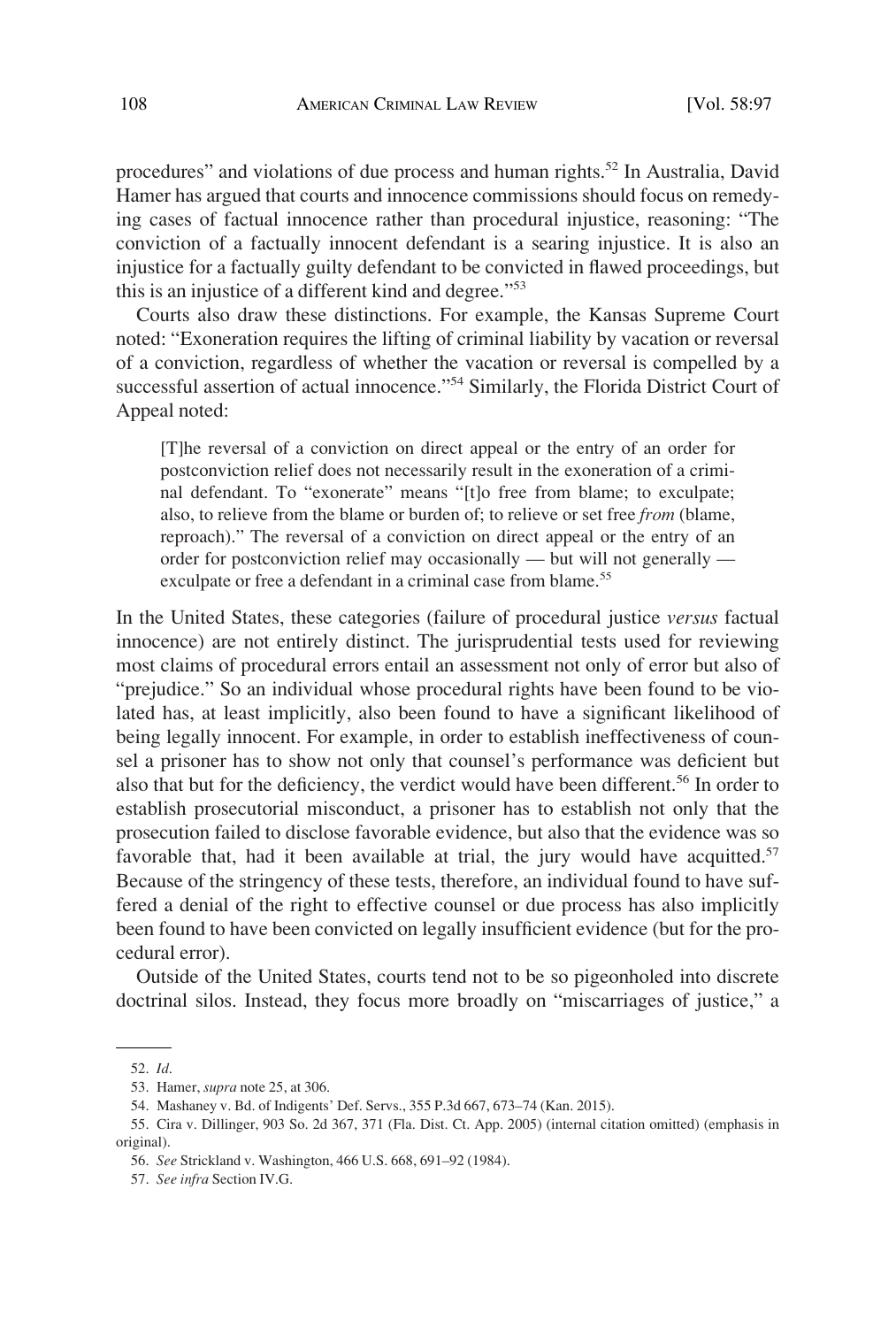procedures" and violations of due process and human rights.[52] In Australia, David Hamer has argued that courts and innocence commissions should focus on remedying cases of factual innocence rather than procedural injustice, reasoning: "The conviction of a factually innocent defendant is a searing injustice. It is also an injustice for a factually guilty defendant to be convicted in flawed proceedings, but this is an injustice of a different kind and degree."[53]

Courts also draw these distinctions. For example, the Kansas Supreme Court noted: "Exoneration requires the lifting of criminal liability by vacation or reversal of a conviction, regardless of whether the vacation or reversal is compelled by a successful assertion of actual innocence."[54] Similarly, the Florida District Court of Appeal noted:

> [T]he reversal of a conviction on direct appeal or the entry of an order for postconviction relief does not necessarily result in the exoneration of a criminal defendant. To "exonerate" means "[t]o free from blame; to exculpate; also, to relieve from the blame or burden of; to relieve or set free *from* (blame, reproach)." The reversal of a conviction on direct appeal or the entry of an order for postconviction relief may occasionally — but will not generally — exculpate or free a defendant in a criminal case from blame.[55]

In the United States, these categories (failure of procedural justice *versus* factual innocence) are not entirely distinct. The jurisprudential tests used for reviewing most claims of procedural errors entail an assessment not only of error but also of "prejudice." So an individual whose procedural rights have been found to be violated has, at least implicitly, also been found to have a significant likelihood of being legally innocent. For example, in order to establish ineffectiveness of counsel a prisoner has to show not only that counsel's performance was deficient but also that but for the deficiency, the verdict would have been different.[56] In order to establish prosecutorial misconduct, a prisoner has to establish not only that the prosecution failed to disclose favorable evidence, but also that the evidence was so favorable that, had it been available at trial, the jury would have acquitted.[57] Because of the stringency of these tests, therefore, an individual found to have suffered a denial of the right to effective counsel or due process has also implicitly been found to have been convicted on legally insufficient evidence (but for the procedural error).

Outside of the United States, courts tend not to be so pigeonholed into discrete doctrinal silos. Instead, they focus more broadly on "miscarriages of justice," a

---

52. *Id*.

53. Hamer, *supra* note 25, at 306.

54. Mashaney v. Bd. of Indigents' Def. Servs., 355 P.3d 667, 673–74 (Kan. 2015).

55. Cira v. Dillinger, 903 So. 2d 367, 371 (Fla. Dist. Ct. App. 2005) (internal citation omitted) (emphasis in original).

56. *See* Strickland v. Washington, 466 U.S. 668, 691–92 (1984).

57. *See infra* Section IV.G.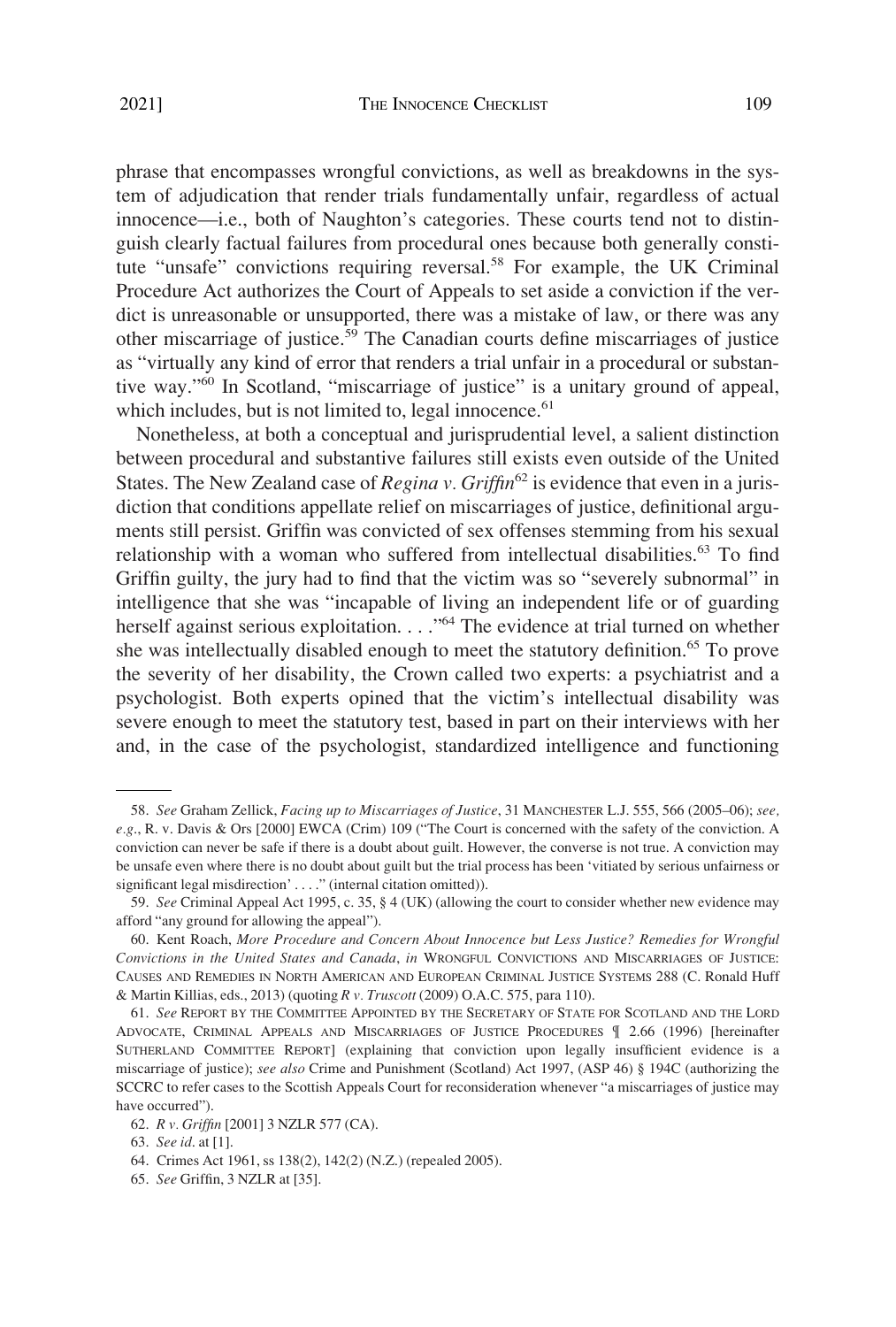phrase that encompasses wrongful convictions, as well as breakdowns in the system of adjudication that render trials fundamentally unfair, regardless of actual innocence—i.e., both of Naughton's categories. These courts tend not to distinguish clearly factual failures from procedural ones because both generally constitute "unsafe" convictions requiring reversal.[58] For example, the UK Criminal Procedure Act authorizes the Court of Appeals to set aside a conviction if the verdict is unreasonable or unsupported, there was a mistake of law, or there was any other miscarriage of justice.[59] The Canadian courts define miscarriages of justice as "virtually any kind of error that renders a trial unfair in a procedural or substantive way."[60] In Scotland, "miscarriage of justice" is a unitary ground of appeal, which includes, but is not limited to, legal innocence.[61]

Nonetheless, at both a conceptual and jurisprudential level, a salient distinction between procedural and substantive failures still exists even outside of the United States. The New Zealand case of *Regina v. Griffin*[62] is evidence that even in a jurisdiction that conditions appellate relief on miscarriages of justice, definitional arguments still persist. Griffin was convicted of sex offenses stemming from his sexual relationship with a woman who suffered from intellectual disabilities.[63] To find Griffin guilty, the jury had to find that the victim was so "severely subnormal" in intelligence that she was "incapable of living an independent life or of guarding herself against serious exploitation. . . ."[64] The evidence at trial turned on whether she was intellectually disabled enough to meet the statutory definition.[65] To prove the severity of her disability, the Crown called two experts: a psychiatrist and a psychologist. Both experts opined that the victim's intellectual disability was severe enough to meet the statutory test, based in part on their interviews with her and, in the case of the psychologist, standardized intelligence and functioning

---

58. *See* Graham Zellick, *Facing up to Miscarriages of Justice*, 31 MANCHESTER L.J. 555, 566 (2005–06); *see, e.g.*, R. v. Davis & Ors [2000] EWCA (Crim) 109 ("The Court is concerned with the safety of the conviction. A conviction can never be safe if there is a doubt about guilt. However, the converse is not true. A conviction may be unsafe even where there is no doubt about guilt but the trial process has been 'vitiated by serious unfairness or significant legal misdirection' . . . ." (internal citation omitted)).

59. *See* Criminal Appeal Act 1995, c. 35, § 4 (UK) (allowing the court to consider whether new evidence may afford "any ground for allowing the appeal").

60. Kent Roach, *More Procedure and Concern About Innocence but Less Justice? Remedies for Wrongful Convictions in the United States and Canada*, *in* WRONGFUL CONVICTIONS AND MISCARRIAGES OF JUSTICE: CAUSES AND REMEDIES IN NORTH AMERICAN AND EUROPEAN CRIMINAL JUSTICE SYSTEMS 288 (C. Ronald Huff & Martin Killias, eds., 2013) (quoting *R v. Truscott* (2009) O.A.C. 575, para 110).

61. *See* REPORT BY THE COMMITTEE APPOINTED BY THE SECRETARY OF STATE FOR SCOTLAND AND THE LORD ADVOCATE, CRIMINAL APPEALS AND MISCARRIAGES OF JUSTICE PROCEDURES ¶ 2.66 (1996) [hereinafter SUTHERLAND COMMITTEE REPORT] (explaining that conviction upon legally insufficient evidence is a miscarriage of justice); *see also* Crime and Punishment (Scotland) Act 1997, (ASP 46) § 194C (authorizing the SCCRC to refer cases to the Scottish Appeals Court for reconsideration whenever "a miscarriages of justice may have occurred").

62. *R v. Griffin* [2001] 3 NZLR 577 (CA).

63. *See id*. at [1].

64. Crimes Act 1961, ss 138(2), 142(2) (N.Z.) (repealed 2005).

65. *See* Griffin, 3 NZLR at [35].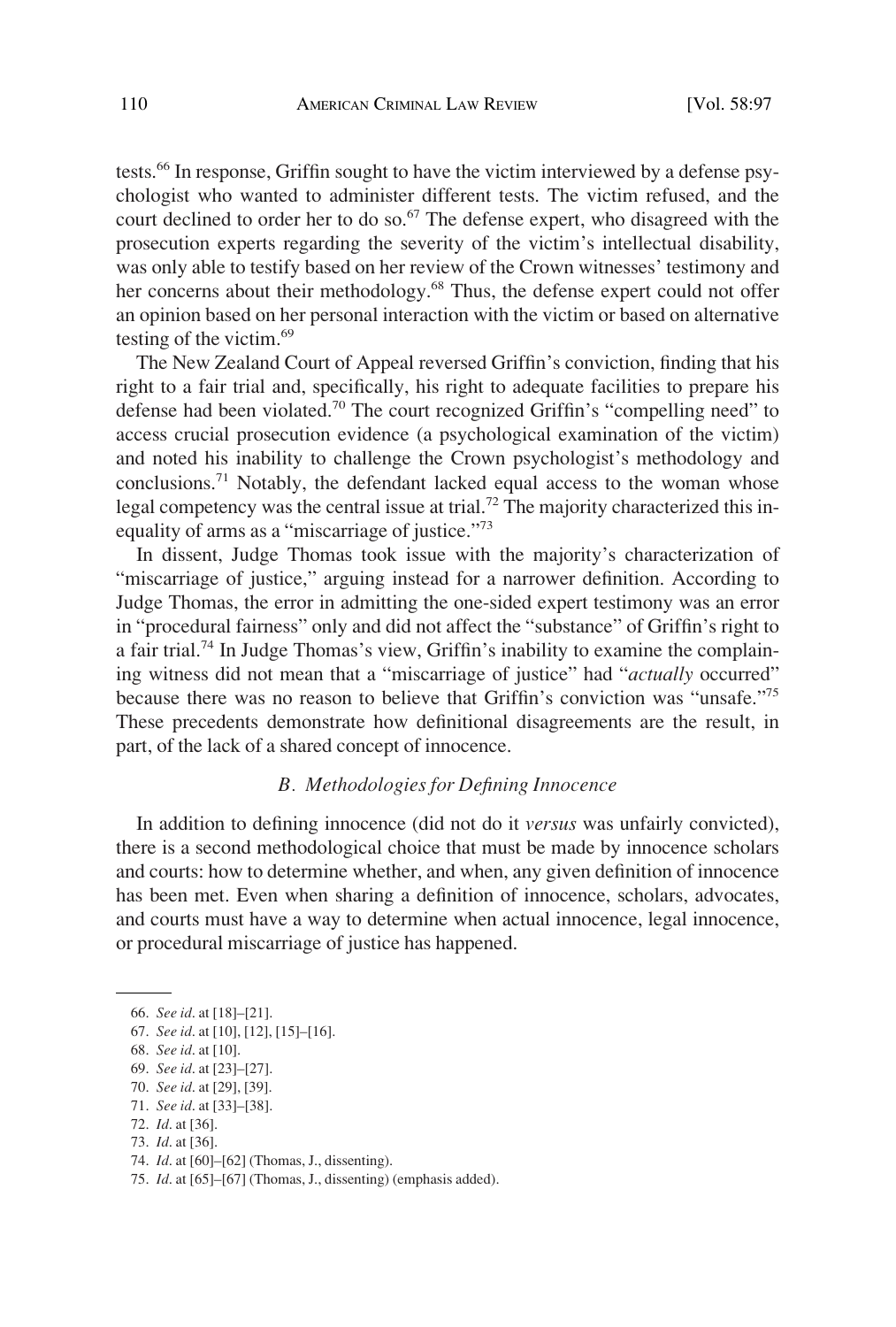tests.[66] In response, Griffin sought to have the victim interviewed by a defense psychologist who wanted to administer different tests. The victim refused, and the court declined to order her to do so.[67] The defense expert, who disagreed with the prosecution experts regarding the severity of the victim's intellectual disability, was only able to testify based on her review of the Crown witnesses' testimony and her concerns about their methodology.[68] Thus, the defense expert could not offer an opinion based on her personal interaction with the victim or based on alternative testing of the victim.[69]

The New Zealand Court of Appeal reversed Griffin's conviction, finding that his right to a fair trial and, specifically, his right to adequate facilities to prepare his defense had been violated.[70] The court recognized Griffin's "compelling need" to access crucial prosecution evidence (a psychological examination of the victim) and noted his inability to challenge the Crown psychologist's methodology and conclusions.[71] Notably, the defendant lacked equal access to the woman whose legal competency was the central issue at trial.[72] The majority characterized this inequality of arms as a "miscarriage of justice."[73]

In dissent, Judge Thomas took issue with the majority's characterization of "miscarriage of justice," arguing instead for a narrower definition. According to Judge Thomas, the error in admitting the one-sided expert testimony was an error in "procedural fairness" only and did not affect the "substance" of Griffin's right to a fair trial.[74] In Judge Thomas's view, Griffin's inability to examine the complaining witness did not mean that a "miscarriage of justice" had "*actually* occurred" because there was no reason to believe that Griffin's conviction was "unsafe."[75] These precedents demonstrate how definitional disagreements are the result, in part, of the lack of a shared concept of innocence.

### *B. Methodologies for Defining Innocence*

In addition to defining innocence (did not do it *versus* was unfairly convicted), there is a second methodological choice that must be made by innocence scholars and courts: how to determine whether, and when, any given definition of innocence has been met. Even when sharing a definition of innocence, scholars, advocates, and courts must have a way to determine when actual innocence, legal innocence, or procedural miscarriage of justice has happened.

---

66. *See id.* at [18]–[21].

67. *See id.* at [10], [12], [15]–[16].

68. *See id.* at [10].

69. *See id.* at [23]–[27].

70. *See id.* at [29], [39].

71. *See id.* at [33]–[38].

72. *Id.* at [36].

73. *Id.* at [36].

74. *Id.* at [60]–[62] (Thomas, J., dissenting).

75. *Id.* at [65]–[67] (Thomas, J., dissenting) (emphasis added).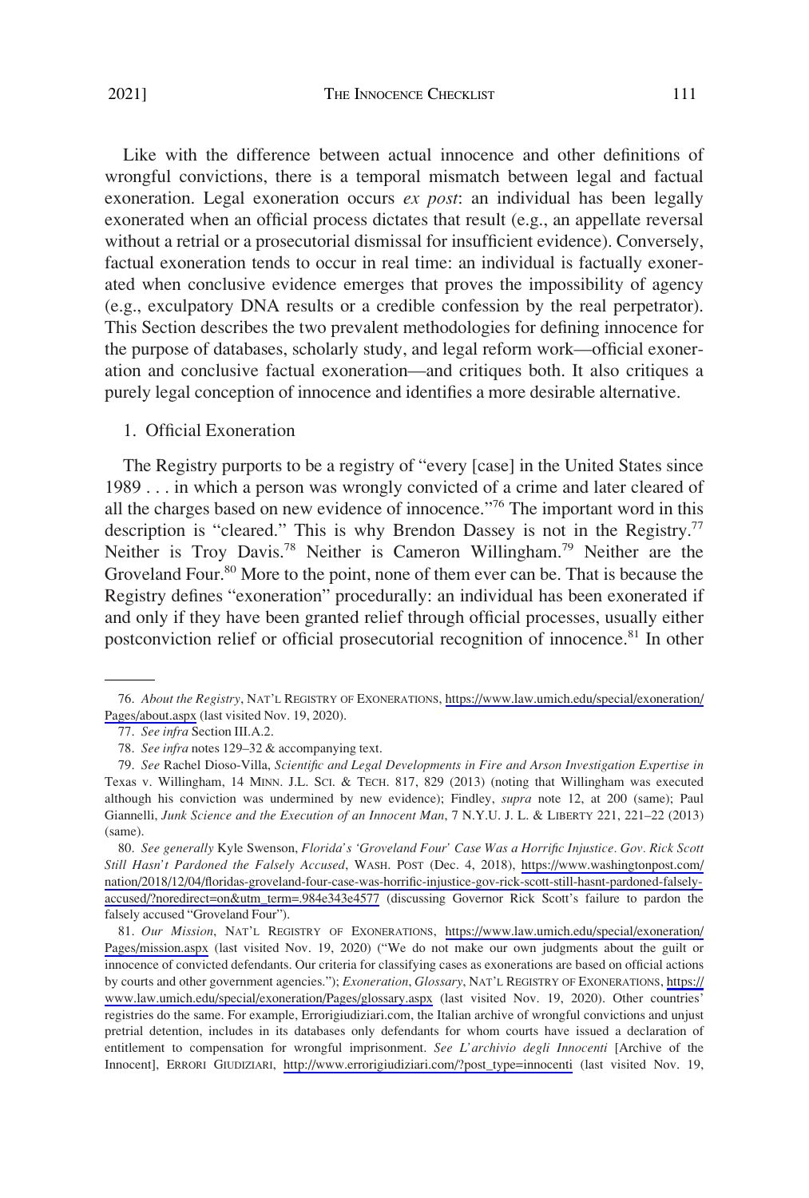Like with the difference between actual innocence and other definitions of wrongful convictions, there is a temporal mismatch between legal and factual exoneration. Legal exoneration occurs *ex post*: an individual has been legally exonerated when an official process dictates that result (e.g., an appellate reversal without a retrial or a prosecutorial dismissal for insufficient evidence). Conversely, factual exoneration tends to occur in real time: an individual is factually exonerated when conclusive evidence emerges that proves the impossibility of agency (e.g., exculpatory DNA results or a credible confession by the real perpetrator). This Section describes the two prevalent methodologies for defining innocence for the purpose of databases, scholarly study, and legal reform work—official exoneration and conclusive factual exoneration—and critiques both. It also critiques a purely legal conception of innocence and identifies a more desirable alternative.

### 1. Official Exoneration

The Registry purports to be a registry of "every [case] in the United States since 1989 . . . in which a person was wrongly convicted of a crime and later cleared of all the charges based on new evidence of innocence."[76] The important word in this description is "cleared." This is why Brendon Dassey is not in the Registry.[77] Neither is Troy Davis.[78] Neither is Cameron Willingham.[79] Neither are the Groveland Four.[80] More to the point, none of them ever can be. That is because the Registry defines "exoneration" procedurally: an individual has been exonerated if and only if they have been granted relief through official processes, usually either postconviction relief or official prosecutorial recognition of innocence.[81] In other

---

76. *About the Registry*, NAT'L REGISTRY OF EXONERATIONS, https://www.law.umich.edu/special/exoneration/Pages/about.aspx (last visited Nov. 19, 2020).

77. *See infra* Section III.A.2.

78. *See infra* notes 129–32 & accompanying text.

79. *See* Rachel Dioso-Villa, *Scientific and Legal Developments in Fire and Arson Investigation Expertise in* Texas v. Willingham, 14 MINN. J.L. SCI. & TECH. 817, 829 (2013) (noting that Willingham was executed although his conviction was undermined by new evidence); Findley, *supra* note 12, at 200 (same); Paul Giannelli, *Junk Science and the Execution of an Innocent Man*, 7 N.Y.U. J. L. & LIBERTY 221, 221–22 (2013) (same).

80. *See generally* Kyle Swenson, *Florida's 'Groveland Four' Case Was a Horrific Injustice. Gov. Rick Scott Still Hasn't Pardoned the Falsely Accused*, WASH. POST (Dec. 4, 2018), https://www.washingtonpost.com/nation/2018/12/04/floridas-groveland-four-case-was-horrific-injustice-gov-rick-scott-still-hasnt-pardoned-falsely-accused/?noredirect=on&utm_term=.984e343e4577 (discussing Governor Rick Scott's failure to pardon the falsely accused "Groveland Four").

81. *Our Mission*, NAT'L REGISTRY OF EXONERATIONS, https://www.law.umich.edu/special/exoneration/Pages/mission.aspx (last visited Nov. 19, 2020) ("We do not make our own judgments about the guilt or innocence of convicted defendants. Our criteria for classifying cases as exonerations are based on official actions by courts and other government agencies."); *Exoneration*, *Glossary*, NAT'L REGISTRY OF EXONERATIONS, https://www.law.umich.edu/special/exoneration/Pages/glossary.aspx (last visited Nov. 19, 2020). Other countries' registries do the same. For example, Errorigiudiziari.com, the Italian archive of wrongful convictions and unjust pretrial detention, includes in its databases only defendants for whom courts have issued a declaration of entitlement to compensation for wrongful imprisonment. *See L'archivio degli Innocenti* [Archive of the Innocent], ERRORI GIUDIZIARI, http://www.errorigiudiziari.com/?post_type=innocenti (last visited Nov. 19,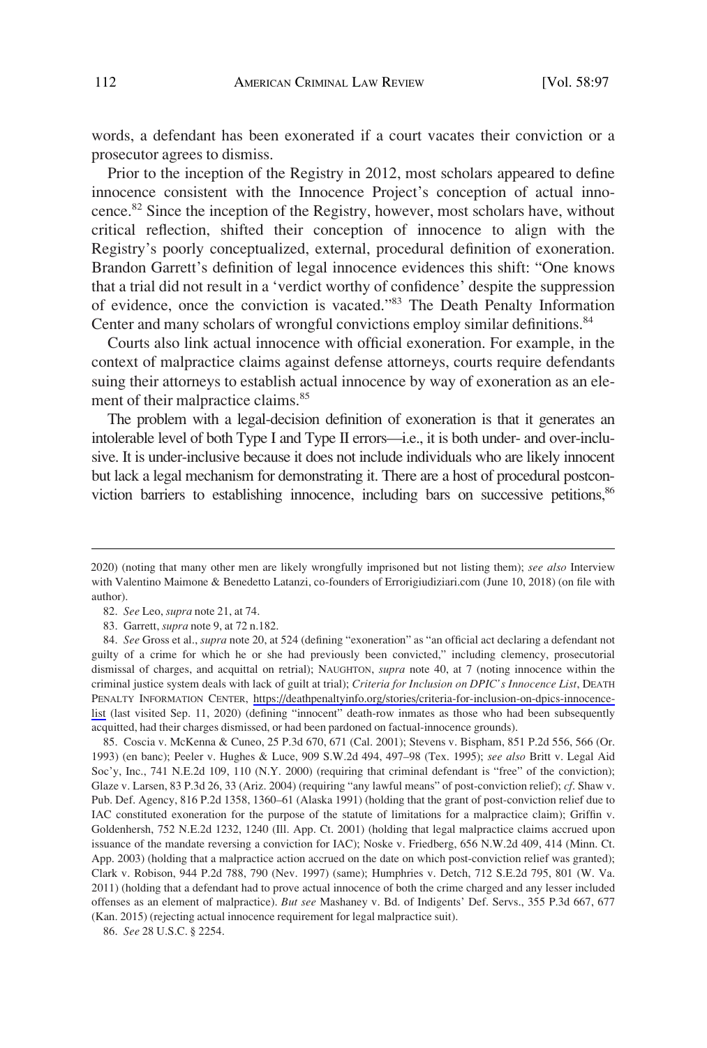words, a defendant has been exonerated if a court vacates their conviction or a prosecutor agrees to dismiss.

Prior to the inception of the Registry in 2012, most scholars appeared to define innocence consistent with the Innocence Project's conception of actual innocence.[82] Since the inception of the Registry, however, most scholars have, without critical reflection, shifted their conception of innocence to align with the Registry's poorly conceptualized, external, procedural definition of exoneration. Brandon Garrett's definition of legal innocence evidences this shift: "One knows that a trial did not result in a 'verdict worthy of confidence' despite the suppression of evidence, once the conviction is vacated."[83] The Death Penalty Information Center and many scholars of wrongful convictions employ similar definitions.[84]

Courts also link actual innocence with official exoneration. For example, in the context of malpractice claims against defense attorneys, courts require defendants suing their attorneys to establish actual innocence by way of exoneration as an element of their malpractice claims.[85]

The problem with a legal-decision definition of exoneration is that it generates an intolerable level of both Type I and Type II errors—i.e., it is both under- and over-inclusive. It is under-inclusive because it does not include individuals who are likely innocent but lack a legal mechanism for demonstrating it. There are a host of procedural postconviction barriers to establishing innocence, including bars on successive petitions,[86]

---

2020) (noting that many other men are likely wrongfully imprisoned but not listing them); *see also* Interview with Valentino Maimone & Benedetto Latanzi, co-founders of Errorigiudiziari.com (June 10, 2018) (on file with author).

82. *See* Leo, *supra* note 21, at 74.

83. Garrett, *supra* note 9, at 72 n.182.

84. *See* Gross et al., *supra* note 20, at 524 (defining "exoneration" as "an official act declaring a defendant not guilty of a crime for which he or she had previously been convicted," including clemency, prosecutorial dismissal of charges, and acquittal on retrial); NAUGHTON, *supra* note 40, at 7 (noting innocence within the criminal justice system deals with lack of guilt at trial); *Criteria for Inclusion on DPIC's Innocence List*, DEATH PENALTY INFORMATION CENTER, https://deathpenaltyinfo.org/stories/criteria-for-inclusion-on-dpics-innocence-list (last visited Sep. 11, 2020) (defining "innocent" death-row inmates as those who had been subsequently acquitted, had their charges dismissed, or had been pardoned on factual-innocence grounds).

85. Coscia v. McKenna & Cuneo, 25 P.3d 670, 671 (Cal. 2001); Stevens v. Bispham, 851 P.2d 556, 566 (Or. 1993) (en banc); Peeler v. Hughes & Luce, 909 S.W.2d 494, 497–98 (Tex. 1995); *see also* Britt v. Legal Aid Soc'y, Inc., 741 N.E.2d 109, 110 (N.Y. 2000) (requiring that criminal defendant is "free" of the conviction); Glaze v. Larsen, 83 P.3d 26, 33 (Ariz. 2004) (requiring "any lawful means" of post-conviction relief); *cf*. Shaw v. Pub. Def. Agency, 816 P.2d 1358, 1360–61 (Alaska 1991) (holding that the grant of post-conviction relief due to IAC constituted exoneration for the purpose of the statute of limitations for a malpractice claim); Griffin v. Goldenhersh, 752 N.E.2d 1232, 1240 (Ill. App. Ct. 2001) (holding that legal malpractice claims accrued upon issuance of the mandate reversing a conviction for IAC); Noske v. Friedberg, 656 N.W.2d 409, 414 (Minn. Ct. App. 2003) (holding that a malpractice action accrued on the date on which post-conviction relief was granted); Clark v. Robison, 944 P.2d 788, 790 (Nev. 1997) (same); Humphries v. Detch, 712 S.E.2d 795, 801 (W. Va. 2011) (holding that a defendant had to prove actual innocence of both the crime charged and any lesser included offenses as an element of malpractice). *But see* Mashaney v. Bd. of Indigents' Def. Servs., 355 P.3d 667, 677 (Kan. 2015) (rejecting actual innocence requirement for legal malpractice suit).

86. *See* 28 U.S.C. § 2254.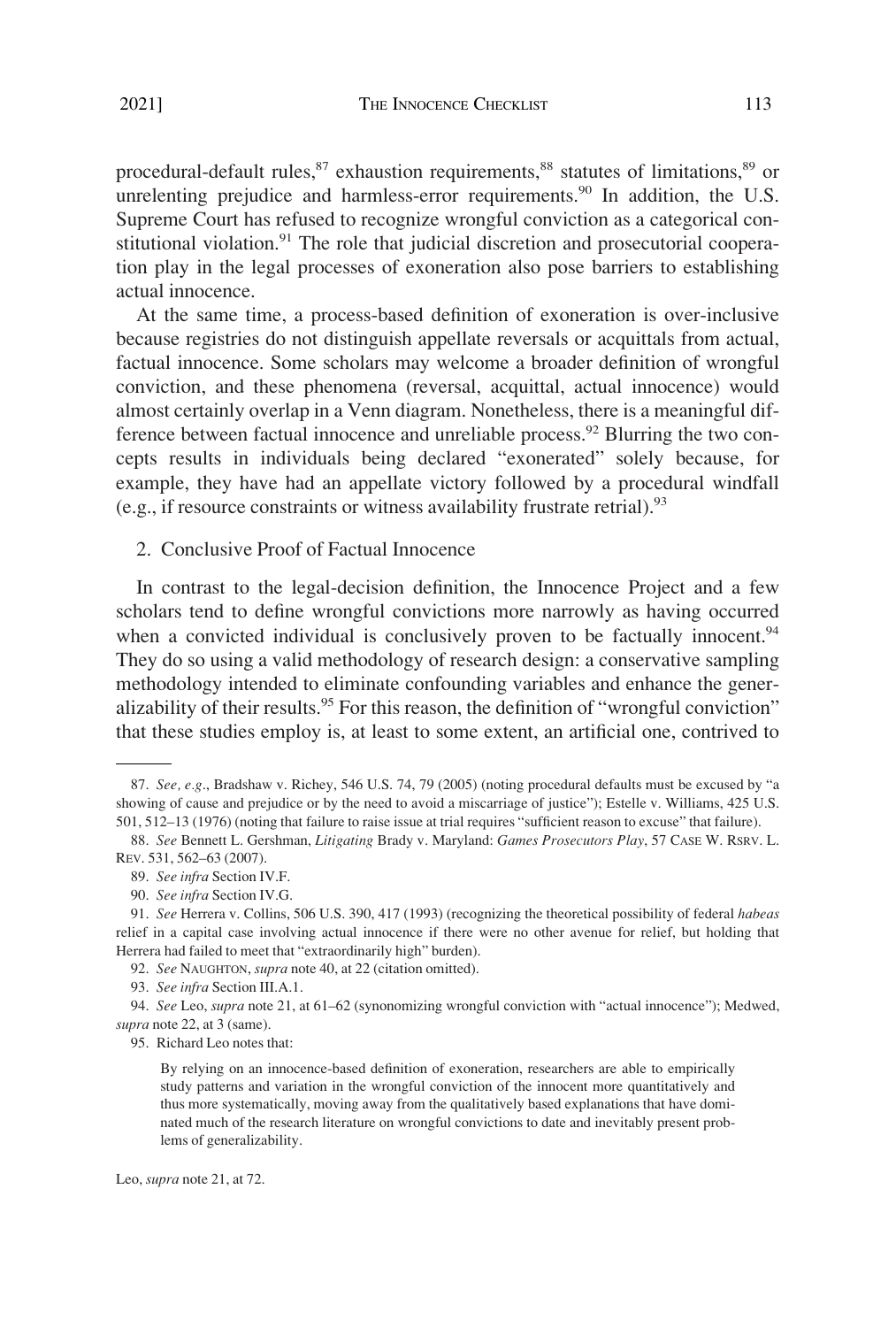procedural-default rules,[87] exhaustion requirements,[88] statutes of limitations,[89] or unrelenting prejudice and harmless-error requirements.[90] In addition, the U.S. Supreme Court has refused to recognize wrongful conviction as a categorical constitutional violation.[91] The role that judicial discretion and prosecutorial cooperation play in the legal processes of exoneration also pose barriers to establishing actual innocence.

At the same time, a process-based definition of exoneration is over-inclusive because registries do not distinguish appellate reversals or acquittals from actual, factual innocence. Some scholars may welcome a broader definition of wrongful conviction, and these phenomena (reversal, acquittal, actual innocence) would almost certainly overlap in a Venn diagram. Nonetheless, there is a meaningful difference between factual innocence and unreliable process.[92] Blurring the two concepts results in individuals being declared "exonerated" solely because, for example, they have had an appellate victory followed by a procedural windfall (e.g., if resource constraints or witness availability frustrate retrial).[93]

### 2. Conclusive Proof of Factual Innocence

In contrast to the legal-decision definition, the Innocence Project and a few scholars tend to define wrongful convictions more narrowly as having occurred when a convicted individual is conclusively proven to be factually innocent.[94] They do so using a valid methodology of research design: a conservative sampling methodology intended to eliminate confounding variables and enhance the generalizability of their results.[95] For this reason, the definition of "wrongful conviction" that these studies employ is, at least to some extent, an artificial one, contrived to

---

87. *See, e.g.*, Bradshaw v. Richey, 546 U.S. 74, 79 (2005) (noting procedural defaults must be excused by "a showing of cause and prejudice or by the need to avoid a miscarriage of justice"); Estelle v. Williams, 425 U.S. 501, 512–13 (1976) (noting that failure to raise issue at trial requires "sufficient reason to excuse" that failure).

88. *See* Bennett L. Gershman, *Litigating* Brady v. Maryland: *Games Prosecutors Play*, 57 CASE W. RSRV. L. REV. 531, 562–63 (2007).

89. *See infra* Section IV.F.

90. *See infra* Section IV.G.

91. *See* Herrera v. Collins, 506 U.S. 390, 417 (1993) (recognizing the theoretical possibility of federal *habeas* relief in a capital case involving actual innocence if there were no other avenue for relief, but holding that Herrera had failed to meet that "extraordinarily high" burden).

92. *See* NAUGHTON, *supra* note 40, at 22 (citation omitted).

93. *See infra* Section III.A.1.

94. *See* Leo, *supra* note 21, at 61–62 (synonomizing wrongful conviction with "actual innocence"); Medwed, *supra* note 22, at 3 (same).

95. Richard Leo notes that:

> By relying on an innocence-based definition of exoneration, researchers are able to empirically study patterns and variation in the wrongful conviction of the innocent more quantitatively and thus more systematically, moving away from the qualitatively based explanations that have dominated much of the research literature on wrongful convictions to date and inevitably present problems of generalizability.

Leo, *supra* note 21, at 72.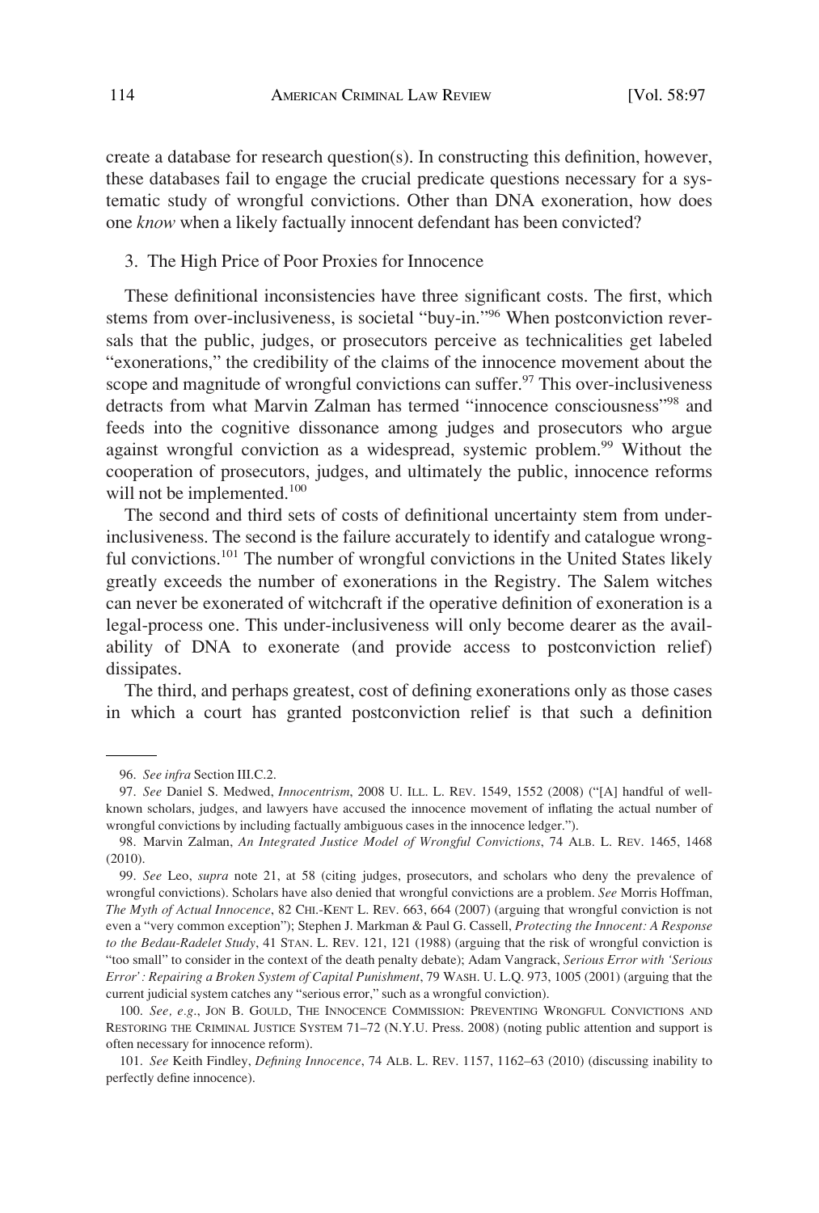create a database for research question(s). In constructing this definition, however, these databases fail to engage the crucial predicate questions necessary for a systematic study of wrongful convictions. Other than DNA exoneration, how does one *know* when a likely factually innocent defendant has been convicted?

### 3. The High Price of Poor Proxies for Innocence

These definitional inconsistencies have three significant costs. The first, which stems from over-inclusiveness, is societal "buy-in."[96] When postconviction reversals that the public, judges, or prosecutors perceive as technicalities get labeled "exonerations," the credibility of the claims of the innocence movement about the scope and magnitude of wrongful convictions can suffer.[97] This over-inclusiveness detracts from what Marvin Zalman has termed "innocence consciousness"[98] and feeds into the cognitive dissonance among judges and prosecutors who argue against wrongful conviction as a widespread, systemic problem.[99] Without the cooperation of prosecutors, judges, and ultimately the public, innocence reforms will not be implemented.[100]

The second and third sets of costs of definitional uncertainty stem from under-inclusiveness. The second is the failure accurately to identify and catalogue wrongful convictions.[101] The number of wrongful convictions in the United States likely greatly exceeds the number of exonerations in the Registry. The Salem witches can never be exonerated of witchcraft if the operative definition of exoneration is a legal-process one. This under-inclusiveness will only become dearer as the availability of DNA to exonerate (and provide access to postconviction relief) dissipates.

The third, and perhaps greatest, cost of defining exonerations only as those cases in which a court has granted postconviction relief is that such a definition

---

96. *See infra* Section III.C.2.

97. *See* Daniel S. Medwed, *Innocentrism*, 2008 U. ILL. L. REV. 1549, 1552 (2008) ("[A] handful of well-known scholars, judges, and lawyers have accused the innocence movement of inflating the actual number of wrongful convictions by including factually ambiguous cases in the innocence ledger.").

98. Marvin Zalman, *An Integrated Justice Model of Wrongful Convictions*, 74 ALB. L. REV. 1465, 1468 (2010).

99. *See* Leo, *supra* note 21, at 58 (citing judges, prosecutors, and scholars who deny the prevalence of wrongful convictions). Scholars have also denied that wrongful convictions are a problem. *See* Morris Hoffman, *The Myth of Actual Innocence*, 82 CHI.-KENT L. REV. 663, 664 (2007) (arguing that wrongful conviction is not even a "very common exception"); Stephen J. Markman & Paul G. Cassell, *Protecting the Innocent: A Response to the Bedau-Radelet Study*, 41 STAN. L. REV. 121, 121 (1988) (arguing that the risk of wrongful conviction is "too small" to consider in the context of the death penalty debate); Adam Vangrack, *Serious Error with 'Serious Error': Repairing a Broken System of Capital Punishment*, 79 WASH. U. L.Q. 973, 1005 (2001) (arguing that the current judicial system catches any "serious error," such as a wrongful conviction).

100. *See, e.g.*, JON B. GOULD, THE INNOCENCE COMMISSION: PREVENTING WRONGFUL CONVICTIONS AND RESTORING THE CRIMINAL JUSTICE SYSTEM 71–72 (N.Y.U. Press. 2008) (noting public attention and support is often necessary for innocence reform).

101. *See* Keith Findley, *Defining Innocence*, 74 ALB. L. REV. 1157, 1162–63 (2010) (discussing inability to perfectly define innocence).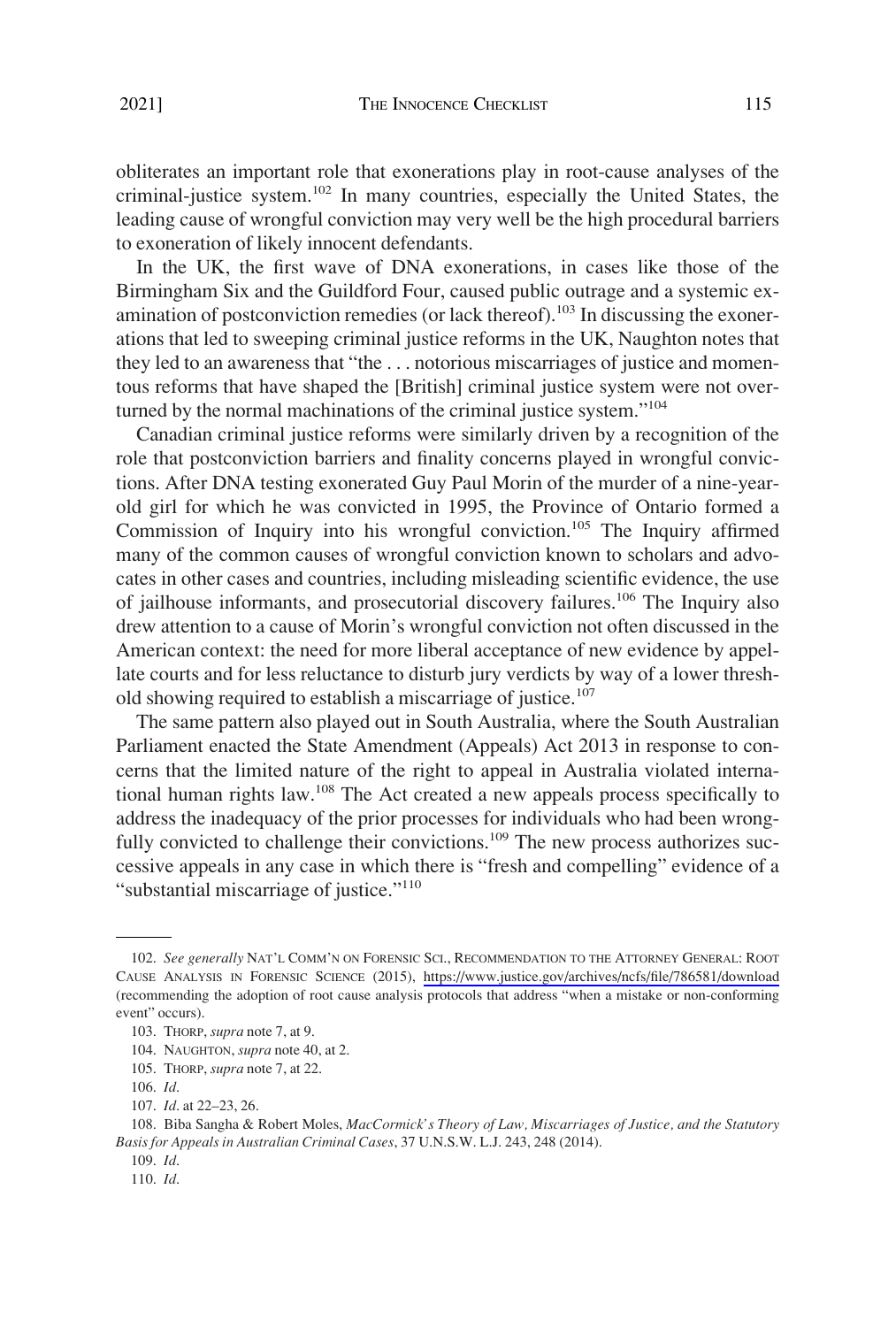obliterates an important role that exonerations play in root-cause analyses of the criminal-justice system.[102] In many countries, especially the United States, the leading cause of wrongful conviction may very well be the high procedural barriers to exoneration of likely innocent defendants.

In the UK, the first wave of DNA exonerations, in cases like those of the Birmingham Six and the Guildford Four, caused public outrage and a systemic examination of postconviction remedies (or lack thereof).[103] In discussing the exonerations that led to sweeping criminal justice reforms in the UK, Naughton notes that they led to an awareness that "the . . . notorious miscarriages of justice and momentous reforms that have shaped the [British] criminal justice system were not overturned by the normal machinations of the criminal justice system."[104]

Canadian criminal justice reforms were similarly driven by a recognition of the role that postconviction barriers and finality concerns played in wrongful convictions. After DNA testing exonerated Guy Paul Morin of the murder of a nine-year-old girl for which he was convicted in 1995, the Province of Ontario formed a Commission of Inquiry into his wrongful conviction.[105] The Inquiry affirmed many of the common causes of wrongful conviction known to scholars and advocates in other cases and countries, including misleading scientific evidence, the use of jailhouse informants, and prosecutorial discovery failures.[106] The Inquiry also drew attention to a cause of Morin's wrongful conviction not often discussed in the American context: the need for more liberal acceptance of new evidence by appellate courts and for less reluctance to disturb jury verdicts by way of a lower threshold showing required to establish a miscarriage of justice.[107]

The same pattern also played out in South Australia, where the South Australian Parliament enacted the State Amendment (Appeals) Act 2013 in response to concerns that the limited nature of the right to appeal in Australia violated international human rights law.[108] The Act created a new appeals process specifically to address the inadequacy of the prior processes for individuals who had been wrongfully convicted to challenge their convictions.[109] The new process authorizes successive appeals in any case in which there is "fresh and compelling" evidence of a "substantial miscarriage of justice."[110]

---

102. *See generally* NAT'L COMM'N ON FORENSIC SCI., RECOMMENDATION TO THE ATTORNEY GENERAL: ROOT CAUSE ANALYSIS IN FORENSIC SCIENCE (2015), https://www.justice.gov/archives/ncfs/file/786581/download (recommending the adoption of root cause analysis protocols that address "when a mistake or non-conforming event" occurs).

103. THORP, *supra* note 7, at 9.

104. NAUGHTON, *supra* note 40, at 2.

105. THORP, *supra* note 7, at 22.

106. *Id.*

107. *Id.* at 22–23, 26.

108. Biba Sangha & Robert Moles, *MacCormick's Theory of Law, Miscarriages of Justice, and the Statutory Basis for Appeals in Australian Criminal Cases*, 37 U.N.S.W. L.J. 243, 248 (2014).

109. *Id.*

110. *Id.*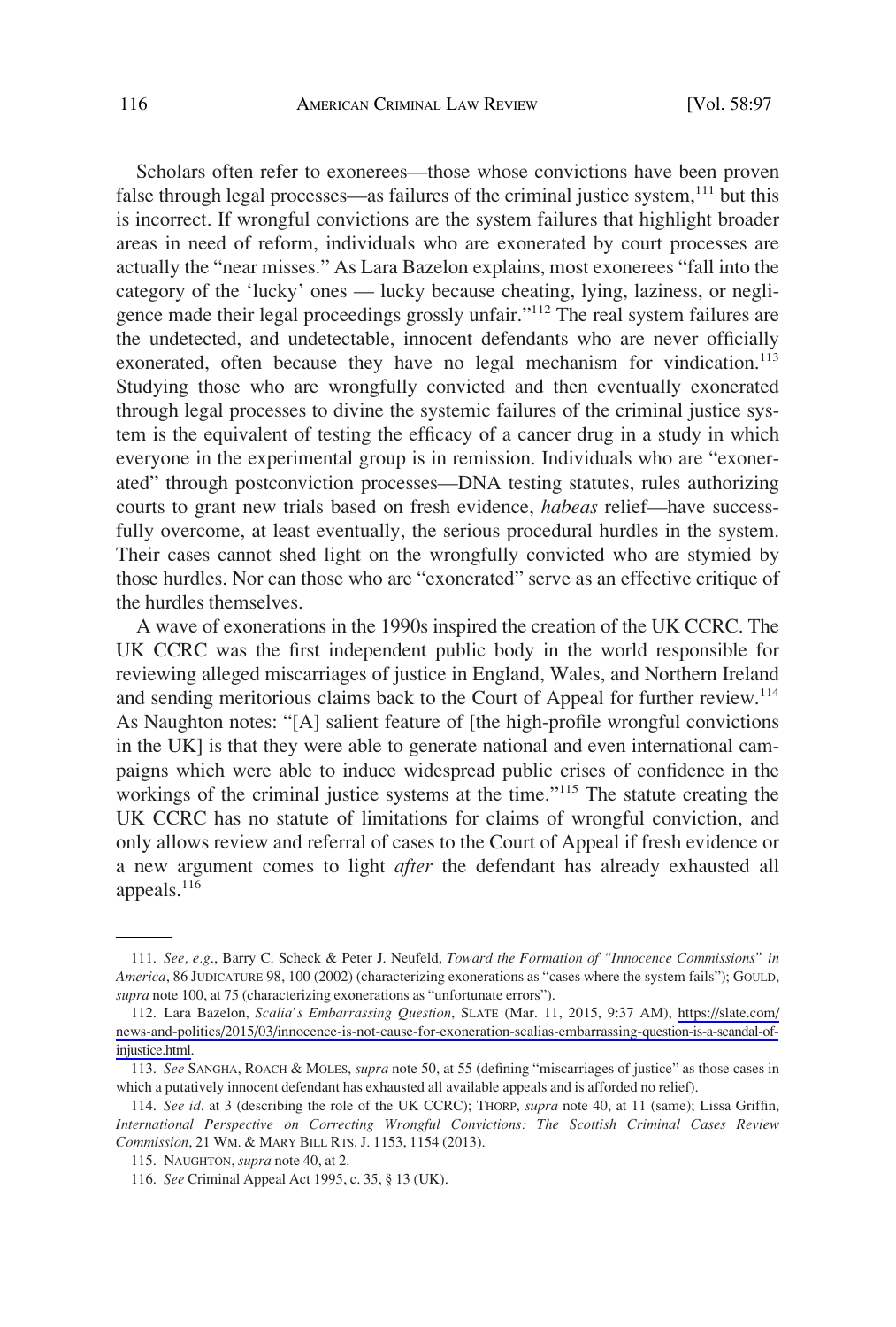Scholars often refer to exonerees—those whose convictions have been proven false through legal processes—as failures of the criminal justice system,[111] but this is incorrect. If wrongful convictions are the system failures that highlight broader areas in need of reform, individuals who are exonerated by court processes are actually the "near misses." As Lara Bazelon explains, most exonerees "fall into the category of the 'lucky' ones — lucky because cheating, lying, laziness, or negligence made their legal proceedings grossly unfair."[112] The real system failures are the undetected, and undetectable, innocent defendants who are never officially exonerated, often because they have no legal mechanism for vindication.[113] Studying those who are wrongfully convicted and then eventually exonerated through legal processes to divine the systemic failures of the criminal justice system is the equivalent of testing the efficacy of a cancer drug in a study in which everyone in the experimental group is in remission. Individuals who are "exonerated" through postconviction processes—DNA testing statutes, rules authorizing courts to grant new trials based on fresh evidence, *habeas* relief—have successfully overcome, at least eventually, the serious procedural hurdles in the system. Their cases cannot shed light on the wrongfully convicted who are stymied by those hurdles. Nor can those who are "exonerated" serve as an effective critique of the hurdles themselves.

A wave of exonerations in the 1990s inspired the creation of the UK CCRC. The UK CCRC was the first independent public body in the world responsible for reviewing alleged miscarriages of justice in England, Wales, and Northern Ireland and sending meritorious claims back to the Court of Appeal for further review.[114] As Naughton notes: "[A] salient feature of [the high-profile wrongful convictions in the UK] is that they were able to generate national and even international campaigns which were able to induce widespread public crises of confidence in the workings of the criminal justice systems at the time."[115] The statute creating the UK CCRC has no statute of limitations for claims of wrongful conviction, and only allows review and referral of cases to the Court of Appeal if fresh evidence or a new argument comes to light *after* the defendant has already exhausted all appeals.[116]

---

111. *See, e.g.*, Barry C. Scheck & Peter J. Neufeld, *Toward the Formation of "Innocence Commissions" in America*, 86 JUDICATURE 98, 100 (2002) (characterizing exonerations as "cases where the system fails"); GOULD, *supra* note 100, at 75 (characterizing exonerations as "unfortunate errors").

112. Lara Bazelon, *Scalia's Embarrassing Question*, SLATE (Mar. 11, 2015, 9:37 AM), https://slate.com/news-and-politics/2015/03/innocence-is-not-cause-for-exoneration-scalias-embarrassing-question-is-a-scandal-of-injustice.html.

113. *See* SANGHA, ROACH & MOLES, *supra* note 50, at 55 (defining "miscarriages of justice" as those cases in which a putatively innocent defendant has exhausted all available appeals and is afforded no relief).

114. *See id*. at 3 (describing the role of the UK CCRC); THORP, *supra* note 40, at 11 (same); Lissa Griffin, *International Perspective on Correcting Wrongful Convictions: The Scottish Criminal Cases Review Commission*, 21 WM. & MARY BILL RTS. J. 1153, 1154 (2013).

115. NAUGHTON, *supra* note 40, at 2.

116. *See* Criminal Appeal Act 1995, c. 35, § 13 (UK).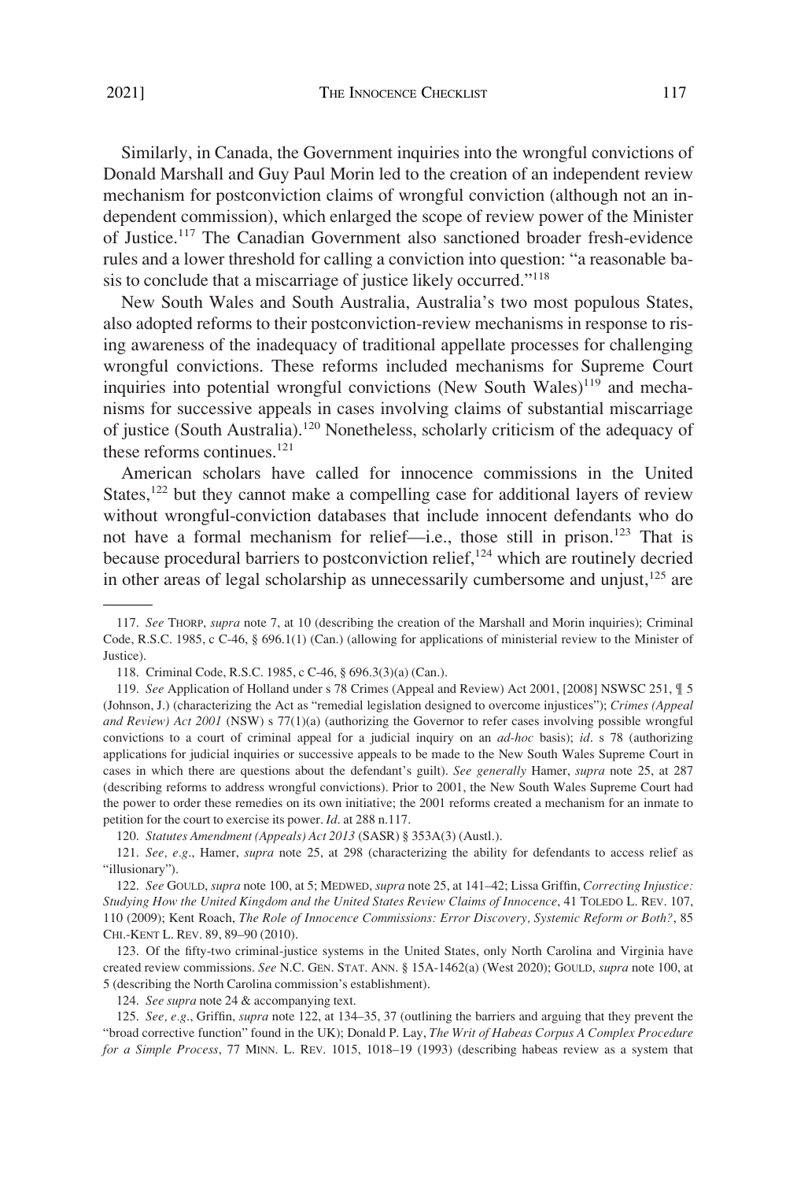Similarly, in Canada, the Government inquiries into the wrongful convictions of Donald Marshall and Guy Paul Morin led to the creation of an independent review mechanism for postconviction claims of wrongful conviction (although not an independent commission), which enlarged the scope of review power of the Minister of Justice.[117] The Canadian Government also sanctioned broader fresh-evidence rules and a lower threshold for calling a conviction into question: "a reasonable basis to conclude that a miscarriage of justice likely occurred."[118]

New South Wales and South Australia, Australia's two most populous States, also adopted reforms to their postconviction-review mechanisms in response to rising awareness of the inadequacy of traditional appellate processes for challenging wrongful convictions. These reforms included mechanisms for Supreme Court inquiries into potential wrongful convictions (New South Wales)[119] and mechanisms for successive appeals in cases involving claims of substantial miscarriage of justice (South Australia).[120] Nonetheless, scholarly criticism of the adequacy of these reforms continues.[121]

American scholars have called for innocence commissions in the United States,[122] but they cannot make a compelling case for additional layers of review without wrongful-conviction databases that include innocent defendants who do not have a formal mechanism for relief—i.e., those still in prison.[123] That is because procedural barriers to postconviction relief,[124] which are routinely decried in other areas of legal scholarship as unnecessarily cumbersome and unjust,[125] are

---

117. *See* THORP, *supra* note 7, at 10 (describing the creation of the Marshall and Morin inquiries); Criminal Code, R.S.C. 1985, c C-46, § 696.1(1) (Can.) (allowing for applications of ministerial review to the Minister of Justice).

118. Criminal Code, R.S.C. 1985, c C-46, § 696.3(3)(a) (Can.).

119. *See* Application of Holland under s 78 Crimes (Appeal and Review) Act 2001, [2008] NSWSC 251, ¶ 5 (Johnson, J.) (characterizing the Act as "remedial legislation designed to overcome injustices"); *Crimes (Appeal and Review) Act 2001* (NSW) s 77(1)(a) (authorizing the Governor to refer cases involving possible wrongful convictions to a court of criminal appeal for a judicial inquiry on an *ad-hoc* basis); *id*. s 78 (authorizing applications for judicial inquiries or successive appeals to be made to the New South Wales Supreme Court in cases in which there are questions about the defendant's guilt). *See generally* Hamer, *supra* note 25, at 287 (describing reforms to address wrongful convictions). Prior to 2001, the New South Wales Supreme Court had the power to order these remedies on its own initiative; the 2001 reforms created a mechanism for an inmate to petition for the court to exercise its power. *Id*. at 288 n.117.

120. *Statutes Amendment (Appeals) Act 2013* (SASR) § 353A(3) (Austl.).

121. *See, e.g*., Hamer, *supra* note 25, at 298 (characterizing the ability for defendants to access relief as "illusionary").

122. *See* GOULD, *supra* note 100, at 5; MEDWED, *supra* note 25, at 141–42; Lissa Griffin, *Correcting Injustice: Studying How the United Kingdom and the United States Review Claims of Innocence*, 41 TOLEDO L. REV. 107, 110 (2009); Kent Roach, *The Role of Innocence Commissions: Error Discovery, Systemic Reform or Both?*, 85 CHI.-KENT L. REV. 89, 89–90 (2010).

123. Of the fifty-two criminal-justice systems in the United States, only North Carolina and Virginia have created review commissions. *See* N.C. GEN. STAT. ANN. § 15A-1462(a) (West 2020); GOULD, *supra* note 100, at 5 (describing the North Carolina commission's establishment).

124. *See supra* note 24 & accompanying text.

125. *See, e.g*., Griffin, *supra* note 122, at 134–35, 37 (outlining the barriers and arguing that they prevent the "broad corrective function" found in the UK); Donald P. Lay, *The Writ of Habeas Corpus A Complex Procedure for a Simple Process*, 77 MINN. L. REV. 1015, 1018–19 (1993) (describing habeas review as a system that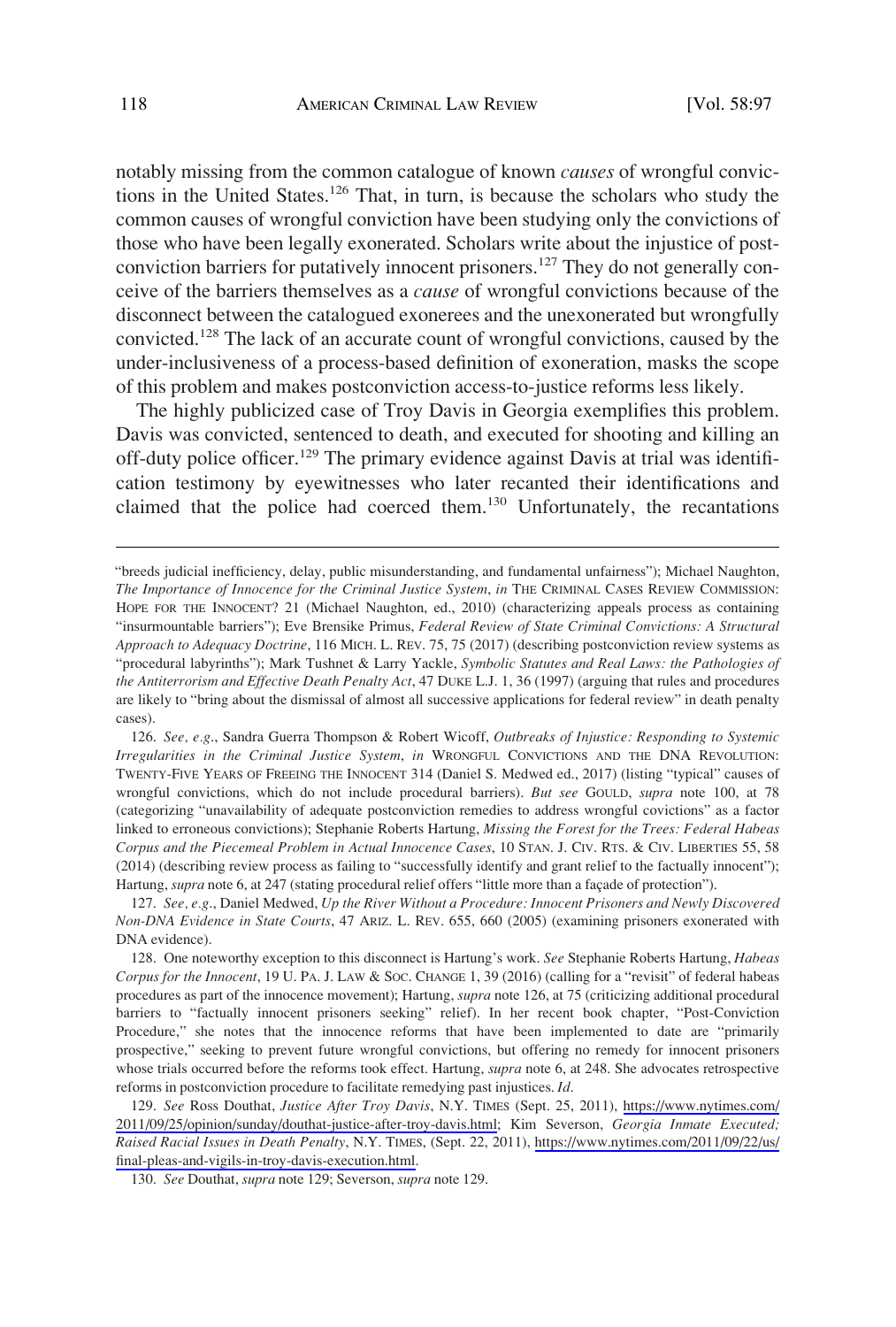notably missing from the common catalogue of known *causes* of wrongful convictions in the United States.[126] That, in turn, is because the scholars who study the common causes of wrongful conviction have been studying only the convictions of those who have been legally exonerated. Scholars write about the injustice of postconviction barriers for putatively innocent prisoners.[127] They do not generally conceive of the barriers themselves as a *cause* of wrongful convictions because of the disconnect between the catalogued exonerees and the unexonerated but wrongfully convicted.[128] The lack of an accurate count of wrongful convictions, caused by the under-inclusiveness of a process-based definition of exoneration, masks the scope of this problem and makes postconviction access-to-justice reforms less likely.

The highly publicized case of Troy Davis in Georgia exemplifies this problem. Davis was convicted, sentenced to death, and executed for shooting and killing an off-duty police officer.[129] The primary evidence against Davis at trial was identification testimony by eyewitnesses who later recanted their identifications and claimed that the police had coerced them.[130] Unfortunately, the recantations

---

"breeds judicial inefficiency, delay, public misunderstanding, and fundamental unfairness"); Michael Naughton, *The Importance of Innocence for the Criminal Justice System*, *in* THE CRIMINAL CASES REVIEW COMMISSION: HOPE FOR THE INNOCENT? 21 (Michael Naughton, ed., 2010) (characterizing appeals process as containing "insurmountable barriers"); Eve Brensike Primus, *Federal Review of State Criminal Convictions: A Structural Approach to Adequacy Doctrine*, 116 MICH. L. REV. 75, 75 (2017) (describing postconviction review systems as "procedural labyrinths"); Mark Tushnet & Larry Yackle, *Symbolic Statutes and Real Laws: the Pathologies of the Antiterrorism and Effective Death Penalty Act*, 47 DUKE L.J. 1, 36 (1997) (arguing that rules and procedures are likely to "bring about the dismissal of almost all successive applications for federal review" in death penalty cases).

126. *See, e.g.*, Sandra Guerra Thompson & Robert Wicoff, *Outbreaks of Injustice: Responding to Systemic Irregularities in the Criminal Justice System*, *in* WRONGFUL CONVICTIONS AND THE DNA REVOLUTION: TWENTY-FIVE YEARS OF FREEING THE INNOCENT 314 (Daniel S. Medwed ed., 2017) (listing "typical" causes of wrongful convictions, which do not include procedural barriers). *But see* GOULD, *supra* note 100, at 78 (categorizing "unavailability of adequate postconviction remedies to address wrongful covictions" as a factor linked to erroneous convictions); Stephanie Roberts Hartung, *Missing the Forest for the Trees: Federal Habeas Corpus and the Piecemeal Problem in Actual Innocence Cases*, 10 STAN. J. CIV. RTS. & CIV. LIBERTIES 55, 58 (2014) (describing review process as failing to "successfully identify and grant relief to the factually innocent"); Hartung, *supra* note 6, at 247 (stating procedural relief offers "little more than a façade of protection").

127. *See, e.g.*, Daniel Medwed, *Up the River Without a Procedure: Innocent Prisoners and Newly Discovered Non-DNA Evidence in State Courts*, 47 ARIZ. L. REV. 655, 660 (2005) (examining prisoners exonerated with DNA evidence).

128. One noteworthy exception to this disconnect is Hartung's work. *See* Stephanie Roberts Hartung, *Habeas Corpus for the Innocent*, 19 U. PA. J. LAW & SOC. CHANGE 1, 39 (2016) (calling for a "revisit" of federal habeas procedures as part of the innocence movement); Hartung, *supra* note 126, at 75 (criticizing additional procedural barriers to "factually innocent prisoners seeking" relief). In her recent book chapter, "Post-Conviction Procedure," she notes that the innocence reforms that have been implemented to date are "primarily prospective," seeking to prevent future wrongful convictions, but offering no remedy for innocent prisoners whose trials occurred before the reforms took effect. Hartung, *supra* note 6, at 248. She advocates retrospective reforms in postconviction procedure to facilitate remedying past injustices. *Id*.

129. *See* Ross Douthat, *Justice After Troy Davis*, N.Y. TIMES (Sept. 25, 2011), https://www.nytimes.com/2011/09/25/opinion/sunday/douthat-justice-after-troy-davis.html; Kim Severson, *Georgia Inmate Executed; Raised Racial Issues in Death Penalty*, N.Y. TIMES, (Sept. 22, 2011), https://www.nytimes.com/2011/09/22/us/final-pleas-and-vigils-in-troy-davis-execution.html.

130. *See* Douthat, *supra* note 129; Severson, *supra* note 129.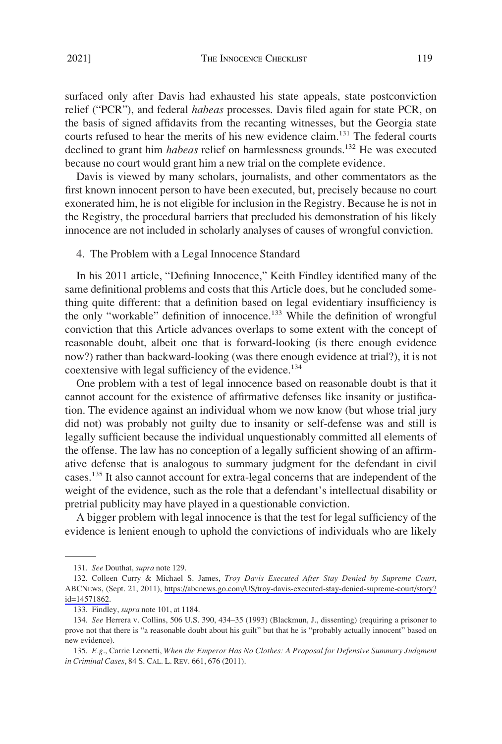surfaced only after Davis had exhausted his state appeals, state postconviction relief ("PCR"), and federal *habeas* processes. Davis filed again for state PCR, on the basis of signed affidavits from the recanting witnesses, but the Georgia state courts refused to hear the merits of his new evidence claim.[131] The federal courts declined to grant him *habeas* relief on harmlessness grounds.[132] He was executed because no court would grant him a new trial on the complete evidence.

Davis is viewed by many scholars, journalists, and other commentators as the first known innocent person to have been executed, but, precisely because no court exonerated him, he is not eligible for inclusion in the Registry. Because he is not in the Registry, the procedural barriers that precluded his demonstration of his likely innocence are not included in scholarly analyses of causes of wrongful conviction.

#### 4. The Problem with a Legal Innocence Standard

In his 2011 article, "Defining Innocence," Keith Findley identified many of the same definitional problems and costs that this Article does, but he concluded something quite different: that a definition based on legal evidentiary insufficiency is the only "workable" definition of innocence.[133] While the definition of wrongful conviction that this Article advances overlaps to some extent with the concept of reasonable doubt, albeit one that is forward-looking (is there enough evidence now?) rather than backward-looking (was there enough evidence at trial?), it is not coextensive with legal sufficiency of the evidence.[134]

One problem with a test of legal innocence based on reasonable doubt is that it cannot account for the existence of affirmative defenses like insanity or justification. The evidence against an individual whom we now know (but whose trial jury did not) was probably not guilty due to insanity or self-defense was and still is legally sufficient because the individual unquestionably committed all elements of the offense. The law has no conception of a legally sufficient showing of an affirmative defense that is analogous to summary judgment for the defendant in civil cases.[135] It also cannot account for extra-legal concerns that are independent of the weight of the evidence, such as the role that a defendant's intellectual disability or pretrial publicity may have played in a questionable conviction.

A bigger problem with legal innocence is that the test for legal sufficiency of the evidence is lenient enough to uphold the convictions of individuals who are likely

---

131. *See* Douthat, *supra* note 129.

132. Colleen Curry & Michael S. James, *Troy Davis Executed After Stay Denied by Supreme Court*, ABCNEWS, (Sept. 21, 2011), https://abcnews.go.com/US/troy-davis-executed-stay-denied-supreme-court/story?id=14571862.

133. Findley, *supra* note 101, at 1184.

134. *See* Herrera v. Collins, 506 U.S. 390, 434–35 (1993) (Blackmun, J., dissenting) (requiring a prisoner to prove not that there is "a reasonable doubt about his guilt" but that he is "probably actually innocent" based on new evidence).

135. *E.g.*, Carrie Leonetti, *When the Emperor Has No Clothes: A Proposal for Defensive Summary Judgment in Criminal Cases*, 84 S. CAL. L. REV. 661, 676 (2011).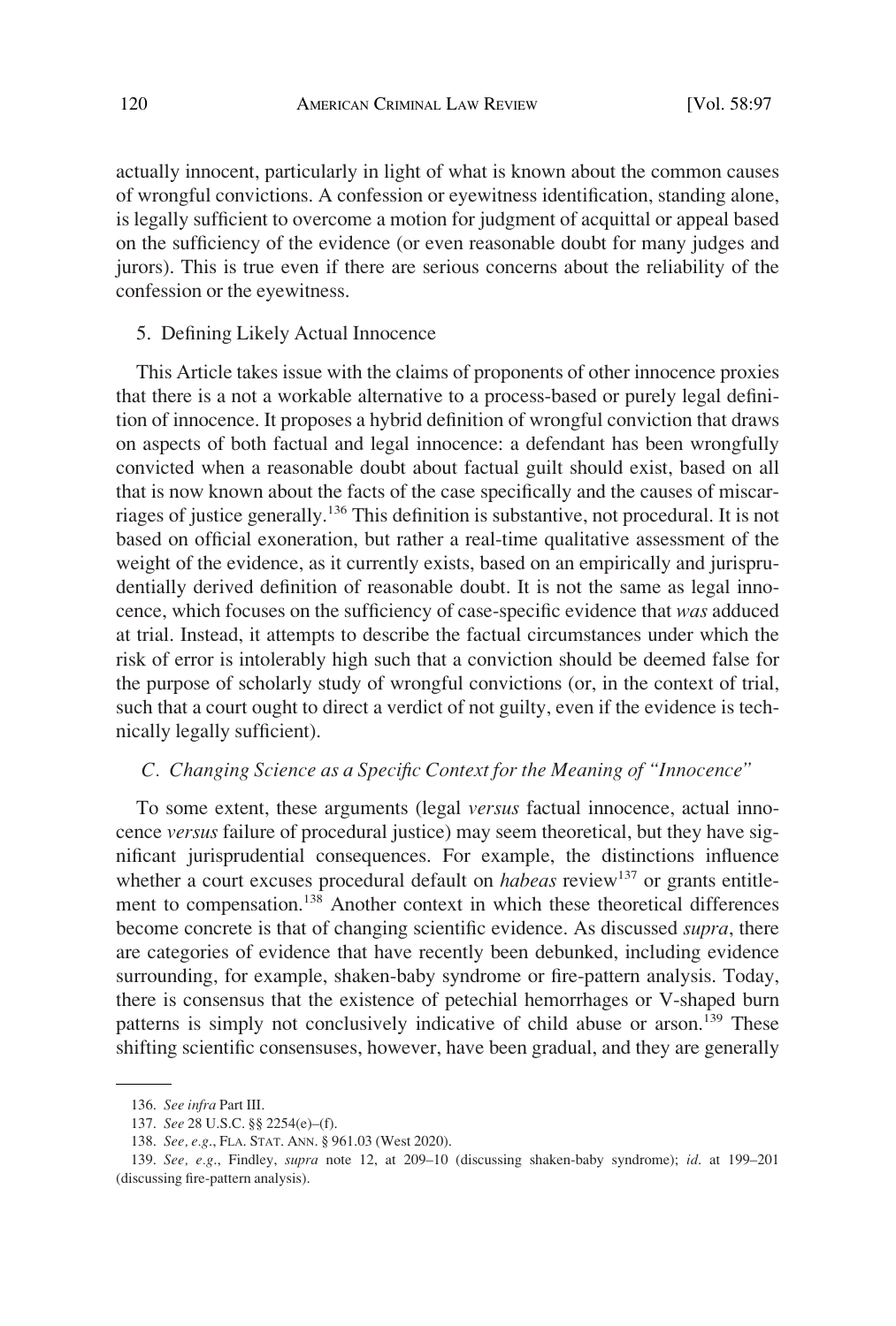actually innocent, particularly in light of what is known about the common causes of wrongful convictions. A confession or eyewitness identification, standing alone, is legally sufficient to overcome a motion for judgment of acquittal or appeal based on the sufficiency of the evidence (or even reasonable doubt for many judges and jurors). This is true even if there are serious concerns about the reliability of the confession or the eyewitness.

5. Defining Likely Actual Innocence

This Article takes issue with the claims of proponents of other innocence proxies that there is a not a workable alternative to a process-based or purely legal definition of innocence. It proposes a hybrid definition of wrongful conviction that draws on aspects of both factual and legal innocence: a defendant has been wrongfully convicted when a reasonable doubt about factual guilt should exist, based on all that is now known about the facts of the case specifically and the causes of miscarriages of justice generally.[136] This definition is substantive, not procedural. It is not based on official exoneration, but rather a real-time qualitative assessment of the weight of the evidence, as it currently exists, based on an empirically and jurisprudentially derived definition of reasonable doubt. It is not the same as legal innocence, which focuses on the sufficiency of case-specific evidence that *was* adduced at trial. Instead, it attempts to describe the factual circumstances under which the risk of error is intolerably high such that a conviction should be deemed false for the purpose of scholarly study of wrongful convictions (or, in the context of trial, such that a court ought to direct a verdict of not guilty, even if the evidence is technically legally sufficient).

### *C. Changing Science as a Specific Context for the Meaning of "Innocence"*

To some extent, these arguments (legal *versus* factual innocence, actual innocence *versus* failure of procedural justice) may seem theoretical, but they have significant jurisprudential consequences. For example, the distinctions influence whether a court excuses procedural default on *habeas* review[137] or grants entitlement to compensation.[138] Another context in which these theoretical differences become concrete is that of changing scientific evidence. As discussed *supra*, there are categories of evidence that have recently been debunked, including evidence surrounding, for example, shaken-baby syndrome or fire-pattern analysis. Today, there is consensus that the existence of petechial hemorrhages or V-shaped burn patterns is simply not conclusively indicative of child abuse or arson.[139] These shifting scientific consensuses, however, have been gradual, and they are generally

---

136. *See infra* Part III.

137. *See* 28 U.S.C. §§ 2254(e)–(f).

138. *See, e.g.*, FLA. STAT. ANN. § 961.03 (West 2020).

139. *See, e.g.*, Findley, *supra* note 12, at 209–10 (discussing shaken-baby syndrome); *id.* at 199–201 (discussing fire-pattern analysis).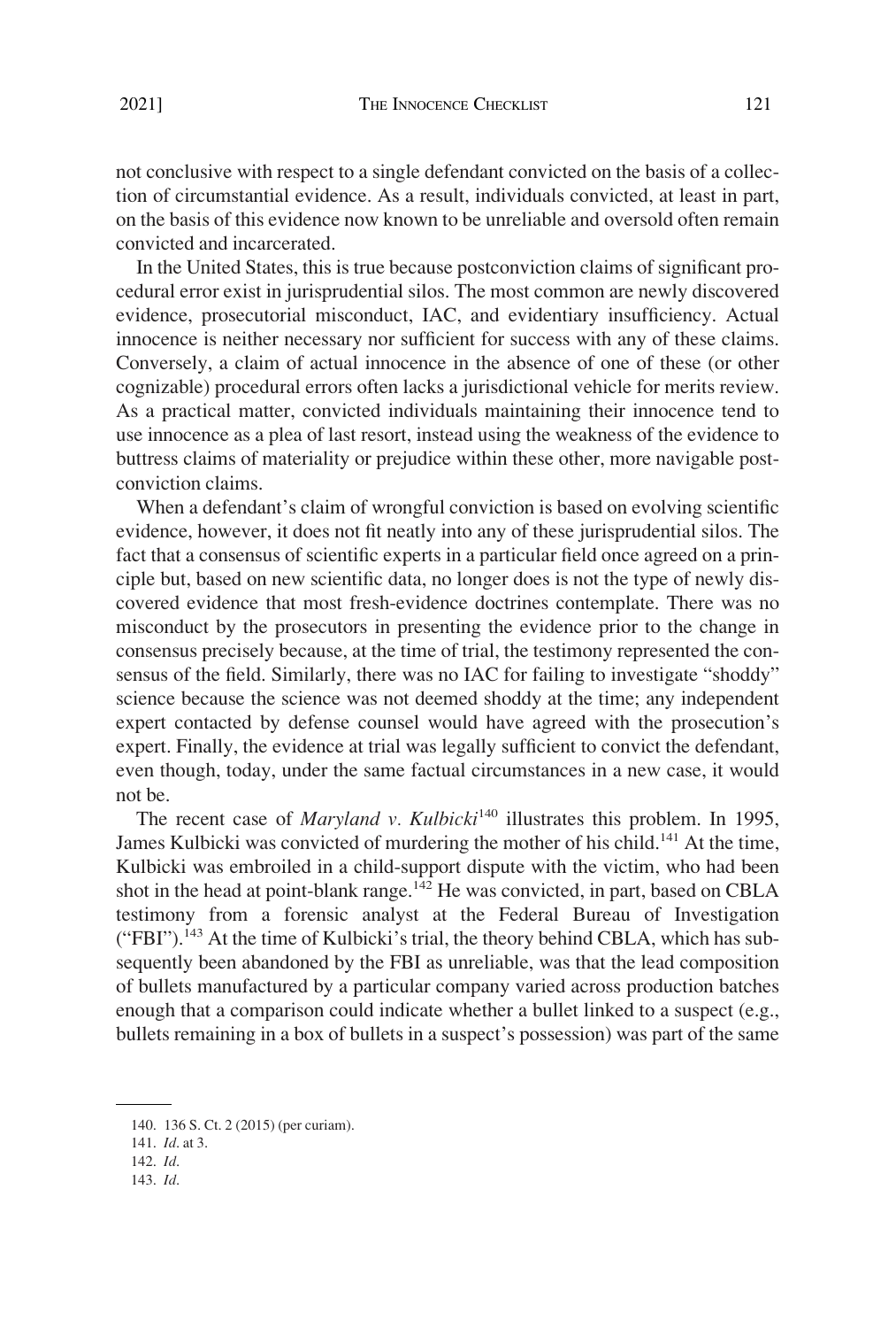not conclusive with respect to a single defendant convicted on the basis of a collection of circumstantial evidence. As a result, individuals convicted, at least in part, on the basis of this evidence now known to be unreliable and oversold often remain convicted and incarcerated.

In the United States, this is true because postconviction claims of significant procedural error exist in jurisprudential silos. The most common are newly discovered evidence, prosecutorial misconduct, IAC, and evidentiary insufficiency. Actual innocence is neither necessary nor sufficient for success with any of these claims. Conversely, a claim of actual innocence in the absence of one of these (or other cognizable) procedural errors often lacks a jurisdictional vehicle for merits review. As a practical matter, convicted individuals maintaining their innocence tend to use innocence as a plea of last resort, instead using the weakness of the evidence to buttress claims of materiality or prejudice within these other, more navigable postconviction claims.

When a defendant's claim of wrongful conviction is based on evolving scientific evidence, however, it does not fit neatly into any of these jurisprudential silos. The fact that a consensus of scientific experts in a particular field once agreed on a principle but, based on new scientific data, no longer does is not the type of newly discovered evidence that most fresh-evidence doctrines contemplate. There was no misconduct by the prosecutors in presenting the evidence prior to the change in consensus precisely because, at the time of trial, the testimony represented the consensus of the field. Similarly, there was no IAC for failing to investigate "shoddy" science because the science was not deemed shoddy at the time; any independent expert contacted by defense counsel would have agreed with the prosecution's expert. Finally, the evidence at trial was legally sufficient to convict the defendant, even though, today, under the same factual circumstances in a new case, it would not be.

The recent case of *Maryland v. Kulbicki*[140] illustrates this problem. In 1995, James Kulbicki was convicted of murdering the mother of his child.[141] At the time, Kulbicki was embroiled in a child-support dispute with the victim, who had been shot in the head at point-blank range.[142] He was convicted, in part, based on CBLA testimony from a forensic analyst at the Federal Bureau of Investigation ("FBI").[143] At the time of Kulbicki's trial, the theory behind CBLA, which has subsequently been abandoned by the FBI as unreliable, was that the lead composition of bullets manufactured by a particular company varied across production batches enough that a comparison could indicate whether a bullet linked to a suspect (e.g., bullets remaining in a box of bullets in a suspect's possession) was part of the same

140. 136 S. Ct. 2 (2015) (per curiam).

141. *Id*. at 3.

142. *Id*.

143. *Id*.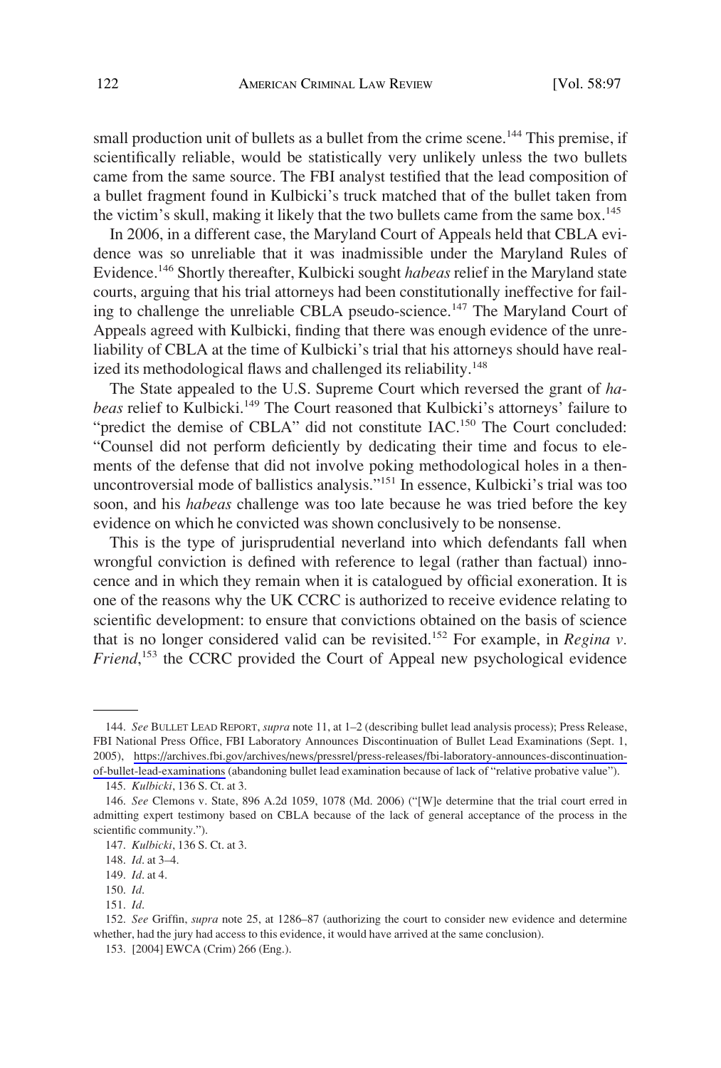small production unit of bullets as a bullet from the crime scene.[144] This premise, if scientifically reliable, would be statistically very unlikely unless the two bullets came from the same source. The FBI analyst testified that the lead composition of a bullet fragment found in Kulbicki's truck matched that of the bullet taken from the victim's skull, making it likely that the two bullets came from the same box.[145]

In 2006, in a different case, the Maryland Court of Appeals held that CBLA evidence was so unreliable that it was inadmissible under the Maryland Rules of Evidence.[146] Shortly thereafter, Kulbicki sought *habeas* relief in the Maryland state courts, arguing that his trial attorneys had been constitutionally ineffective for failing to challenge the unreliable CBLA pseudo-science.[147] The Maryland Court of Appeals agreed with Kulbicki, finding that there was enough evidence of the unreliability of CBLA at the time of Kulbicki's trial that his attorneys should have realized its methodological flaws and challenged its reliability.[148]

The State appealed to the U.S. Supreme Court which reversed the grant of *habeas* relief to Kulbicki.[149] The Court reasoned that Kulbicki's attorneys' failure to "predict the demise of CBLA" did not constitute IAC.[150] The Court concluded: "Counsel did not perform deficiently by dedicating their time and focus to elements of the defense that did not involve poking methodological holes in a then-uncontroversial mode of ballistics analysis."[151] In essence, Kulbicki's trial was too soon, and his *habeas* challenge was too late because he was tried before the key evidence on which he convicted was shown conclusively to be nonsense.

This is the type of jurisprudential neverland into which defendants fall when wrongful conviction is defined with reference to legal (rather than factual) innocence and in which they remain when it is catalogued by official exoneration. It is one of the reasons why the UK CCRC is authorized to receive evidence relating to scientific development: to ensure that convictions obtained on the basis of science that is no longer considered valid can be revisited.[152] For example, in *Regina v. Friend*,[153] the CCRC provided the Court of Appeal new psychological evidence

144. *See* BULLET LEAD REPORT, *supra* note 11, at 1–2 (describing bullet lead analysis process); Press Release, FBI National Press Office, FBI Laboratory Announces Discontinuation of Bullet Lead Examinations (Sept. 1, 2005), https://archives.fbi.gov/archives/news/pressrel/press-releases/fbi-laboratory-announces-discontinuation-of-bullet-lead-examinations (abandoning bullet lead examination because of lack of "relative probative value").

145. *Kulbicki*, 136 S. Ct. at 3.

146. *See* Clemons v. State, 896 A.2d 1059, 1078 (Md. 2006) ("[W]e determine that the trial court erred in admitting expert testimony based on CBLA because of the lack of general acceptance of the process in the scientific community.").

147. *Kulbicki*, 136 S. Ct. at 3.

148. *Id*. at 3–4.

149. *Id*. at 4.

150. *Id*.

151. *Id*.

152. *See* Griffin, *supra* note 25, at 1286–87 (authorizing the court to consider new evidence and determine whether, had the jury had access to this evidence, it would have arrived at the same conclusion).

153. [2004] EWCA (Crim) 266 (Eng.).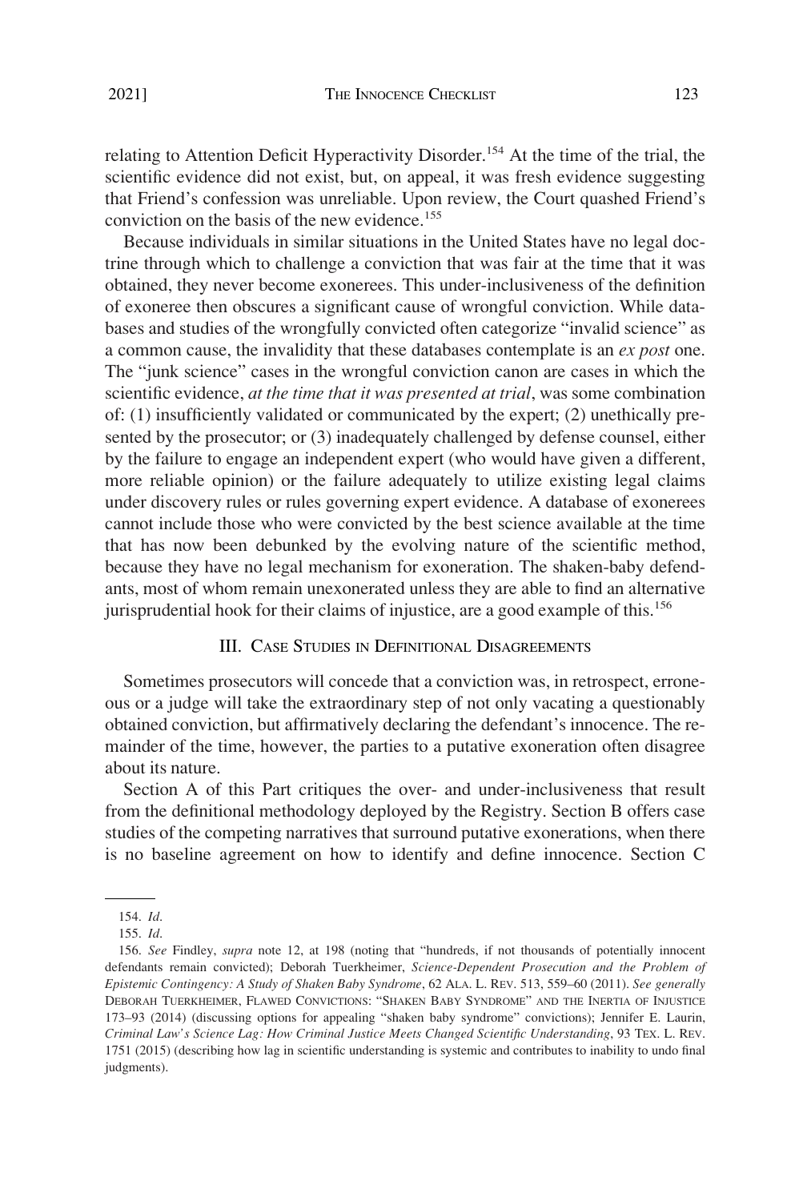relating to Attention Deficit Hyperactivity Disorder.[154] At the time of the trial, the scientific evidence did not exist, but, on appeal, it was fresh evidence suggesting that Friend's confession was unreliable. Upon review, the Court quashed Friend's conviction on the basis of the new evidence.[155]

Because individuals in similar situations in the United States have no legal doctrine through which to challenge a conviction that was fair at the time that it was obtained, they never become exonerees. This under-inclusiveness of the definition of exoneree then obscures a significant cause of wrongful conviction. While databases and studies of the wrongfully convicted often categorize "invalid science" as a common cause, the invalidity that these databases contemplate is an *ex post* one. The "junk science" cases in the wrongful conviction canon are cases in which the scientific evidence, *at the time that it was presented at trial*, was some combination of: (1) insufficiently validated or communicated by the expert; (2) unethically presented by the prosecutor; or (3) inadequately challenged by defense counsel, either by the failure to engage an independent expert (who would have given a different, more reliable opinion) or the failure adequately to utilize existing legal claims under discovery rules or rules governing expert evidence. A database of exonerees cannot include those who were convicted by the best science available at the time that has now been debunked by the evolving nature of the scientific method, because they have no legal mechanism for exoneration. The shaken-baby defendants, most of whom remain unexonerated unless they are able to find an alternative jurisprudential hook for their claims of injustice, are a good example of this.[156]

## III. Case Studies in Definitional Disagreements

Sometimes prosecutors will concede that a conviction was, in retrospect, erroneous or a judge will take the extraordinary step of not only vacating a questionably obtained conviction, but affirmatively declaring the defendant's innocence. The remainder of the time, however, the parties to a putative exoneration often disagree about its nature.

Section A of this Part critiques the over- and under-inclusiveness that result from the definitional methodology deployed by the Registry. Section B offers case studies of the competing narratives that surround putative exonerations, when there is no baseline agreement on how to identify and define innocence. Section C

---

154. *Id*.

155. *Id*.

156. *See* Findley, *supra* note 12, at 198 (noting that "hundreds, if not thousands of potentially innocent defendants remain convicted); Deborah Tuerkheimer, *Science-Dependent Prosecution and the Problem of Epistemic Contingency: A Study of Shaken Baby Syndrome*, 62 ALA. L. REV. 513, 559–60 (2011). *See generally* DEBORAH TUERKHEIMER, FLAWED CONVICTIONS: "SHAKEN BABY SYNDROME" AND THE INERTIA OF INJUSTICE 173–93 (2014) (discussing options for appealing "shaken baby syndrome" convictions); Jennifer E. Laurin, *Criminal Law's Science Lag: How Criminal Justice Meets Changed Scientific Understanding*, 93 TEX. L. REV. 1751 (2015) (describing how lag in scientific understanding is systemic and contributes to inability to undo final judgments).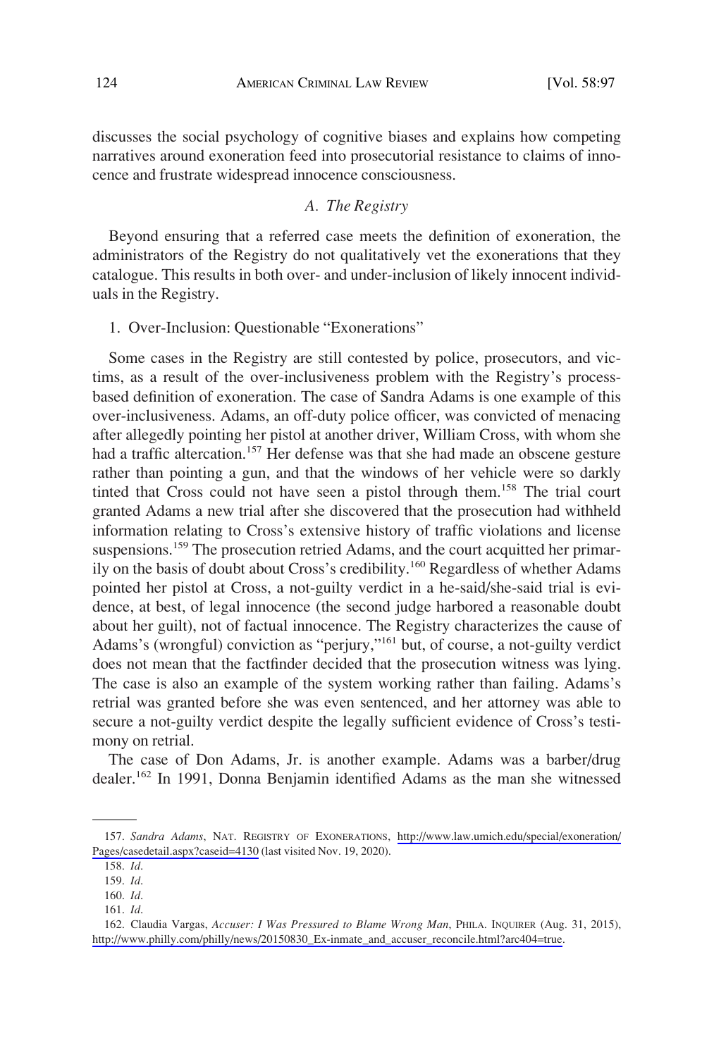discusses the social psychology of cognitive biases and explains how competing narratives around exoneration feed into prosecutorial resistance to claims of innocence and frustrate widespread innocence consciousness.

### *A. The Registry*

Beyond ensuring that a referred case meets the definition of exoneration, the administrators of the Registry do not qualitatively vet the exonerations that they catalogue. This results in both over- and under-inclusion of likely innocent individuals in the Registry.

#### 1. Over-Inclusion: Questionable "Exonerations"

Some cases in the Registry are still contested by police, prosecutors, and victims, as a result of the over-inclusiveness problem with the Registry's process-based definition of exoneration. The case of Sandra Adams is one example of this over-inclusiveness. Adams, an off-duty police officer, was convicted of menacing after allegedly pointing her pistol at another driver, William Cross, with whom she had a traffic altercation.[157] Her defense was that she had made an obscene gesture rather than pointing a gun, and that the windows of her vehicle were so darkly tinted that Cross could not have seen a pistol through them.[158] The trial court granted Adams a new trial after she discovered that the prosecution had withheld information relating to Cross's extensive history of traffic violations and license suspensions.[159] The prosecution retried Adams, and the court acquitted her primarily on the basis of doubt about Cross's credibility.[160] Regardless of whether Adams pointed her pistol at Cross, a not-guilty verdict in a he-said/she-said trial is evidence, at best, of legal innocence (the second judge harbored a reasonable doubt about her guilt), not of factual innocence. The Registry characterizes the cause of Adams's (wrongful) conviction as "perjury,"[161] but, of course, a not-guilty verdict does not mean that the factfinder decided that the prosecution witness was lying. The case is also an example of the system working rather than failing. Adams's retrial was granted before she was even sentenced, and her attorney was able to secure a not-guilty verdict despite the legally sufficient evidence of Cross's testimony on retrial.

The case of Don Adams, Jr. is another example. Adams was a barber/drug dealer.[162] In 1991, Donna Benjamin identified Adams as the man she witnessed

---

157. *Sandra Adams*, NAT. REGISTRY OF EXONERATIONS, http://www.law.umich.edu/special/exoneration/Pages/casedetail.aspx?caseid=4130 (last visited Nov. 19, 2020).

158. *Id.*

159. *Id.*

160. *Id.*

161. *Id.*

162. Claudia Vargas, *Accuser: I Was Pressured to Blame Wrong Man*, PHILA. INQUIRER (Aug. 31, 2015), http://www.philly.com/philly/news/20150830_Ex-inmate_and_accuser_reconcile.html?arc404=true.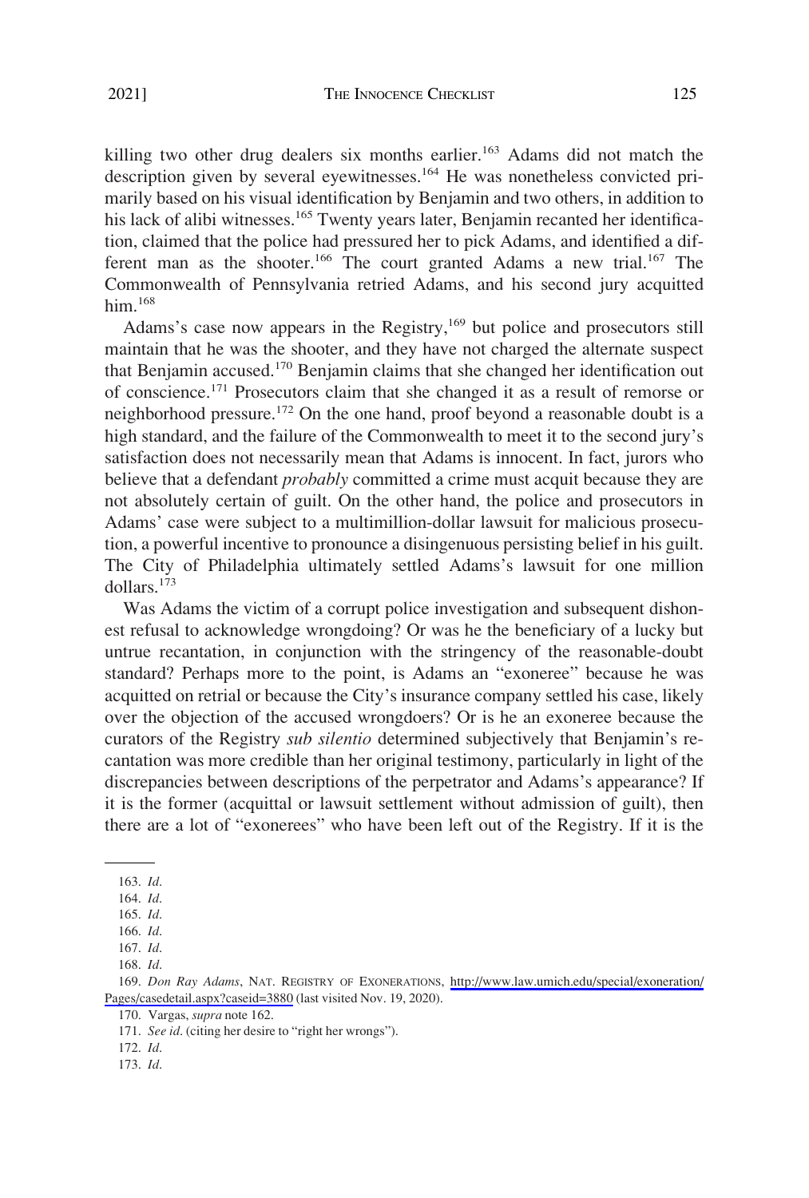killing two other drug dealers six months earlier.[163] Adams did not match the description given by several eyewitnesses.[164] He was nonetheless convicted primarily based on his visual identification by Benjamin and two others, in addition to his lack of alibi witnesses.[165] Twenty years later, Benjamin recanted her identification, claimed that the police had pressured her to pick Adams, and identified a different man as the shooter.[166] The court granted Adams a new trial.[167] The Commonwealth of Pennsylvania retried Adams, and his second jury acquitted him.[168]

Adams's case now appears in the Registry,[169] but police and prosecutors still maintain that he was the shooter, and they have not charged the alternate suspect that Benjamin accused.[170] Benjamin claims that she changed her identification out of conscience.[171] Prosecutors claim that she changed it as a result of remorse or neighborhood pressure.[172] On the one hand, proof beyond a reasonable doubt is a high standard, and the failure of the Commonwealth to meet it to the second jury's satisfaction does not necessarily mean that Adams is innocent. In fact, jurors who believe that a defendant *probably* committed a crime must acquit because they are not absolutely certain of guilt. On the other hand, the police and prosecutors in Adams' case were subject to a multimillion-dollar lawsuit for malicious prosecution, a powerful incentive to pronounce a disingenuous persisting belief in his guilt. The City of Philadelphia ultimately settled Adams's lawsuit for one million dollars.[173]

Was Adams the victim of a corrupt police investigation and subsequent dishonest refusal to acknowledge wrongdoing? Or was he the beneficiary of a lucky but untrue recantation, in conjunction with the stringency of the reasonable-doubt standard? Perhaps more to the point, is Adams an "exoneree" because he was acquitted on retrial or because the City's insurance company settled his case, likely over the objection of the accused wrongdoers? Or is he an exoneree because the curators of the Registry *sub silentio* determined subjectively that Benjamin's recantation was more credible than her original testimony, particularly in light of the discrepancies between descriptions of the perpetrator and Adams's appearance? If it is the former (acquittal or lawsuit settlement without admission of guilt), then there are a lot of "exonerees" who have been left out of the Registry. If it is the

---

163. *Id.*

164. *Id.*

165. *Id.*

166. *Id.*

167. *Id.*

168. *Id.*

169. *Don Ray Adams*, NAT. REGISTRY OF EXONERATIONS, http://www.law.umich.edu/special/exoneration/Pages/casedetail.aspx?caseid=3880 (last visited Nov. 19, 2020).

170. Vargas, *supra* note 162.

171. *See id.* (citing her desire to "right her wrongs").

172. *Id.*

173. *Id.*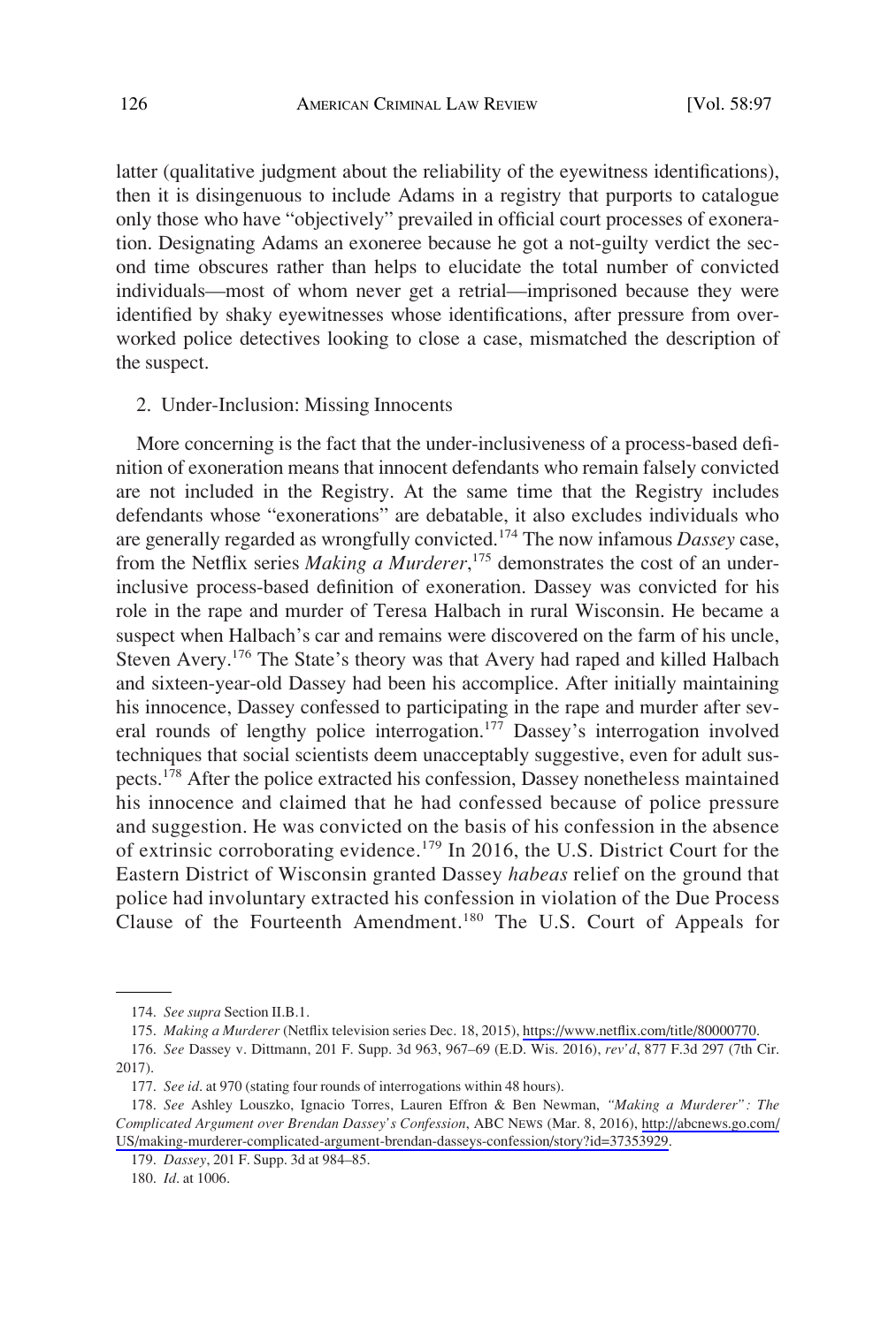latter (qualitative judgment about the reliability of the eyewitness identifications), then it is disingenuous to include Adams in a registry that purports to catalogue only those who have "objectively" prevailed in official court processes of exoneration. Designating Adams an exoneree because he got a not-guilty verdict the second time obscures rather than helps to elucidate the total number of convicted individuals—most of whom never get a retrial—imprisoned because they were identified by shaky eyewitnesses whose identifications, after pressure from overworked police detectives looking to close a case, mismatched the description of the suspect.

### 2. Under-Inclusion: Missing Innocents

More concerning is the fact that the under-inclusiveness of a process-based definition of exoneration means that innocent defendants who remain falsely convicted are not included in the Registry. At the same time that the Registry includes defendants whose "exonerations" are debatable, it also excludes individuals who are generally regarded as wrongfully convicted.[174] The now infamous *Dassey* case, from the Netflix series *Making a Murderer*,[175] demonstrates the cost of an under-inclusive process-based definition of exoneration. Dassey was convicted for his role in the rape and murder of Teresa Halbach in rural Wisconsin. He became a suspect when Halbach's car and remains were discovered on the farm of his uncle, Steven Avery.[176] The State's theory was that Avery had raped and killed Halbach and sixteen-year-old Dassey had been his accomplice. After initially maintaining his innocence, Dassey confessed to participating in the rape and murder after several rounds of lengthy police interrogation.[177] Dassey's interrogation involved techniques that social scientists deem unacceptably suggestive, even for adult suspects.[178] After the police extracted his confession, Dassey nonetheless maintained his innocence and claimed that he had confessed because of police pressure and suggestion. He was convicted on the basis of his confession in the absence of extrinsic corroborating evidence.[179] In 2016, the U.S. District Court for the Eastern District of Wisconsin granted Dassey *habeas* relief on the ground that police had involuntary extracted his confession in violation of the Due Process Clause of the Fourteenth Amendment.[180] The U.S. Court of Appeals for

---

174. *See supra* Section II.B.1.

175. *Making a Murderer* (Netflix television series Dec. 18, 2015), https://www.netflix.com/title/80000770.

176. *See* Dassey v. Dittmann, 201 F. Supp. 3d 963, 967–69 (E.D. Wis. 2016), *rev'd*, 877 F.3d 297 (7th Cir. 2017).

177. *See id*. at 970 (stating four rounds of interrogations within 48 hours).

178. *See* Ashley Louszko, Ignacio Torres, Lauren Effron & Ben Newman, *"Making a Murderer": The Complicated Argument over Brendan Dassey's Confession*, ABC NEWS (Mar. 8, 2016), http://abcnews.go.com/US/making-murderer-complicated-argument-brendan-dasseys-confession/story?id=37353929.

179. *Dassey*, 201 F. Supp. 3d at 984–85.

180. *Id*. at 1006.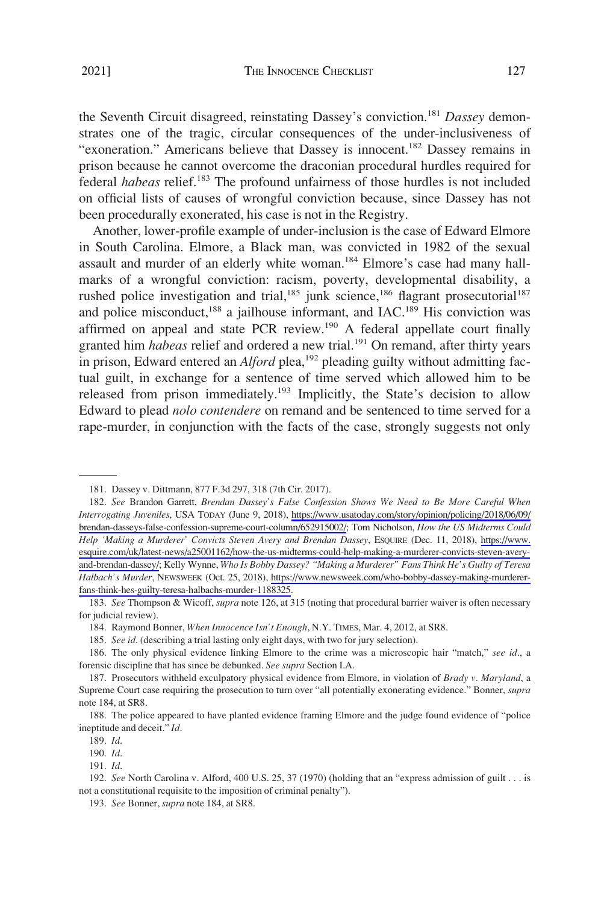the Seventh Circuit disagreed, reinstating Dassey's conviction.[181] *Dassey* demonstrates one of the tragic, circular consequences of the under-inclusiveness of "exoneration." Americans believe that Dassey is innocent.[182] Dassey remains in prison because he cannot overcome the draconian procedural hurdles required for federal *habeas* relief.[183] The profound unfairness of those hurdles is not included on official lists of causes of wrongful conviction because, since Dassey has not been procedurally exonerated, his case is not in the Registry.

Another, lower-profile example of under-inclusion is the case of Edward Elmore in South Carolina. Elmore, a Black man, was convicted in 1982 of the sexual assault and murder of an elderly white woman.[184] Elmore's case had many hallmarks of a wrongful conviction: racism, poverty, developmental disability, a rushed police investigation and trial,[185] junk science,[186] flagrant prosecutorial[187] and police misconduct,[188] a jailhouse informant, and IAC.[189] His conviction was affirmed on appeal and state PCR review.[190] A federal appellate court finally granted him *habeas* relief and ordered a new trial.[191] On remand, after thirty years in prison, Edward entered an *Alford* plea,[192] pleading guilty without admitting factual guilt, in exchange for a sentence of time served which allowed him to be released from prison immediately.[193] Implicitly, the State's decision to allow Edward to plead *nolo contendere* on remand and be sentenced to time served for a rape-murder, in conjunction with the facts of the case, strongly suggests not only

---

181. Dassey v. Dittmann, 877 F.3d 297, 318 (7th Cir. 2017).

182. *See* Brandon Garrett, *Brendan Dassey's False Confession Shows We Need to Be More Careful When Interrogating Juveniles*, USA TODAY (June 9, 2018), https://www.usatoday.com/story/opinion/policing/2018/06/09/brendan-desseys-false-confession-supreme-court-column/652915002/; Tom Nicholson, *How the US Midterms Could Help 'Making a Murderer' Convicts Steven Avery and Brendan Dassey*, ESQUIRE (Dec. 11, 2018), https://www.esquire.com/uk/latest-news/a25001162/how-the-us-midterms-could-help-making-a-murderer-convicts-steven-avery-and-brendan-dassey/; Kelly Wynne, *Who Is Bobby Dassey? "Making a Murderer" Fans Think He's Guilty of Teresa Halbach's Murder*, NEWSWEEK (Oct. 25, 2018), https://www.newsweek.com/who-bobby-dassey-making-murderer-fans-think-hes-guilty-teresa-halbachs-murder-1188325.

183. *See* Thompson & Wicoff, *supra* note 126, at 315 (noting that procedural barrier waiver is often necessary for judicial review).

184. Raymond Bonner, *When Innocence Isn't Enough*, N.Y. TIMES, Mar. 4, 2012, at SR8.

185. *See id*. (describing a trial lasting only eight days, with two for jury selection).

186. The only physical evidence linking Elmore to the crime was a microscopic hair "match," *see id*., a forensic discipline that has since be debunked. *See supra* Section I.A.

187. Prosecutors withheld exculpatory physical evidence from Elmore, in violation of *Brady v. Maryland*, a Supreme Court case requiring the prosecution to turn over "all potentially exonerating evidence." Bonner, *supra* note 184, at SR8.

188. The police appeared to have planted evidence framing Elmore and the judge found evidence of "police ineptitude and deceit." *Id*.

189. *Id*.

190. *Id*.

191. *Id*.

192. *See* North Carolina v. Alford, 400 U.S. 25, 37 (1970) (holding that an "express admission of guilt . . . is not a constitutional requisite to the imposition of criminal penalty").

193. *See* Bonner, *supra* note 184, at SR8.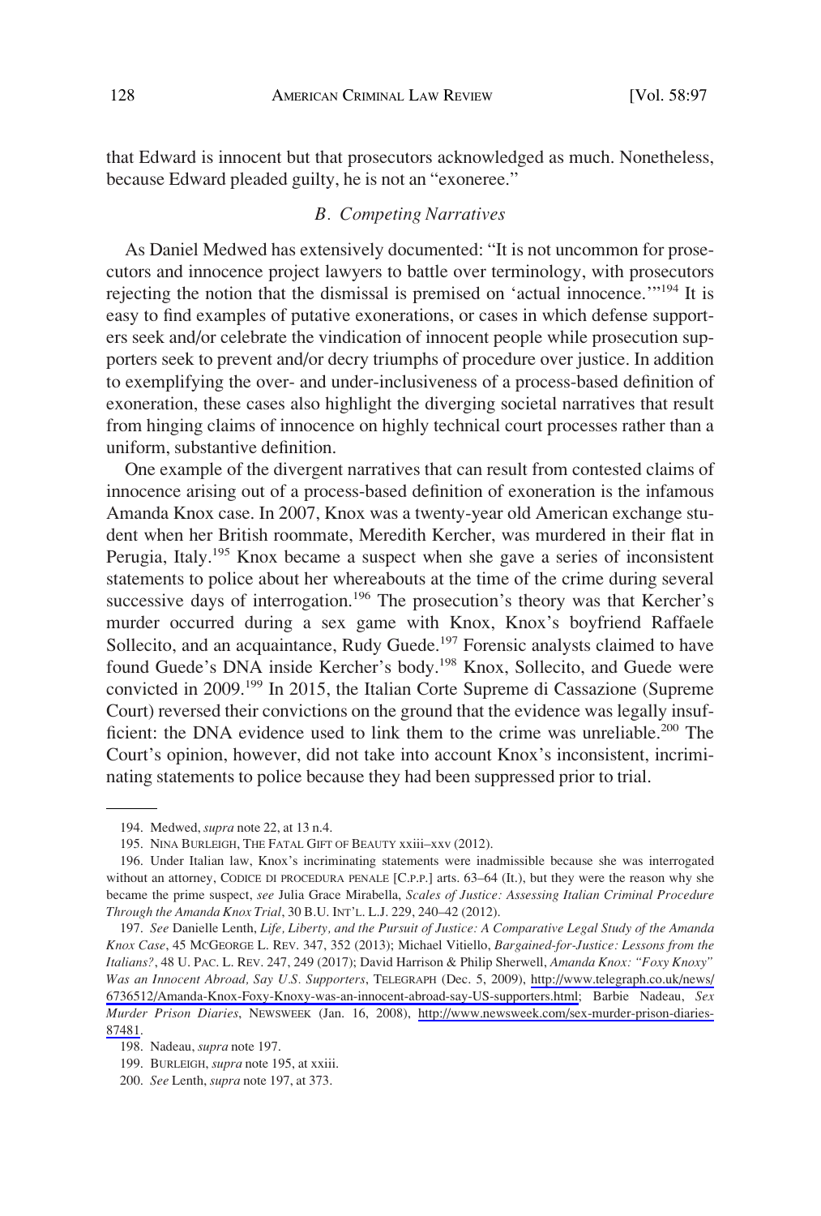that Edward is innocent but that prosecutors acknowledged as much. Nonetheless, because Edward pleaded guilty, he is not an "exoneree."

### *B. Competing Narratives*

As Daniel Medwed has extensively documented: "It is not uncommon for prosecutors and innocence project lawyers to battle over terminology, with prosecutors rejecting the notion that the dismissal is premised on 'actual innocence.'"[194] It is easy to find examples of putative exonerations, or cases in which defense supporters seek and/or celebrate the vindication of innocent people while prosecution supporters seek to prevent and/or decry triumphs of procedure over justice. In addition to exemplifying the over- and under-inclusiveness of a process-based definition of exoneration, these cases also highlight the diverging societal narratives that result from hinging claims of innocence on highly technical court processes rather than a uniform, substantive definition.

One example of the divergent narratives that can result from contested claims of innocence arising out of a process-based definition of exoneration is the infamous Amanda Knox case. In 2007, Knox was a twenty-year old American exchange student when her British roommate, Meredith Kercher, was murdered in their flat in Perugia, Italy.[195] Knox became a suspect when she gave a series of inconsistent statements to police about her whereabouts at the time of the crime during several successive days of interrogation.[196] The prosecution's theory was that Kercher's murder occurred during a sex game with Knox, Knox's boyfriend Raffaele Sollecito, and an acquaintance, Rudy Guede.[197] Forensic analysts claimed to have found Guede's DNA inside Kercher's body.[198] Knox, Sollecito, and Guede were convicted in 2009.[199] In 2015, the Italian Corte Supreme di Cassazione (Supreme Court) reversed their convictions on the ground that the evidence was legally insufficient: the DNA evidence used to link them to the crime was unreliable.[200] The Court's opinion, however, did not take into account Knox's inconsistent, incriminating statements to police because they had been suppressed prior to trial.

---

194. Medwed, *supra* note 22, at 13 n.4.

195. NINA BURLEIGH, THE FATAL GIFT OF BEAUTY xxiii–xxv (2012).

196. Under Italian law, Knox's incriminating statements were inadmissible because she was interrogated without an attorney, CODICE DI PROCEDURA PENALE [C.P.P.] arts. 63–64 (It.), but they were the reason why she became the prime suspect, *see* Julia Grace Mirabella, *Scales of Justice: Assessing Italian Criminal Procedure Through the Amanda Knox Trial*, 30 B.U. INT'L. L.J. 229, 240–42 (2012).

197. *See* Danielle Lenth, *Life, Liberty, and the Pursuit of Justice: A Comparative Legal Study of the Amanda Knox Case*, 45 MCGEORGE L. REV. 347, 352 (2013); Michael Vitiello, *Bargained-for-Justice: Lessons from the Italians?*, 48 U. PAC. L. REV. 247, 249 (2017); David Harrison & Philip Sherwell, *Amanda Knox: "Foxy Knoxy" Was an Innocent Abroad, Say U.S. Supporters*, TELEGRAPH (Dec. 5, 2009), http://www.telegraph.co.uk/news/6736512/Amanda-Knox-Foxy-Knoxy-was-an-innocent-abroad-say-US-supporters.html; Barbie Nadeau, *Sex Murder Prison Diaries*, NEWSWEEK (Jan. 16, 2008), http://www.newsweek.com/sex-murder-prison-diaries-87481.

198. Nadeau, *supra* note 197.

199. BURLEIGH, *supra* note 195, at xxiii.

200. *See* Lenth, *supra* note 197, at 373.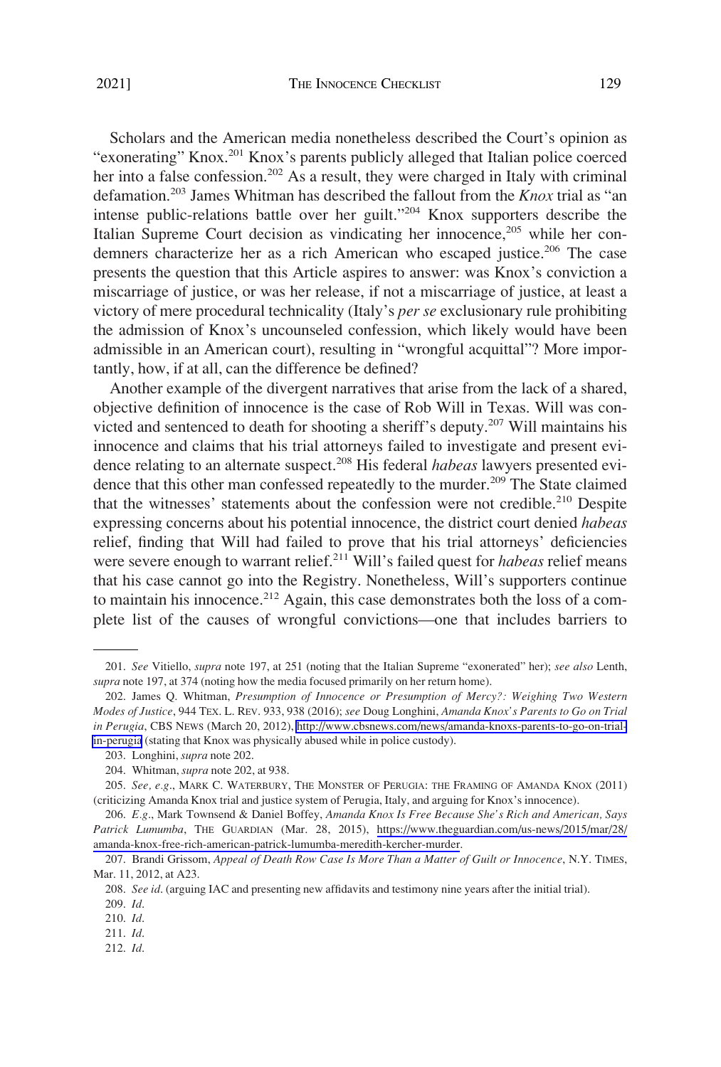Scholars and the American media nonetheless described the Court's opinion as "exonerating" Knox.[201] Knox's parents publicly alleged that Italian police coerced her into a false confession.[202] As a result, they were charged in Italy with criminal defamation.[203] James Whitman has described the fallout from the *Knox* trial as "an intense public-relations battle over her guilt."[204] Knox supporters describe the Italian Supreme Court decision as vindicating her innocence,[205] while her condemners characterize her as a rich American who escaped justice.[206] The case presents the question that this Article aspires to answer: was Knox's conviction a miscarriage of justice, or was her release, if not a miscarriage of justice, at least a victory of mere procedural technicality (Italy's *per se* exclusionary rule prohibiting the admission of Knox's uncounseled confession, which likely would have been admissible in an American court), resulting in "wrongful acquittal"? More importantly, how, if at all, can the difference be defined?

Another example of the divergent narratives that arise from the lack of a shared, objective definition of innocence is the case of Rob Will in Texas. Will was convicted and sentenced to death for shooting a sheriff's deputy.[207] Will maintains his innocence and claims that his trial attorneys failed to investigate and present evidence relating to an alternate suspect.[208] His federal *habeas* lawyers presented evidence that this other man confessed repeatedly to the murder.[209] The State claimed that the witnesses' statements about the confession were not credible.[210] Despite expressing concerns about his potential innocence, the district court denied *habeas* relief, finding that Will had failed to prove that his trial attorneys' deficiencies were severe enough to warrant relief.[211] Will's failed quest for *habeas* relief means that his case cannot go into the Registry. Nonetheless, Will's supporters continue to maintain his innocence.[212] Again, this case demonstrates both the loss of a complete list of the causes of wrongful convictions—one that includes barriers to

---

201. *See* Vitiello, *supra* note 197, at 251 (noting that the Italian Supreme "exonerated" her); *see also* Lenth, *supra* note 197, at 374 (noting how the media focused primarily on her return home).

202. James Q. Whitman, *Presumption of Innocence or Presumption of Mercy?: Weighing Two Western Modes of Justice*, 944 TEX. L. REV. 933, 938 (2016); *see* Doug Longhini, *Amanda Knox's Parents to Go on Trial in Perugia*, CBS NEWS (March 20, 2012), http://www.cbsnews.com/news/amanda-knoxs-parents-to-go-on-trial-in-perugia (stating that Knox was physically abused while in police custody).

203. Longhini, *supra* note 202.

204. Whitman, *supra* note 202, at 938.

205. *See, e.g.*, MARK C. WATERBURY, THE MONSTER OF PERUGIA: THE FRAMING OF AMANDA KNOX (2011) (criticizing Amanda Knox trial and justice system of Perugia, Italy, and arguing for Knox's innocence).

206. *E.g.*, Mark Townsend & Daniel Boffey, *Amanda Knox Is Free Because She's Rich and American, Says Patrick Lumumba*, THE GUARDIAN (Mar. 28, 2015), https://www.theguardian.com/us-news/2015/mar/28/amanda-knox-free-rich-american-patrick-lumumba-meredith-kercher-murder.

207. Brandi Grissom, *Appeal of Death Row Case Is More Than a Matter of Guilt or Innocence*, N.Y. TIMES, Mar. 11, 2012, at A23.

208. *See id.* (arguing IAC and presenting new affidavits and testimony nine years after the initial trial).

209. *Id.*

210. *Id.*

211. *Id.*

212. *Id.*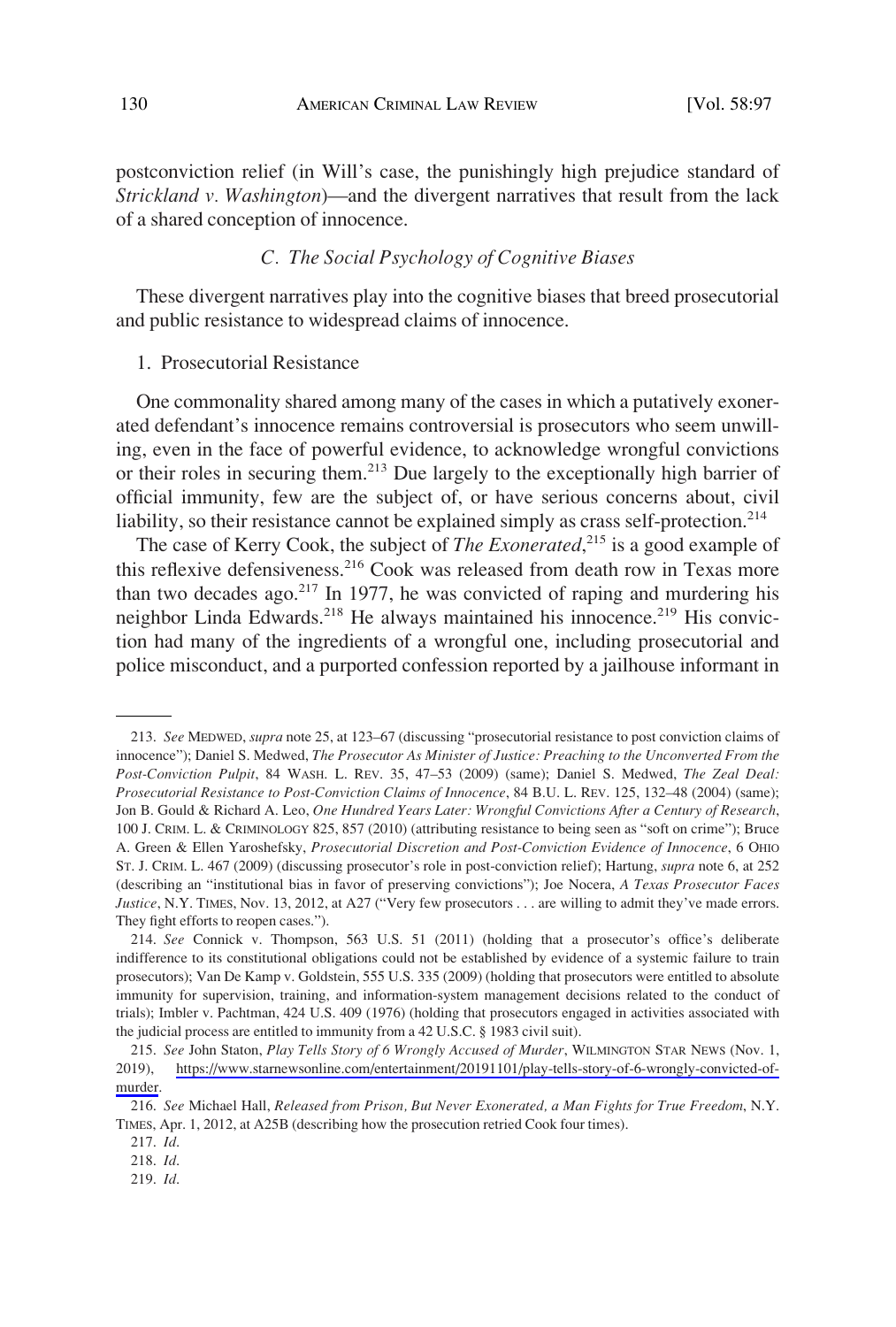postconviction relief (in Will's case, the punishingly high prejudice standard of *Strickland v. Washington*)—and the divergent narratives that result from the lack of a shared conception of innocence.

### *C. The Social Psychology of Cognitive Biases*

These divergent narratives play into the cognitive biases that breed prosecutorial and public resistance to widespread claims of innocence.

#### 1. Prosecutorial Resistance

One commonality shared among many of the cases in which a putatively exonerated defendant's innocence remains controversial is prosecutors who seem unwilling, even in the face of powerful evidence, to acknowledge wrongful convictions or their roles in securing them.[213] Due largely to the exceptionally high barrier of official immunity, few are the subject of, or have serious concerns about, civil liability, so their resistance cannot be explained simply as crass self-protection.[214]

The case of Kerry Cook, the subject of *The Exonerated*,[215] is a good example of this reflexive defensiveness.[216] Cook was released from death row in Texas more than two decades ago.[217] In 1977, he was convicted of raping and murdering his neighbor Linda Edwards.[218] He always maintained his innocence.[219] His conviction had many of the ingredients of a wrongful one, including prosecutorial and police misconduct, and a purported confession reported by a jailhouse informant in

---

213. *See* MEDWED, *supra* note 25, at 123–67 (discussing "prosecutorial resistance to post conviction claims of innocence"); Daniel S. Medwed, *The Prosecutor As Minister of Justice: Preaching to the Unconverted From the Post-Conviction Pulpit*, 84 WASH. L. REV. 35, 47–53 (2009) (same); Daniel S. Medwed, *The Zeal Deal: Prosecutorial Resistance to Post-Conviction Claims of Innocence*, 84 B.U. L. REV. 125, 132–48 (2004) (same); Jon B. Gould & Richard A. Leo, *One Hundred Years Later: Wrongful Convictions After a Century of Research*, 100 J. CRIM. L. & CRIMINOLOGY 825, 857 (2010) (attributing resistance to being seen as "soft on crime"); Bruce A. Green & Ellen Yaroshefsky, *Prosecutorial Discretion and Post-Conviction Evidence of Innocence*, 6 OHIO ST. J. CRIM. L. 467 (2009) (discussing prosecutor's role in post-conviction relief); Hartung, *supra* note 6, at 252 (describing an "institutional bias in favor of preserving convictions"); Joe Nocera, *A Texas Prosecutor Faces Justice*, N.Y. TIMES, Nov. 13, 2012, at A27 ("Very few prosecutors . . . are willing to admit they've made errors. They fight efforts to reopen cases.").

214. *See* Connick v. Thompson, 563 U.S. 51 (2011) (holding that a prosecutor's office's deliberate indifference to its constitutional obligations could not be established by evidence of a systemic failure to train prosecutors); Van De Kamp v. Goldstein, 555 U.S. 335 (2009) (holding that prosecutors were entitled to absolute immunity for supervision, training, and information-system management decisions related to the conduct of trials); Imbler v. Pachtman, 424 U.S. 409 (1976) (holding that prosecutors engaged in activities associated with the judicial process are entitled to immunity from a 42 U.S.C. § 1983 civil suit).

215. *See* John Staton, *Play Tells Story of 6 Wrongly Accused of Murder*, WILMINGTON STAR NEWS (Nov. 1, 2019), https://www.starnewsonline.com/entertainment/20191101/play-tells-story-of-6-wrongly-convicted-of-murder.

216. *See* Michael Hall, *Released from Prison, But Never Exonerated, a Man Fights for True Freedom*, N.Y. TIMES, Apr. 1, 2012, at A25B (describing how the prosecution retried Cook four times).

217. *Id.*

218. *Id.*

219. *Id.*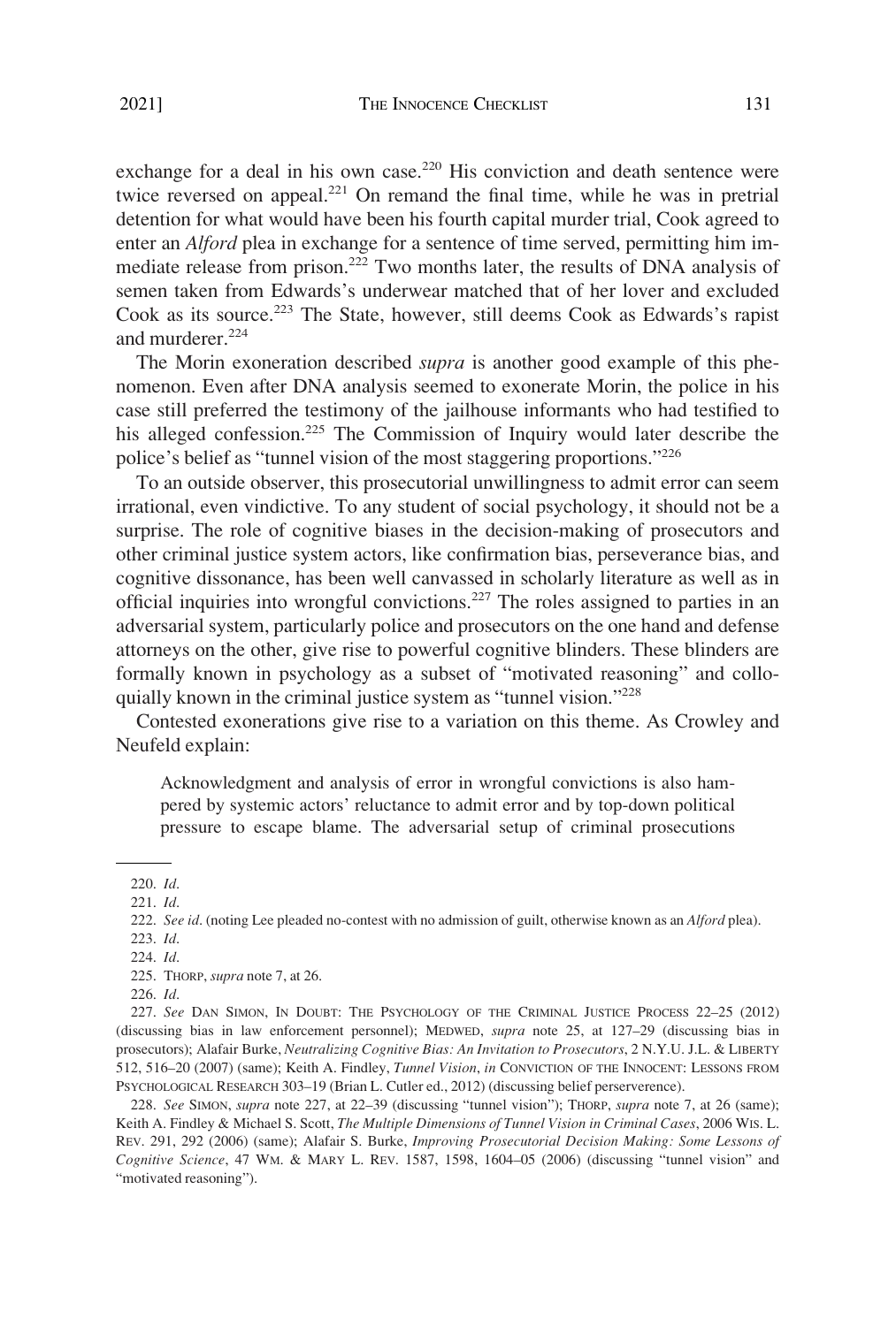exchange for a deal in his own case.[220] His conviction and death sentence were twice reversed on appeal.[221] On remand the final time, while he was in pretrial detention for what would have been his fourth capital murder trial, Cook agreed to enter an *Alford* plea in exchange for a sentence of time served, permitting him immediate release from prison.[222] Two months later, the results of DNA analysis of semen taken from Edwards's underwear matched that of her lover and excluded Cook as its source.[223] The State, however, still deems Cook as Edwards's rapist and murderer.[224]

The Morin exoneration described *supra* is another good example of this phenomenon. Even after DNA analysis seemed to exonerate Morin, the police in his case still preferred the testimony of the jailhouse informants who had testified to his alleged confession.[225] The Commission of Inquiry would later describe the police's belief as "tunnel vision of the most staggering proportions."[226]

To an outside observer, this prosecutorial unwillingness to admit error can seem irrational, even vindictive. To any student of social psychology, it should not be a surprise. The role of cognitive biases in the decision-making of prosecutors and other criminal justice system actors, like confirmation bias, perseverance bias, and cognitive dissonance, has been well canvassed in scholarly literature as well as in official inquiries into wrongful convictions.[227] The roles assigned to parties in an adversarial system, particularly police and prosecutors on the one hand and defense attorneys on the other, give rise to powerful cognitive blinders. These blinders are formally known in psychology as a subset of "motivated reasoning" and colloquially known in the criminal justice system as "tunnel vision."[228]

Contested exonerations give rise to a variation on this theme. As Crowley and Neufeld explain:

> Acknowledgment and analysis of error in wrongful convictions is also hampered by systemic actors' reluctance to admit error and by top-down political pressure to escape blame. The adversarial setup of criminal prosecutions

---

220. *Id.*

221. *Id.*

222. *See id.* (noting Lee pleaded no-contest with no admission of guilt, otherwise known as an *Alford* plea).

223. *Id.*

224. *Id.*

225. THORP, *supra* note 7, at 26.

226. *Id.*

227. *See* DAN SIMON, IN DOUBT: THE PSYCHOLOGY OF THE CRIMINAL JUSTICE PROCESS 22–25 (2012) (discussing bias in law enforcement personnel); MEDWED, *supra* note 25, at 127–29 (discussing bias in prosecutors); Alafair Burke, *Neutralizing Cognitive Bias: An Invitation to Prosecutors*, 2 N.Y.U. J.L. & LIBERTY 512, 516–20 (2007) (same); Keith A. Findley, *Tunnel Vision*, *in* CONVICTION OF THE INNOCENT: LESSONS FROM PSYCHOLOGICAL RESEARCH 303–19 (Brian L. Cutler ed., 2012) (discussing belief perserverence).

228. *See* SIMON, *supra* note 227, at 22–39 (discussing "tunnel vision"); THORP, *supra* note 7, at 26 (same); Keith A. Findley & Michael S. Scott, *The Multiple Dimensions of Tunnel Vision in Criminal Cases*, 2006 WIS. L. REV. 291, 292 (2006) (same); Alafair S. Burke, *Improving Prosecutorial Decision Making: Some Lessons of Cognitive Science*, 47 WM. & MARY L. REV. 1587, 1598, 1604–05 (2006) (discussing "tunnel vision" and "motivated reasoning").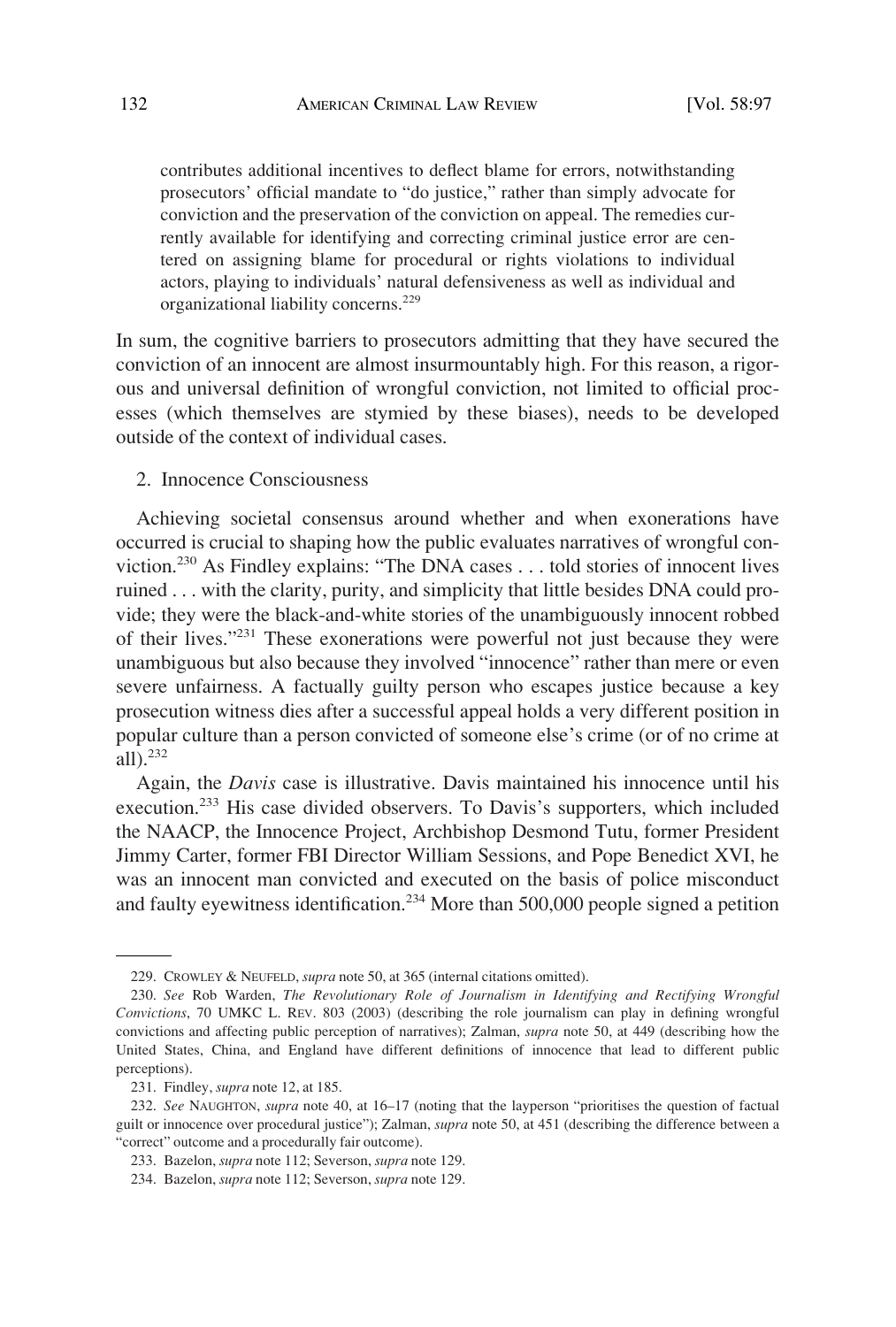contributes additional incentives to deflect blame for errors, notwithstanding prosecutors' official mandate to "do justice," rather than simply advocate for conviction and the preservation of the conviction on appeal. The remedies currently available for identifying and correcting criminal justice error are centered on assigning blame for procedural or rights violations to individual actors, playing to individuals' natural defensiveness as well as individual and organizational liability concerns.[229]

In sum, the cognitive barriers to prosecutors admitting that they have secured the conviction of an innocent are almost insurmountably high. For this reason, a rigorous and universal definition of wrongful conviction, not limited to official processes (which themselves are stymied by these biases), needs to be developed outside of the context of individual cases.

### 2. Innocence Consciousness

Achieving societal consensus around whether and when exonerations have occurred is crucial to shaping how the public evaluates narratives of wrongful conviction.[230] As Findley explains: "The DNA cases . . . told stories of innocent lives ruined . . . with the clarity, purity, and simplicity that little besides DNA could provide; they were the black-and-white stories of the unambiguously innocent robbed of their lives."[231] These exonerations were powerful not just because they were unambiguous but also because they involved "innocence" rather than mere or even severe unfairness. A factually guilty person who escapes justice because a key prosecution witness dies after a successful appeal holds a very different position in popular culture than a person convicted of someone else's crime (or of no crime at all).[232]

Again, the *Davis* case is illustrative. Davis maintained his innocence until his execution.[233] His case divided observers. To Davis's supporters, which included the NAACP, the Innocence Project, Archbishop Desmond Tutu, former President Jimmy Carter, former FBI Director William Sessions, and Pope Benedict XVI, he was an innocent man convicted and executed on the basis of police misconduct and faulty eyewitness identification.[234] More than 500,000 people signed a petition

---

229. CROWLEY & NEUFELD, *supra* note 50, at 365 (internal citations omitted).

230. *See* Rob Warden, *The Revolutionary Role of Journalism in Identifying and Rectifying Wrongful Convictions*, 70 UMKC L. REV. 803 (2003) (describing the role journalism can play in defining wrongful convictions and affecting public perception of narratives); Zalman, *supra* note 50, at 449 (describing how the United States, China, and England have different definitions of innocence that lead to different public perceptions).

231. Findley, *supra* note 12, at 185.

232. *See* NAUGHTON, *supra* note 40, at 16–17 (noting that the layperson "prioritises the question of factual guilt or innocence over procedural justice"); Zalman, *supra* note 50, at 451 (describing the difference between a "correct" outcome and a procedurally fair outcome).

233. Bazelon, *supra* note 112; Severson, *supra* note 129.

234. Bazelon, *supra* note 112; Severson, *supra* note 129.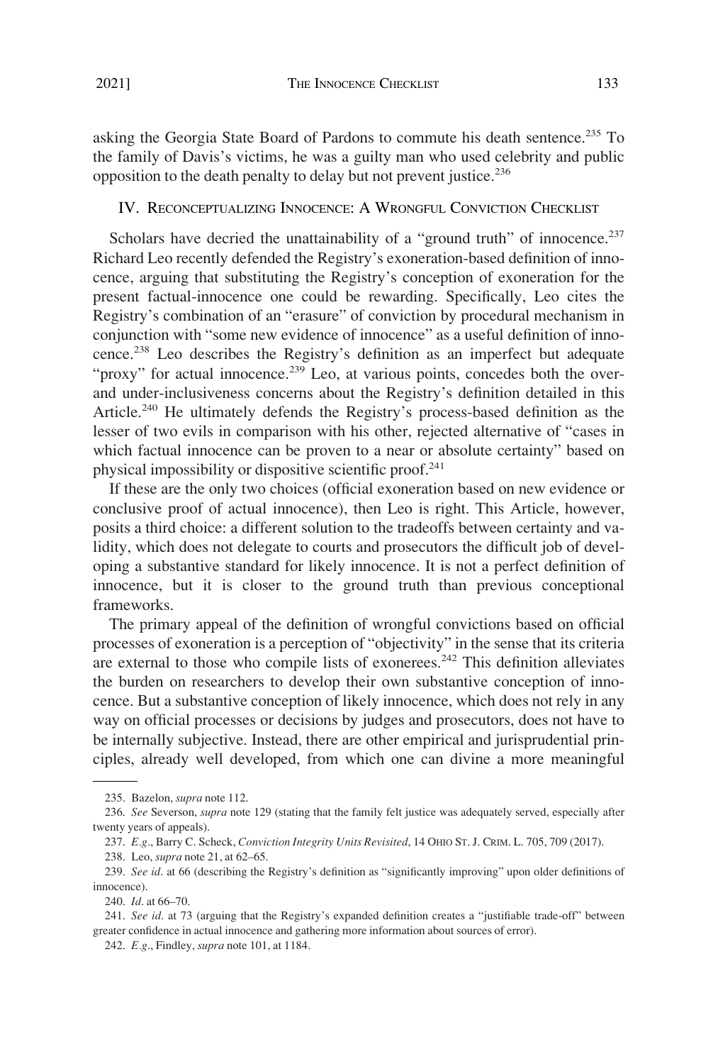asking the Georgia State Board of Pardons to commute his death sentence.[235] To the family of Davis's victims, he was a guilty man who used celebrity and public opposition to the death penalty to delay but not prevent justice.[236]

## IV. Reconceptualizing Innocence: A Wrongful Conviction Checklist

Scholars have decried the unattainability of a "ground truth" of innocence.[237] Richard Leo recently defended the Registry's exoneration-based definition of innocence, arguing that substituting the Registry's conception of exoneration for the present factual-innocence one could be rewarding. Specifically, Leo cites the Registry's combination of an "erasure" of conviction by procedural mechanism in conjunction with "some new evidence of innocence" as a useful definition of innocence.[238] Leo describes the Registry's definition as an imperfect but adequate "proxy" for actual innocence.[239] Leo, at various points, concedes both the over- and under-inclusiveness concerns about the Registry's definition detailed in this Article.[240] He ultimately defends the Registry's process-based definition as the lesser of two evils in comparison with his other, rejected alternative of "cases in which factual innocence can be proven to a near or absolute certainty" based on physical impossibility or dispositive scientific proof.[241]

If these are the only two choices (official exoneration based on new evidence or conclusive proof of actual innocence), then Leo is right. This Article, however, posits a third choice: a different solution to the tradeoffs between certainty and validity, which does not delegate to courts and prosecutors the difficult job of developing a substantive standard for likely innocence. It is not a perfect definition of innocence, but it is closer to the ground truth than previous conceptional frameworks.

The primary appeal of the definition of wrongful convictions based on official processes of exoneration is a perception of "objectivity" in the sense that its criteria are external to those who compile lists of exonerees.[242] This definition alleviates the burden on researchers to develop their own substantive conception of innocence. But a substantive conception of likely innocence, which does not rely in any way on official processes or decisions by judges and prosecutors, does not have to be internally subjective. Instead, there are other empirical and jurisprudential principles, already well developed, from which one can divine a more meaningful

---

235. Bazelon, *supra* note 112.

236. *See* Severson, *supra* note 129 (stating that the family felt justice was adequately served, especially after twenty years of appeals).

237. *E.g.*, Barry C. Scheck, *Conviction Integrity Units Revisited*, 14 Ohio St. J. Crim. L. 705, 709 (2017).

238. Leo, *supra* note 21, at 62–65.

239. *See id.* at 66 (describing the Registry's definition as "significantly improving" upon older definitions of innocence).

240. *Id.* at 66–70.

241. *See id.* at 73 (arguing that the Registry's expanded definition creates a "justifiable trade-off" between greater confidence in actual innocence and gathering more information about sources of error).

242. *E.g.*, Findley, *supra* note 101, at 1184.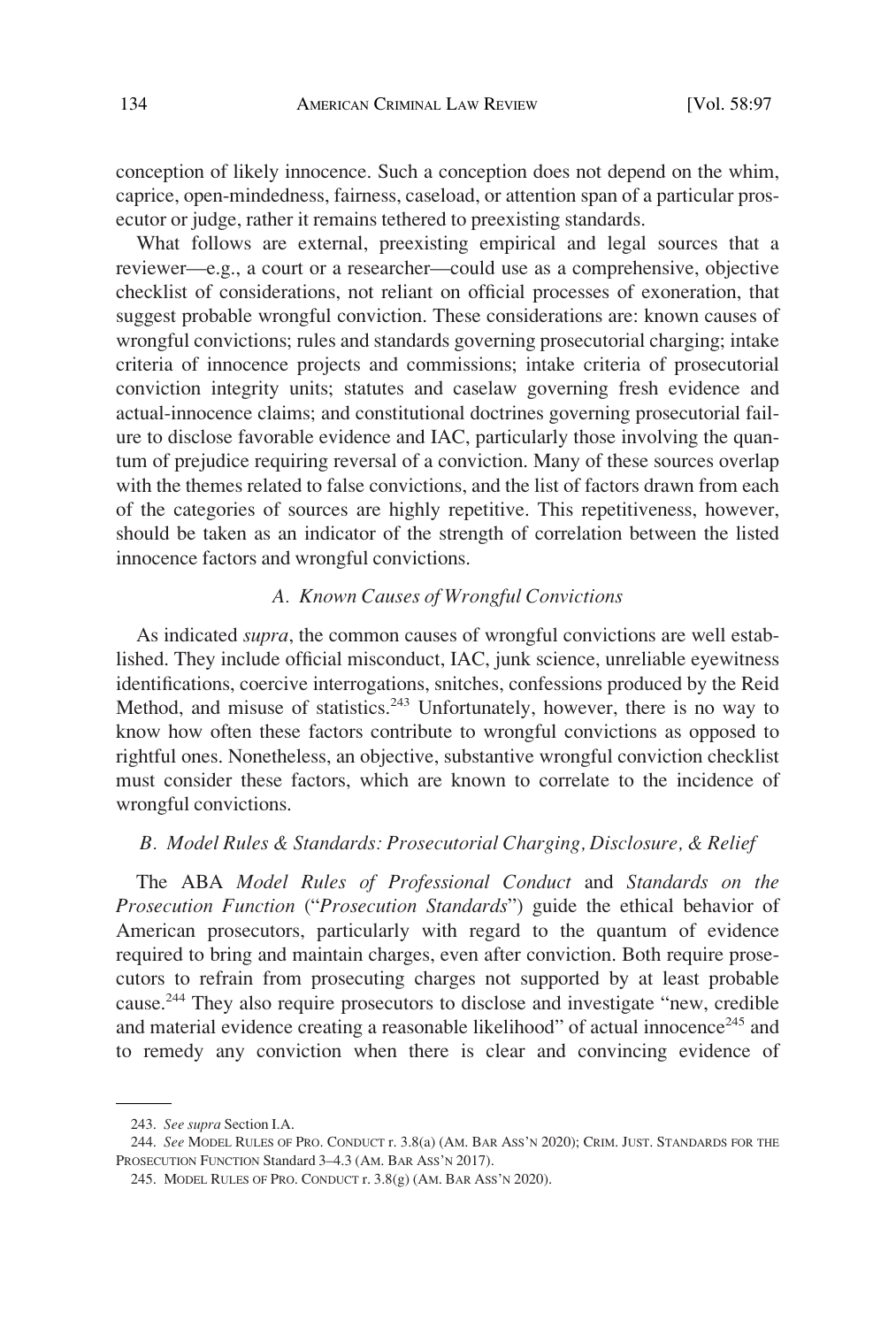conception of likely innocence. Such a conception does not depend on the whim, caprice, open-mindedness, fairness, caseload, or attention span of a particular prosecutor or judge, rather it remains tethered to preexisting standards.

What follows are external, preexisting empirical and legal sources that a reviewer—e.g., a court or a researcher—could use as a comprehensive, objective checklist of considerations, not reliant on official processes of exoneration, that suggest probable wrongful conviction. These considerations are: known causes of wrongful convictions; rules and standards governing prosecutorial charging; intake criteria of innocence projects and commissions; intake criteria of prosecutorial conviction integrity units; statutes and caselaw governing fresh evidence and actual-innocence claims; and constitutional doctrines governing prosecutorial failure to disclose favorable evidence and IAC, particularly those involving the quantum of prejudice requiring reversal of a conviction. Many of these sources overlap with the themes related to false convictions, and the list of factors drawn from each of the categories of sources are highly repetitive. This repetitiveness, however, should be taken as an indicator of the strength of correlation between the listed innocence factors and wrongful convictions.

### *A. Known Causes of Wrongful Convictions*

As indicated *supra*, the common causes of wrongful convictions are well established. They include official misconduct, IAC, junk science, unreliable eyewitness identifications, coercive interrogations, snitches, confessions produced by the Reid Method, and misuse of statistics.[243] Unfortunately, however, there is no way to know how often these factors contribute to wrongful convictions as opposed to rightful ones. Nonetheless, an objective, substantive wrongful conviction checklist must consider these factors, which are known to correlate to the incidence of wrongful convictions.

### *B. Model Rules & Standards: Prosecutorial Charging, Disclosure, & Relief*

The ABA *Model Rules of Professional Conduct* and *Standards on the Prosecution Function* ("*Prosecution Standards*") guide the ethical behavior of American prosecutors, particularly with regard to the quantum of evidence required to bring and maintain charges, even after conviction. Both require prosecutors to refrain from prosecuting charges not supported by at least probable cause.[244] They also require prosecutors to disclose and investigate "new, credible and material evidence creating a reasonable likelihood" of actual innocence[245] and to remedy any conviction when there is clear and convincing evidence of

---

243. *See supra* Section I.A.

244. *See* MODEL RULES OF PRO. CONDUCT r. 3.8(a) (AM. BAR ASS'N 2020); CRIM. JUST. STANDARDS FOR THE PROSECUTION FUNCTION Standard 3–4.3 (AM. BAR ASS'N 2017).

245. MODEL RULES OF PRO. CONDUCT r. 3.8(g) (AM. BAR ASS'N 2020).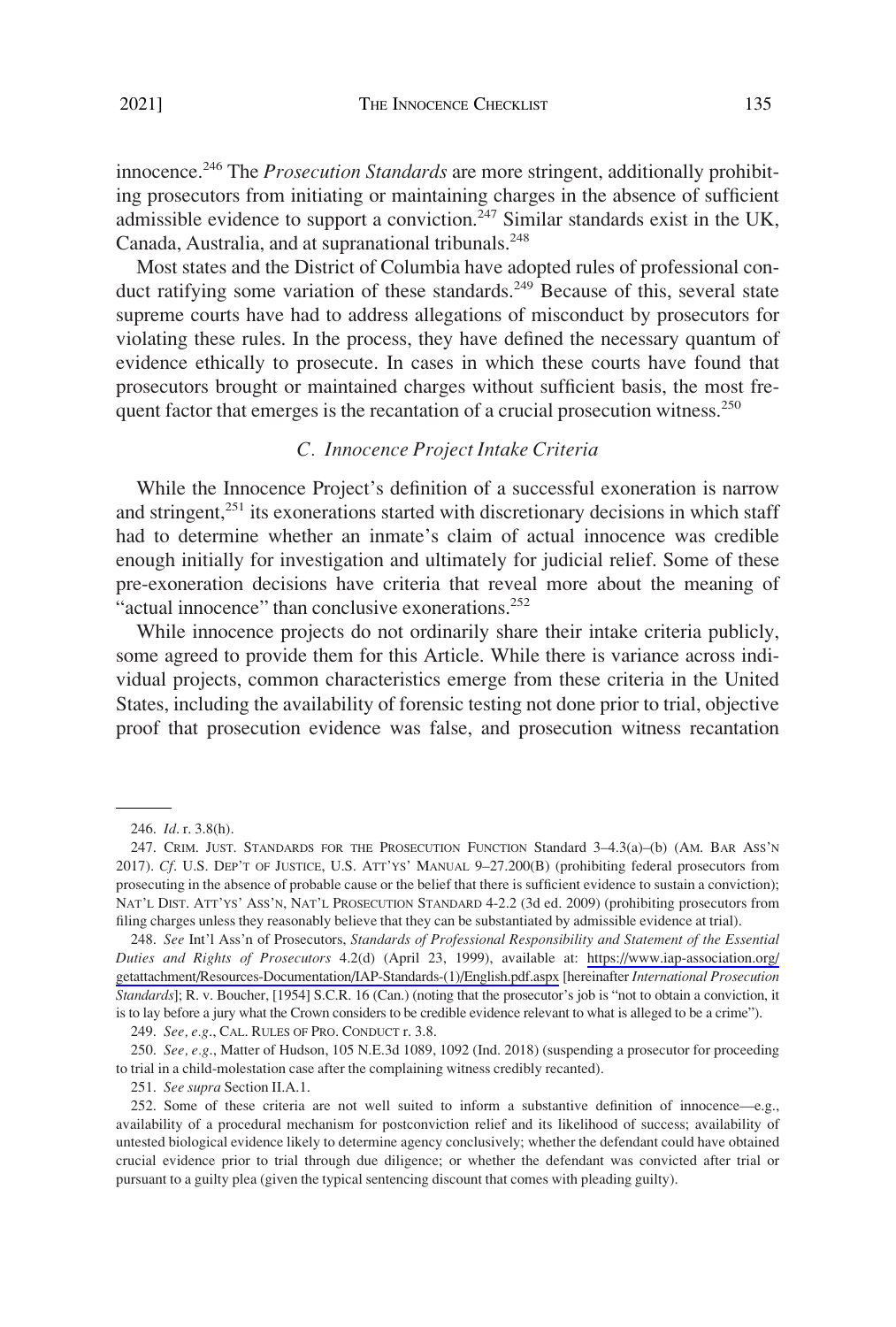innocence.[246] The *Prosecution Standards* are more stringent, additionally prohibiting prosecutors from initiating or maintaining charges in the absence of sufficient admissible evidence to support a conviction.[247] Similar standards exist in the UK, Canada, Australia, and at supranational tribunals.[248]

Most states and the District of Columbia have adopted rules of professional conduct ratifying some variation of these standards.[249] Because of this, several state supreme courts have had to address allegations of misconduct by prosecutors for violating these rules. In the process, they have defined the necessary quantum of evidence ethically to prosecute. In cases in which these courts have found that prosecutors brought or maintained charges without sufficient basis, the most frequent factor that emerges is the recantation of a crucial prosecution witness.[250]

### *C. Innocence Project Intake Criteria*

While the Innocence Project's definition of a successful exoneration is narrow and stringent,[251] its exonerations started with discretionary decisions in which staff had to determine whether an inmate's claim of actual innocence was credible enough initially for investigation and ultimately for judicial relief. Some of these pre-exoneration decisions have criteria that reveal more about the meaning of "actual innocence" than conclusive exonerations.[252]

While innocence projects do not ordinarily share their intake criteria publicly, some agreed to provide them for this Article. While there is variance across individual projects, common characteristics emerge from these criteria in the United States, including the availability of forensic testing not done prior to trial, objective proof that prosecution evidence was false, and prosecution witness recantation

---

246. *Id*. r. 3.8(h).

247. CRIM. JUST. STANDARDS FOR THE PROSECUTION FUNCTION Standard 3–4.3(a)–(b) (AM. BAR ASS'N 2017). *Cf*. U.S. DEP'T OF JUSTICE, U.S. ATT'YS' MANUAL 9–27.200(B) (prohibiting federal prosecutors from prosecuting in the absence of probable cause or the belief that there is sufficient evidence to sustain a conviction); NAT'L DIST. ATT'YS' ASS'N, NAT'L PROSECUTION STANDARD 4-2.2 (3d ed. 2009) (prohibiting prosecutors from filing charges unless they reasonably believe that they can be substantiated by admissible evidence at trial).

248. *See* Int'l Ass'n of Prosecutors, *Standards of Professional Responsibility and Statement of the Essential Duties and Rights of Prosecutors* 4.2(d) (April 23, 1999), available at: https://www.iap-association.org/getattachment/Resources-Documentation/IAP-Standards-(1)/English.pdf.aspx [hereinafter *International Prosecution Standards*]; R. v. Boucher, [1954] S.C.R. 16 (Can.) (noting that the prosecutor's job is "not to obtain a conviction, it is to lay before a jury what the Crown considers to be credible evidence relevant to what is alleged to be a crime").

249. *See, e.g*., CAL. RULES OF PRO. CONDUCT r. 3.8.

250. *See, e.g*., Matter of Hudson, 105 N.E.3d 1089, 1092 (Ind. 2018) (suspending a prosecutor for proceeding to trial in a child-molestation case after the complaining witness credibly recanted).

251. *See supra* Section II.A.1.

252. Some of these criteria are not well suited to inform a substantive definition of innocence—e.g., availability of a procedural mechanism for postconviction relief and its likelihood of success; availability of untested biological evidence likely to determine agency conclusively; whether the defendant could have obtained crucial evidence prior to trial through due diligence; or whether the defendant was convicted after trial or pursuant to a guilty plea (given the typical sentencing discount that comes with pleading guilty).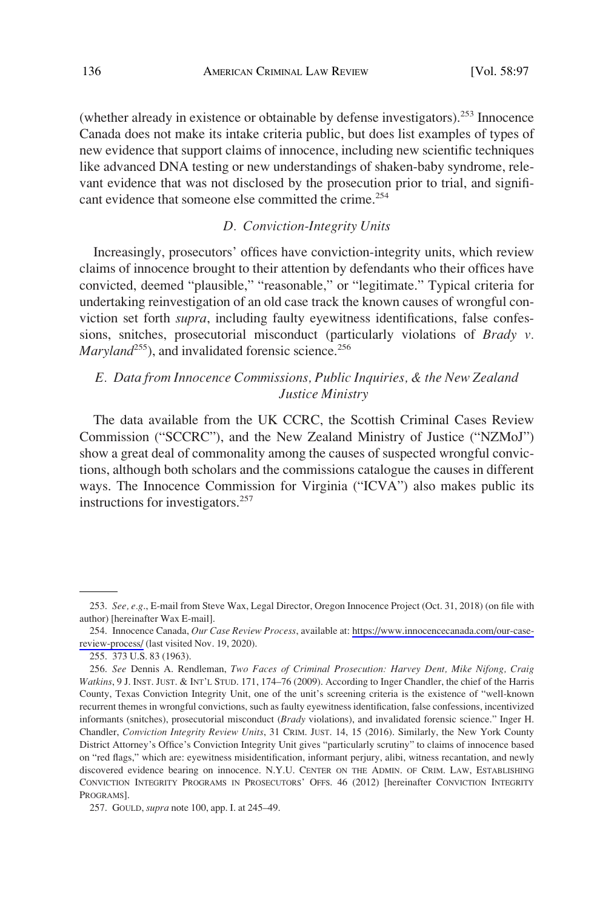(whether already in existence or obtainable by defense investigators).[253] Innocence Canada does not make its intake criteria public, but does list examples of types of new evidence that support claims of innocence, including new scientific techniques like advanced DNA testing or new understandings of shaken-baby syndrome, relevant evidence that was not disclosed by the prosecution prior to trial, and significant evidence that someone else committed the crime.[254]

### *D. Conviction-Integrity Units*

Increasingly, prosecutors' offices have conviction-integrity units, which review claims of innocence brought to their attention by defendants who their offices have convicted, deemed "plausible," "reasonable," or "legitimate." Typical criteria for undertaking reinvestigation of an old case track the known causes of wrongful conviction set forth *supra*, including faulty eyewitness identifications, false confessions, snitches, prosecutorial misconduct (particularly violations of *Brady v. Maryland*[255]), and invalidated forensic science.[256]

### *E. Data from Innocence Commissions, Public Inquiries, & the New Zealand Justice Ministry*

The data available from the UK CCRC, the Scottish Criminal Cases Review Commission ("SCCRC"), and the New Zealand Ministry of Justice ("NZMoJ") show a great deal of commonality among the causes of suspected wrongful convictions, although both scholars and the commissions catalogue the causes in different ways. The Innocence Commission for Virginia ("ICVA") also makes public its instructions for investigators.[257]

---

253. *See, e.g.*, E-mail from Steve Wax, Legal Director, Oregon Innocence Project (Oct. 31, 2018) (on file with author) [hereinafter Wax E-mail].

254. Innocence Canada, *Our Case Review Process*, available at: https://www.innocencecanada.com/our-case-review-process/ (last visited Nov. 19, 2020).

255. 373 U.S. 83 (1963).

256. *See* Dennis A. Rendleman, *Two Faces of Criminal Prosecution: Harvey Dent, Mike Nifong, Craig Watkins*, 9 J. INST. JUST. & INT'L STUD. 171, 174–76 (2009). According to Inger Chandler, the chief of the Harris County, Texas Conviction Integrity Unit, one of the unit's screening criteria is the existence of "well-known recurrent themes in wrongful convictions, such as faulty eyewitness identification, false confessions, incentivized informants (snitches), prosecutorial misconduct (*Brady* violations), and invalidated forensic science." Inger H. Chandler, *Conviction Integrity Review Units*, 31 CRIM. JUST. 14, 15 (2016). Similarly, the New York County District Attorney's Office's Conviction Integrity Unit gives "particularly scrutiny" to claims of innocence based on "red flags," which are: eyewitness misidentification, informant perjury, alibi, witness recantation, and newly discovered evidence bearing on innocence. N.Y.U. CENTER ON THE ADMIN. OF CRIM. LAW, ESTABLISHING CONVICTION INTEGRITY PROGRAMS IN PROSECUTORS' OFFS. 46 (2012) [hereinafter CONVICTION INTEGRITY PROGRAMS].

257. GOULD, *supra* note 100, app. I. at 245–49.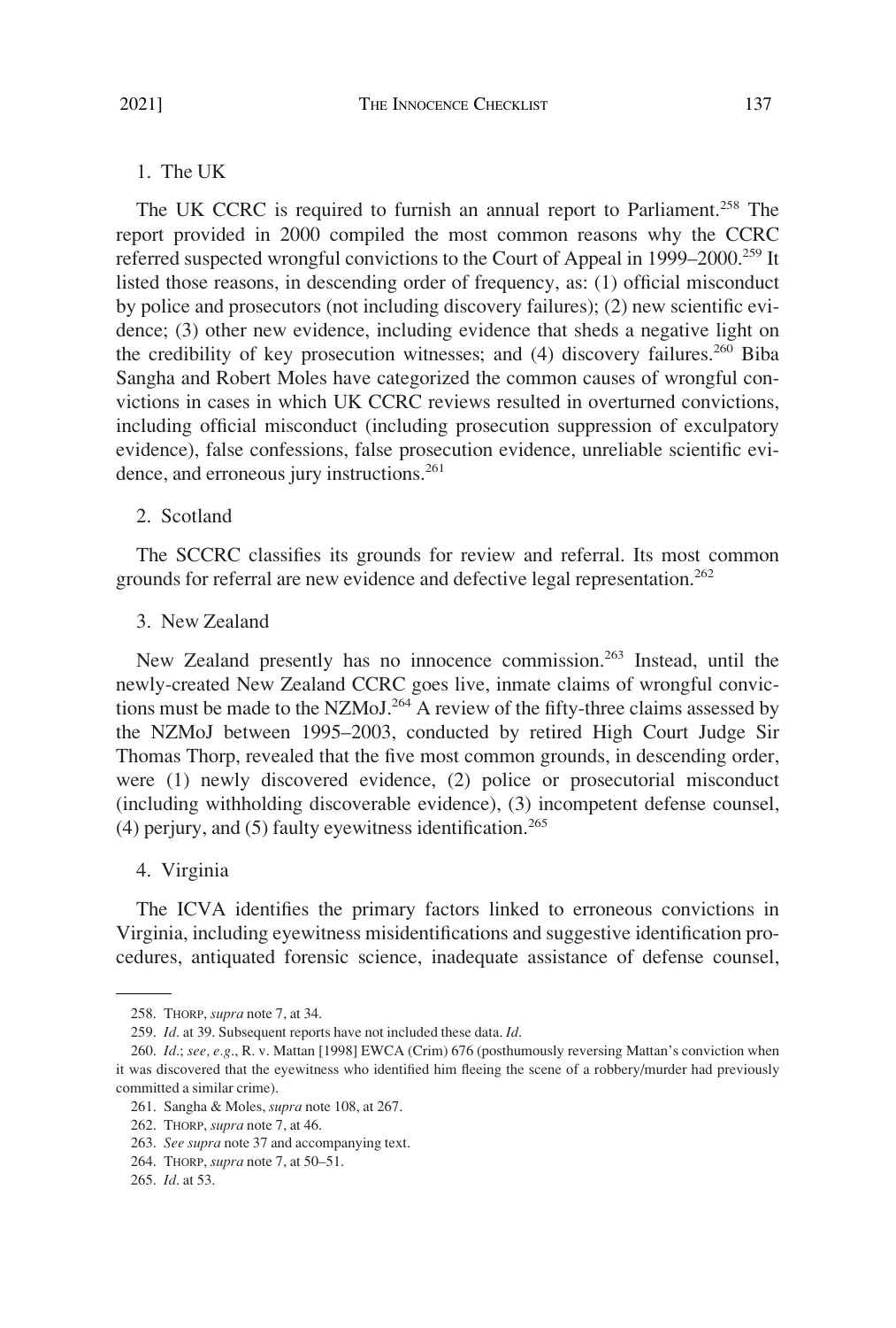### 1. The UK

The UK CCRC is required to furnish an annual report to Parliament.[258] The report provided in 2000 compiled the most common reasons why the CCRC referred suspected wrongful convictions to the Court of Appeal in 1999–2000.[259] It listed those reasons, in descending order of frequency, as: (1) official misconduct by police and prosecutors (not including discovery failures); (2) new scientific evidence; (3) other new evidence, including evidence that sheds a negative light on the credibility of key prosecution witnesses; and (4) discovery failures.[260] Biba Sangha and Robert Moles have categorized the common causes of wrongful convictions in cases in which UK CCRC reviews resulted in overturned convictions, including official misconduct (including prosecution suppression of exculpatory evidence), false confessions, false prosecution evidence, unreliable scientific evidence, and erroneous jury instructions.[261]

### 2. Scotland

The SCCRC classifies its grounds for review and referral. Its most common grounds for referral are new evidence and defective legal representation.[262]

### 3. New Zealand

New Zealand presently has no innocence commission.[263] Instead, until the newly-created New Zealand CCRC goes live, inmate claims of wrongful convictions must be made to the NZMoJ.[264] A review of the fifty-three claims assessed by the NZMoJ between 1995–2003, conducted by retired High Court Judge Sir Thomas Thorp, revealed that the five most common grounds, in descending order, were (1) newly discovered evidence, (2) police or prosecutorial misconduct (including withholding discoverable evidence), (3) incompetent defense counsel, (4) perjury, and (5) faulty eyewitness identification.[265]

### 4. Virginia

The ICVA identifies the primary factors linked to erroneous convictions in Virginia, including eyewitness misidentifications and suggestive identification procedures, antiquated forensic science, inadequate assistance of defense counsel,

---

258. THORP, *supra* note 7, at 34.

259. *Id*. at 39. Subsequent reports have not included these data. *Id*.

260. *Id*.; *see, e.g.*, R. v. Mattan [1998] EWCA (Crim) 676 (posthumously reversing Mattan's conviction when it was discovered that the eyewitness who identified him fleeing the scene of a robbery/murder had previously committed a similar crime).

261. Sangha & Moles, *supra* note 108, at 267.

262. THORP, *supra* note 7, at 46.

263. *See supra* note 37 and accompanying text.

264. THORP, *supra* note 7, at 50–51.

265. *Id*. at 53.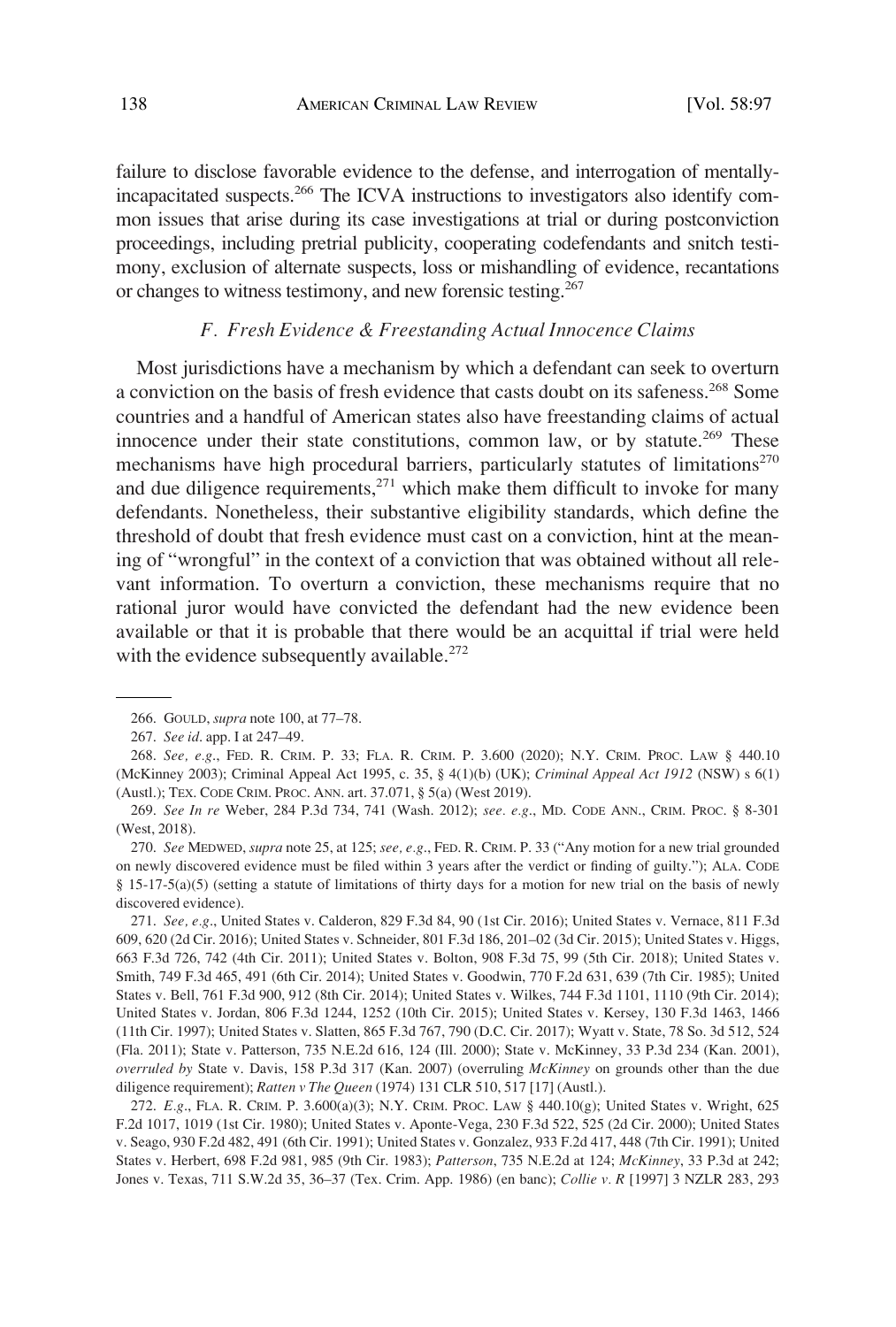failure to disclose favorable evidence to the defense, and interrogation of mentally-incapacitated suspects.[266] The ICVA instructions to investigators also identify common issues that arise during its case investigations at trial or during postconviction proceedings, including pretrial publicity, cooperating codefendants and snitch testimony, exclusion of alternate suspects, loss or mishandling of evidence, recantations or changes to witness testimony, and new forensic testing.[267]

### *F. Fresh Evidence & Freestanding Actual Innocence Claims*

Most jurisdictions have a mechanism by which a defendant can seek to overturn a conviction on the basis of fresh evidence that casts doubt on its safeness.[268] Some countries and a handful of American states also have freestanding claims of actual innocence under their state constitutions, common law, or by statute.[269] These mechanisms have high procedural barriers, particularly statutes of limitations[270] and due diligence requirements,[271] which make them difficult to invoke for many defendants. Nonetheless, their substantive eligibility standards, which define the threshold of doubt that fresh evidence must cast on a conviction, hint at the meaning of "wrongful" in the context of a conviction that was obtained without all relevant information. To overturn a conviction, these mechanisms require that no rational juror would have convicted the defendant had the new evidence been available or that it is probable that there would be an acquittal if trial were held with the evidence subsequently available.[272]

---

266. GOULD, *supra* note 100, at 77–78.

267. *See id*. app. I at 247–49.

268. *See, e.g*., FED. R. CRIM. P. 33; FLA. R. CRIM. P. 3.600 (2020); N.Y. CRIM. PROC. LAW § 440.10 (McKinney 2003); Criminal Appeal Act 1995, c. 35, § 4(1)(b) (UK); *Criminal Appeal Act 1912* (NSW) s 6(1) (Austl.); TEX. CODE CRIM. PROC. ANN. art. 37.071, § 5(a) (West 2019).

269. *See In re* Weber, 284 P.3d 734, 741 (Wash. 2012); *see. e.g*., MD. CODE ANN., CRIM. PROC. § 8-301 (West, 2018).

270. *See* MEDWED, *supra* note 25, at 125; *see, e.g*., FED. R. CRIM. P. 33 ("Any motion for a new trial grounded on newly discovered evidence must be filed within 3 years after the verdict or finding of guilty."); ALA. CODE § 15-17-5(a)(5) (setting a statute of limitations of thirty days for a motion for new trial on the basis of newly discovered evidence).

271. *See, e.g*., United States v. Calderon, 829 F.3d 84, 90 (1st Cir. 2016); United States v. Vernace, 811 F.3d 609, 620 (2d Cir. 2016); United States v. Schneider, 801 F.3d 186, 201–02 (3d Cir. 2015); United States v. Higgs, 663 F.3d 726, 742 (4th Cir. 2011); United States v. Bolton, 908 F.3d 75, 99 (5th Cir. 2018); United States v. Smith, 749 F.3d 465, 491 (6th Cir. 2014); United States v. Goodwin, 770 F.2d 631, 639 (7th Cir. 1985); United States v. Bell, 761 F.3d 900, 912 (8th Cir. 2014); United States v. Wilkes, 744 F.3d 1101, 1110 (9th Cir. 2014); United States v. Jordan, 806 F.3d 1244, 1252 (10th Cir. 2015); United States v. Kersey, 130 F.3d 1463, 1466 (11th Cir. 1997); United States v. Slatten, 865 F.3d 767, 790 (D.C. Cir. 2017); Wyatt v. State, 78 So. 3d 512, 524 (Fla. 2011); State v. Patterson, 735 N.E.2d 616, 124 (Ill. 2000); State v. McKinney, 33 P.3d 234 (Kan. 2001), *overruled by* State v. Davis, 158 P.3d 317 (Kan. 2007) (overruling *McKinney* on grounds other than the due diligence requirement); *Ratten v The Queen* (1974) 131 CLR 510, 517 [17] (Austl.).

272. *E.g*., FLA. R. CRIM. P. 3.600(a)(3); N.Y. CRIM. PROC. LAW § 440.10(g); United States v. Wright, 625 F.2d 1017, 1019 (1st Cir. 1980); United States v. Aponte-Vega, 230 F.3d 522, 525 (2d Cir. 2000); United States v. Seago, 930 F.2d 482, 491 (6th Cir. 1991); United States v. Gonzalez, 933 F.2d 417, 448 (7th Cir. 1991); United States v. Herbert, 698 F.2d 981, 985 (9th Cir. 1983); *Patterson*, 735 N.E.2d at 124; *McKinney*, 33 P.3d at 242; Jones v. Texas, 711 S.W.2d 35, 36–37 (Tex. Crim. App. 1986) (en banc); *Collie v. R* [1997] 3 NZLR 283, 293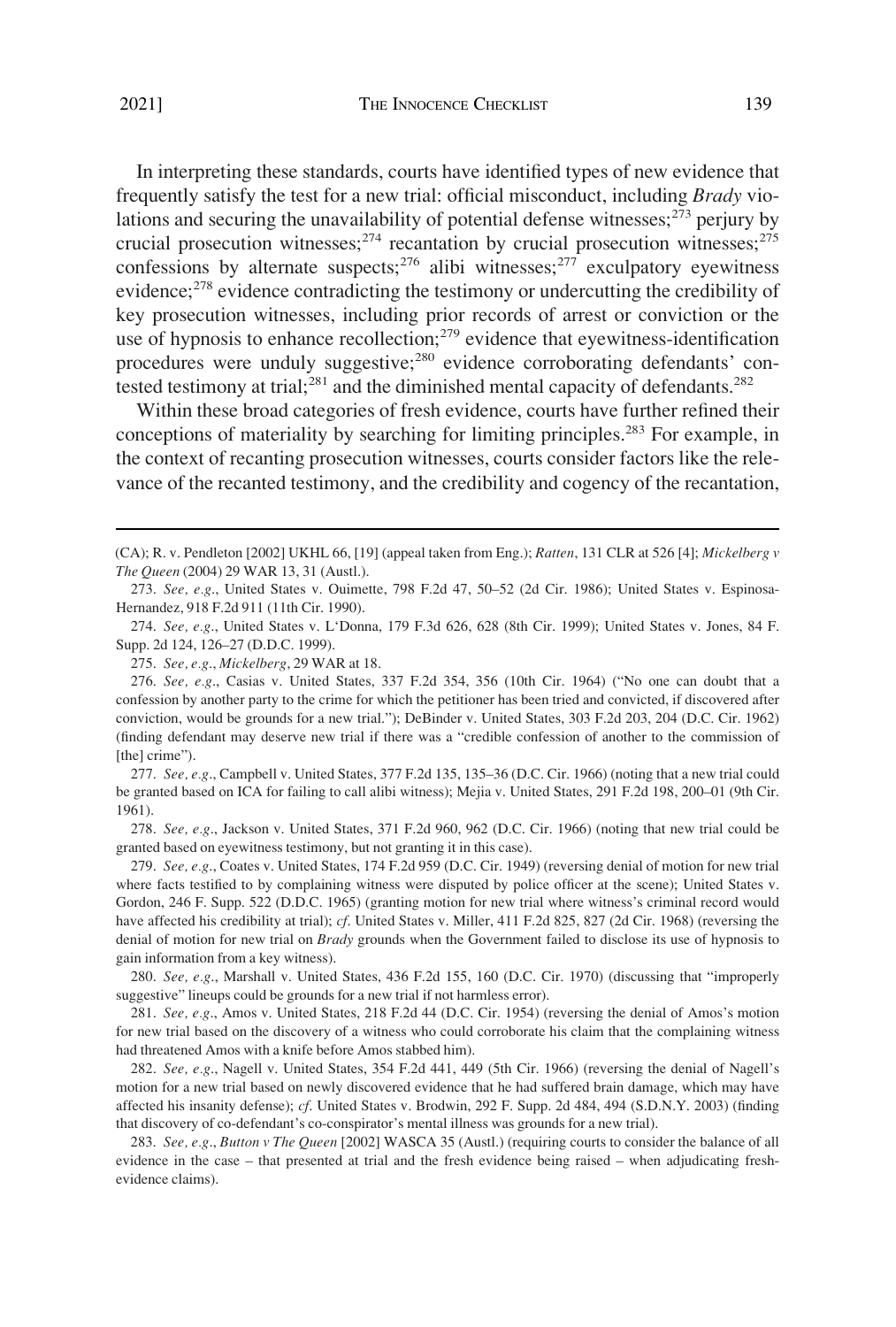In interpreting these standards, courts have identified types of new evidence that frequently satisfy the test for a new trial: official misconduct, including *Brady* violations and securing the unavailability of potential defense witnesses;[273] perjury by crucial prosecution witnesses;[274] recantation by crucial prosecution witnesses;[275] confessions by alternate suspects;[276] alibi witnesses;[277] exculpatory eyewitness evidence;[278] evidence contradicting the testimony or undercutting the credibility of key prosecution witnesses, including prior records of arrest or conviction or the use of hypnosis to enhance recollection;[279] evidence that eyewitness-identification procedures were unduly suggestive;[280] evidence corroborating defendants' contested testimony at trial;[281] and the diminished mental capacity of defendants.[282]

Within these broad categories of fresh evidence, courts have further refined their conceptions of materiality by searching for limiting principles.[283] For example, in the context of recanting prosecution witnesses, courts consider factors like the relevance of the recanted testimony, and the credibility and cogency of the recantation,

---

(CA); R. v. Pendleton [2002] UKHL 66, [19] (appeal taken from Eng.); *Ratten*, 131 CLR at 526 [4]; *Mickelberg v The Queen* (2004) 29 WAR 13, 31 (Austl.).

273. *See, e.g.*, United States v. Ouimette, 798 F.2d 47, 50–52 (2d Cir. 1986); United States v. Espinosa-Hernandez, 918 F.2d 911 (11th Cir. 1990).

274. *See, e.g.*, United States v. L'Donna, 179 F.3d 626, 628 (8th Cir. 1999); United States v. Jones, 84 F. Supp. 2d 124, 126–27 (D.D.C. 1999).

275. *See, e.g.*, *Mickelberg*, 29 WAR at 18.

276. *See, e.g.*, Casias v. United States, 337 F.2d 354, 356 (10th Cir. 1964) ("No one can doubt that a confession by another party to the crime for which the petitioner has been tried and convicted, if discovered after conviction, would be grounds for a new trial."); DeBinder v. United States, 303 F.2d 203, 204 (D.C. Cir. 1962) (finding defendant may deserve new trial if there was a "credible confession of another to the commission of [the] crime").

277. *See, e.g.*, Campbell v. United States, 377 F.2d 135, 135–36 (D.C. Cir. 1966) (noting that a new trial could be granted based on ICA for failing to call alibi witness); Mejia v. United States, 291 F.2d 198, 200–01 (9th Cir. 1961).

278. *See, e.g.*, Jackson v. United States, 371 F.2d 960, 962 (D.C. Cir. 1966) (noting that new trial could be granted based on eyewitness testimony, but not granting it in this case).

279. *See, e.g.*, Coates v. United States, 174 F.2d 959 (D.C. Cir. 1949) (reversing denial of motion for new trial where facts testified to by complaining witness were disputed by police officer at the scene); United States v. Gordon, 246 F. Supp. 522 (D.D.C. 1965) (granting motion for new trial where witness's criminal record would have affected his credibility at trial); *cf.* United States v. Miller, 411 F.2d 825, 827 (2d Cir. 1968) (reversing the denial of motion for new trial on *Brady* grounds when the Government failed to disclose its use of hypnosis to gain information from a key witness).

280. *See, e.g.*, Marshall v. United States, 436 F.2d 155, 160 (D.C. Cir. 1970) (discussing that "improperly suggestive" lineups could be grounds for a new trial if not harmless error).

281. *See, e.g.*, Amos v. United States, 218 F.2d 44 (D.C. Cir. 1954) (reversing the denial of Amos's motion for new trial based on the discovery of a witness who could corroborate his claim that the complaining witness had threatened Amos with a knife before Amos stabbed him).

282. *See, e.g.*, Nagell v. United States, 354 F.2d 441, 449 (5th Cir. 1966) (reversing the denial of Nagell's motion for a new trial based on newly discovered evidence that he had suffered brain damage, which may have affected his insanity defense); *cf.* United States v. Brodwin, 292 F. Supp. 2d 484, 494 (S.D.N.Y. 2003) (finding that discovery of co-defendant's co-conspirator's mental illness was grounds for a new trial).

283. *See, e.g.*, *Button v The Queen* [2002] WASCA 35 (Austl.) (requiring courts to consider the balance of all evidence in the case – that presented at trial and the fresh evidence being raised – when adjudicating fresh-evidence claims).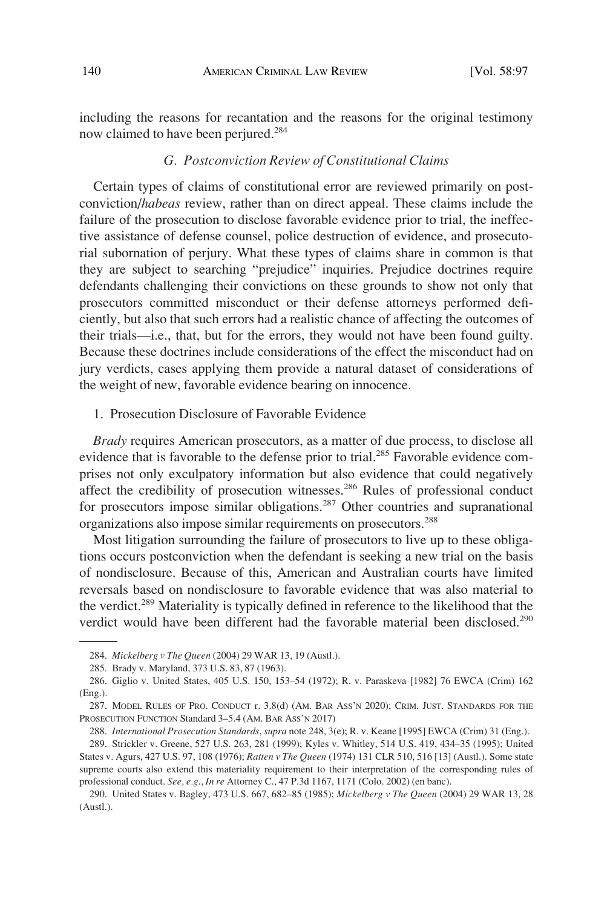including the reasons for recantation and the reasons for the original testimony now claimed to have been perjured.[284]

### *G. Postconviction Review of Constitutional Claims*

Certain types of claims of constitutional error are reviewed primarily on post-conviction/*habeas* review, rather than on direct appeal. These claims include the failure of the prosecution to disclose favorable evidence prior to trial, the ineffective assistance of defense counsel, police destruction of evidence, and prosecutorial subornation of perjury. What these types of claims share in common is that they are subject to searching "prejudice" inquiries. Prejudice doctrines require defendants challenging their convictions on these grounds to show not only that prosecutors committed misconduct or their defense attorneys performed deficiently, but also that such errors had a realistic chance of affecting the outcomes of their trials—i.e., that, but for the errors, they would not have been found guilty. Because these doctrines include considerations of the effect the misconduct had on jury verdicts, cases applying them provide a natural dataset of considerations of the weight of new, favorable evidence bearing on innocence.

#### 1. Prosecution Disclosure of Favorable Evidence

*Brady* requires American prosecutors, as a matter of due process, to disclose all evidence that is favorable to the defense prior to trial.[285] Favorable evidence comprises not only exculpatory information but also evidence that could negatively affect the credibility of prosecution witnesses.[286] Rules of professional conduct for prosecutors impose similar obligations.[287] Other countries and supranational organizations also impose similar requirements on prosecutors.[288]

Most litigation surrounding the failure of prosecutors to live up to these obligations occurs postconviction when the defendant is seeking a new trial on the basis of nondisclosure. Because of this, American and Australian courts have limited reversals based on nondisclosure to favorable evidence that was also material to the verdict.[289] Materiality is typically defined in reference to the likelihood that the verdict would have been different had the favorable material been disclosed.[290]

---

284. *Mickelberg v The Queen* (2004) 29 WAR 13, 19 (Austl.).

285. Brady v. Maryland, 373 U.S. 83, 87 (1963).

286. Giglio v. United States, 405 U.S. 150, 153–54 (1972); R. v. Paraskeva [1982] 76 EWCA (Crim) 162 (Eng.).

287. MODEL RULES OF PRO. CONDUCT r. 3.8(d) (AM. BAR ASS'N 2020); CRIM. JUST. STANDARDS FOR THE PROSECUTION FUNCTION Standard 3–5.4 (AM. BAR ASS'N 2017)

288. *International Prosecution Standards*, *supra* note 248, 3(e); R. v. Keane [1995] EWCA (Crim) 31 (Eng.).

289. Strickler v. Greene, 527 U.S. 263, 281 (1999); Kyles v. Whitley, 514 U.S. 419, 434–35 (1995); United States v. Agurs, 427 U.S. 97, 108 (1976); *Ratten v The Queen* (1974) 131 CLR 510, 516 [13] (Austl.). Some state supreme courts also extend this materiality requirement to their interpretation of the corresponding rules of professional conduct. *See, e.g.*, *In re* Attorney C., 47 P.3d 1167, 1171 (Colo. 2002) (en banc).

290. United States v. Bagley, 473 U.S. 667, 682–85 (1985); *Mickelberg v The Queen* (2004) 29 WAR 13, 28 (Austl.).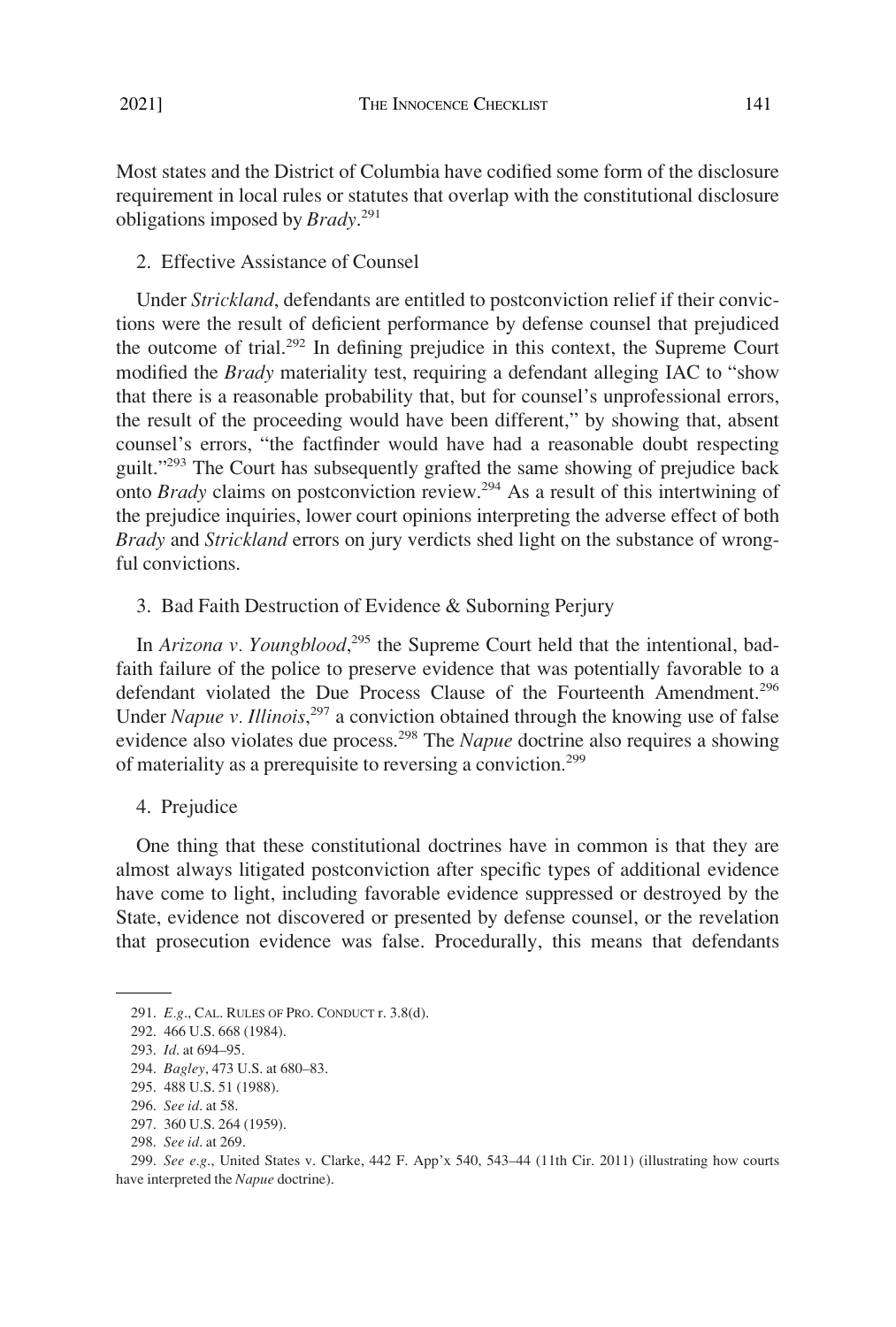Most states and the District of Columbia have codified some form of the disclosure requirement in local rules or statutes that overlap with the constitutional disclosure obligations imposed by *Brady*.[291]

### 2. Effective Assistance of Counsel

Under *Strickland*, defendants are entitled to postconviction relief if their convictions were the result of deficient performance by defense counsel that prejudiced the outcome of trial.[292] In defining prejudice in this context, the Supreme Court modified the *Brady* materiality test, requiring a defendant alleging IAC to "show that there is a reasonable probability that, but for counsel's unprofessional errors, the result of the proceeding would have been different," by showing that, absent counsel's errors, "the factfinder would have had a reasonable doubt respecting guilt."[293] The Court has subsequently grafted the same showing of prejudice back onto *Brady* claims on postconviction review.[294] As a result of this intertwining of the prejudice inquiries, lower court opinions interpreting the adverse effect of both *Brady* and *Strickland* errors on jury verdicts shed light on the substance of wrongful convictions.

### 3. Bad Faith Destruction of Evidence & Suborning Perjury

In *Arizona v. Youngblood*,[295] the Supreme Court held that the intentional, bad-faith failure of the police to preserve evidence that was potentially favorable to a defendant violated the Due Process Clause of the Fourteenth Amendment.[296] Under *Napue v. Illinois*,[297] a conviction obtained through the knowing use of false evidence also violates due process.[298] The *Napue* doctrine also requires a showing of materiality as a prerequisite to reversing a conviction.[299]

### 4. Prejudice

One thing that these constitutional doctrines have in common is that they are almost always litigated postconviction after specific types of additional evidence have come to light, including favorable evidence suppressed or destroyed by the State, evidence not discovered or presented by defense counsel, or the revelation that prosecution evidence was false. Procedurally, this means that defendants

---

291. *E.g.*, CAL. RULES OF PRO. CONDUCT r. 3.8(d).

292. 466 U.S. 668 (1984).

293. *Id.* at 694–95.

294. *Bagley*, 473 U.S. at 680–83.

295. 488 U.S. 51 (1988).

296. *See id.* at 58.

297. 360 U.S. 264 (1959).

298. *See id.* at 269.

299. *See e.g.*, United States v. Clarke, 442 F. App'x 540, 543–44 (11th Cir. 2011) (illustrating how courts have interpreted the *Napue* doctrine).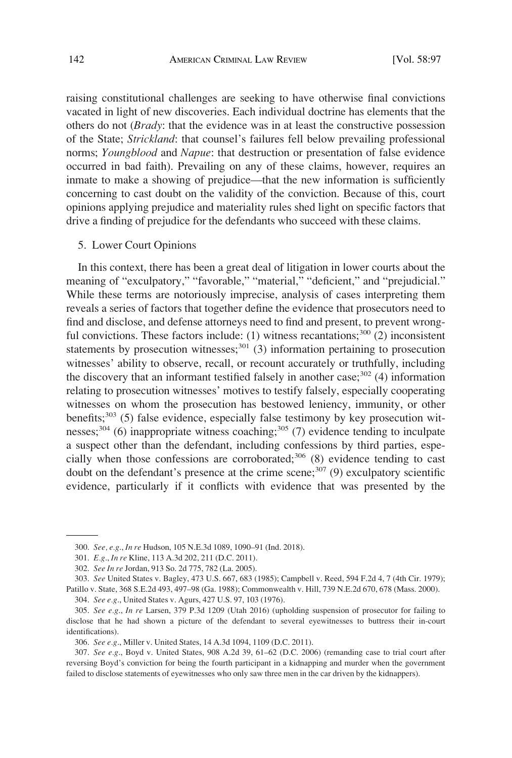raising constitutional challenges are seeking to have otherwise final convictions vacated in light of new discoveries. Each individual doctrine has elements that the others do not (*Brady*: that the evidence was in at least the constructive possession of the State; *Strickland*: that counsel's failures fell below prevailing professional norms; *Youngblood* and *Napue*: that destruction or presentation of false evidence occurred in bad faith). Prevailing on any of these claims, however, requires an inmate to make a showing of prejudice—that the new information is sufficiently concerning to cast doubt on the validity of the conviction. Because of this, court opinions applying prejudice and materiality rules shed light on specific factors that drive a finding of prejudice for the defendants who succeed with these claims.

5. Lower Court Opinions

In this context, there has been a great deal of litigation in lower courts about the meaning of "exculpatory," "favorable," "material," "deficient," and "prejudicial." While these terms are notoriously imprecise, analysis of cases interpreting them reveals a series of factors that together define the evidence that prosecutors need to find and disclose, and defense attorneys need to find and present, to prevent wrongful convictions. These factors include: (1) witness recantations;[300] (2) inconsistent statements by prosecution witnesses;[301] (3) information pertaining to prosecution witnesses' ability to observe, recall, or recount accurately or truthfully, including the discovery that an informant testified falsely in another case;[302] (4) information relating to prosecution witnesses' motives to testify falsely, especially cooperating witnesses on whom the prosecution has bestowed leniency, immunity, or other benefits;[303] (5) false evidence, especially false testimony by key prosecution witnesses;[304] (6) inappropriate witness coaching;[305] (7) evidence tending to inculpate a suspect other than the defendant, including confessions by third parties, especially when those confessions are corroborated;[306] (8) evidence tending to cast doubt on the defendant's presence at the crime scene;[307] (9) exculpatory scientific evidence, particularly if it conflicts with evidence that was presented by the

---

300. *See, e.g.*, *In re* Hudson, 105 N.E.3d 1089, 1090–91 (Ind. 2018).

301. *E.g.*, *In re* Kline, 113 A.3d 202, 211 (D.C. 2011).

302. *See In re* Jordan, 913 So. 2d 775, 782 (La. 2005).

303. *See* United States v. Bagley, 473 U.S. 667, 683 (1985); Campbell v. Reed, 594 F.2d 4, 7 (4th Cir. 1979); Patillo v. State, 368 S.E.2d 493, 497–98 (Ga. 1988); Commonwealth v. Hill, 739 N.E.2d 670, 678 (Mass. 2000).

304. *See e.g.*, United States v. Agurs, 427 U.S. 97, 103 (1976).

305. *See e.g.*, *In re* Larsen, 379 P.3d 1209 (Utah 2016) (upholding suspension of prosecutor for failing to disclose that he had shown a picture of the defendant to several eyewitnesses to buttress their in-court identifications).

306. *See e.g.*, Miller v. United States, 14 A.3d 1094, 1109 (D.C. 2011).

307. *See e.g.*, Boyd v. United States, 908 A.2d 39, 61–62 (D.C. 2006) (remanding case to trial court after reversing Boyd's conviction for being the fourth participant in a kidnapping and murder when the government failed to disclose statements of eyewitnesses who only saw three men in the car driven by the kidnappers).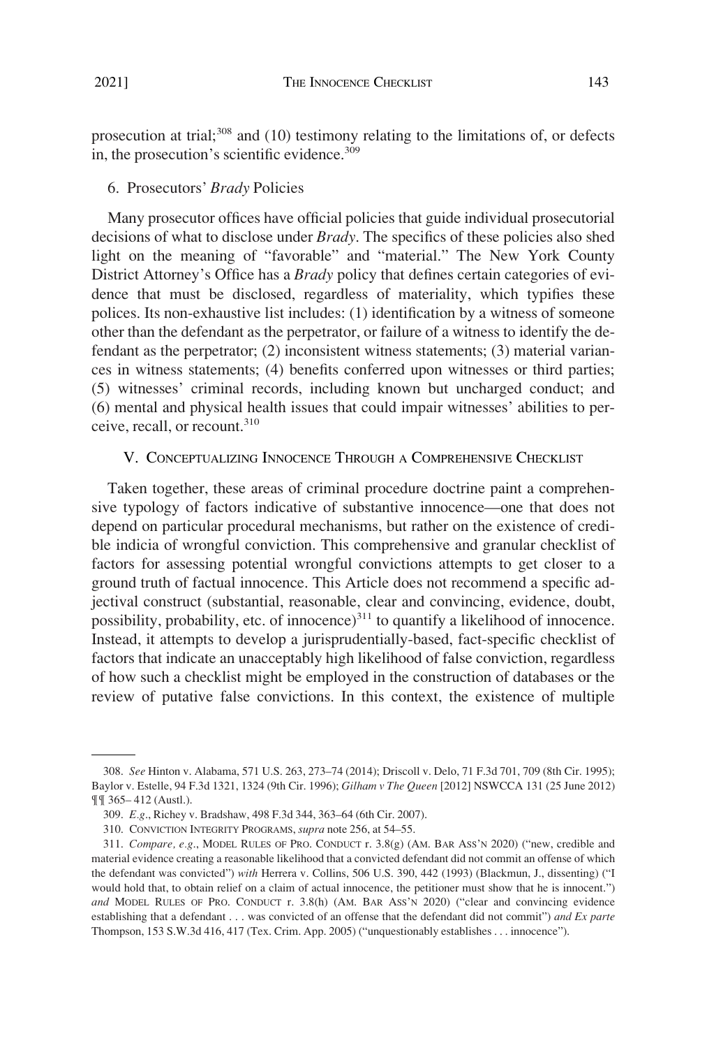prosecution at trial;[308] and (10) testimony relating to the limitations of, or defects in, the prosecution's scientific evidence.[309]

### 6. Prosecutors' *Brady* Policies

Many prosecutor offices have official policies that guide individual prosecutorial decisions of what to disclose under *Brady*. The specifics of these policies also shed light on the meaning of "favorable" and "material." The New York County District Attorney's Office has a *Brady* policy that defines certain categories of evidence that must be disclosed, regardless of materiality, which typifies these polices. Its non-exhaustive list includes: (1) identification by a witness of someone other than the defendant as the perpetrator, or failure of a witness to identify the defendant as the perpetrator; (2) inconsistent witness statements; (3) material variances in witness statements; (4) benefits conferred upon witnesses or third parties; (5) witnesses' criminal records, including known but uncharged conduct; and (6) mental and physical health issues that could impair witnesses' abilities to perceive, recall, or recount.[310]

## V. Conceptualizing Innocence Through a Comprehensive Checklist

Taken together, these areas of criminal procedure doctrine paint a comprehensive typology of factors indicative of substantive innocence—one that does not depend on particular procedural mechanisms, but rather on the existence of credible indicia of wrongful conviction. This comprehensive and granular checklist of factors for assessing potential wrongful convictions attempts to get closer to a ground truth of factual innocence. This Article does not recommend a specific adjectival construct (substantial, reasonable, clear and convincing, evidence, doubt, possibility, probability, etc. of innocence)[311] to quantify a likelihood of innocence. Instead, it attempts to develop a jurisprudentially-based, fact-specific checklist of factors that indicate an unacceptably high likelihood of false conviction, regardless of how such a checklist might be employed in the construction of databases or the review of putative false convictions. In this context, the existence of multiple

---

308. *See* Hinton v. Alabama, 571 U.S. 263, 273–74 (2014); Driscoll v. Delo, 71 F.3d 701, 709 (8th Cir. 1995); Baylor v. Estelle, 94 F.3d 1321, 1324 (9th Cir. 1996); *Gilham v The Queen* [2012] NSWCCA 131 (25 June 2012) ¶¶ 365– 412 (Austl.).

309. *E.g.*, Richey v. Bradshaw, 498 F.3d 344, 363–64 (6th Cir. 2007).

310. Conviction Integrity Programs, *supra* note 256, at 54–55.

311. *Compare, e.g.*, Model Rules of Pro. Conduct r. 3.8(g) (Am. Bar Ass'n 2020) ("new, credible and material evidence creating a reasonable likelihood that a convicted defendant did not commit an offense of which the defendant was convicted") *with* Herrera v. Collins, 506 U.S. 390, 442 (1993) (Blackmun, J., dissenting) ("I would hold that, to obtain relief on a claim of actual innocence, the petitioner must show that he is innocent.") *and* Model Rules of Pro. Conduct r. 3.8(h) (Am. Bar Ass'n 2020) ("clear and convincing evidence establishing that a defendant . . . was convicted of an offense that the defendant did not commit") *and Ex parte* Thompson, 153 S.W.3d 416, 417 (Tex. Crim. App. 2005) ("unquestionably establishes . . . innocence").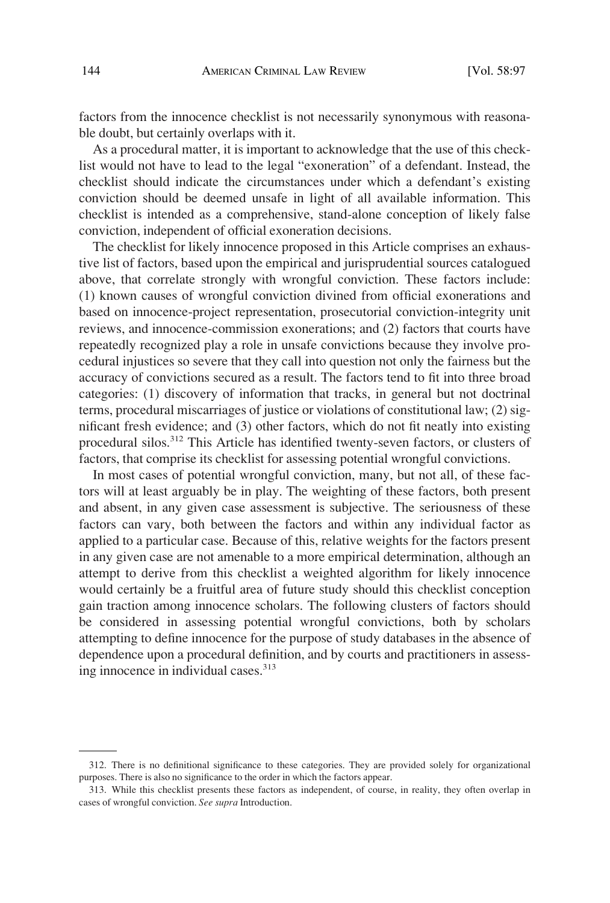factors from the innocence checklist is not necessarily synonymous with reasonable doubt, but certainly overlaps with it.

As a procedural matter, it is important to acknowledge that the use of this checklist would not have to lead to the legal "exoneration" of a defendant. Instead, the checklist should indicate the circumstances under which a defendant's existing conviction should be deemed unsafe in light of all available information. This checklist is intended as a comprehensive, stand-alone conception of likely false conviction, independent of official exoneration decisions.

The checklist for likely innocence proposed in this Article comprises an exhaustive list of factors, based upon the empirical and jurisprudential sources catalogued above, that correlate strongly with wrongful conviction. These factors include: (1) known causes of wrongful conviction divined from official exonerations and based on innocence-project representation, prosecutorial conviction-integrity unit reviews, and innocence-commission exonerations; and (2) factors that courts have repeatedly recognized play a role in unsafe convictions because they involve procedural injustices so severe that they call into question not only the fairness but the accuracy of convictions secured as a result. The factors tend to fit into three broad categories: (1) discovery of information that tracks, in general but not doctrinal terms, procedural miscarriages of justice or violations of constitutional law; (2) significant fresh evidence; and (3) other factors, which do not fit neatly into existing procedural silos.[312] This Article has identified twenty-seven factors, or clusters of factors, that comprise its checklist for assessing potential wrongful convictions.

In most cases of potential wrongful conviction, many, but not all, of these factors will at least arguably be in play. The weighting of these factors, both present and absent, in any given case assessment is subjective. The seriousness of these factors can vary, both between the factors and within any individual factor as applied to a particular case. Because of this, relative weights for the factors present in any given case are not amenable to a more empirical determination, although an attempt to derive from this checklist a weighted algorithm for likely innocence would certainly be a fruitful area of future study should this checklist conception gain traction among innocence scholars. The following clusters of factors should be considered in assessing potential wrongful convictions, both by scholars attempting to define innocence for the purpose of study databases in the absence of dependence upon a procedural definition, and by courts and practitioners in assessing innocence in individual cases.[313]

---

312. There is no definitional significance to these categories. They are provided solely for organizational purposes. There is also no significance to the order in which the factors appear.

313. While this checklist presents these factors as independent, of course, in reality, they often overlap in cases of wrongful conviction. *See supra* Introduction.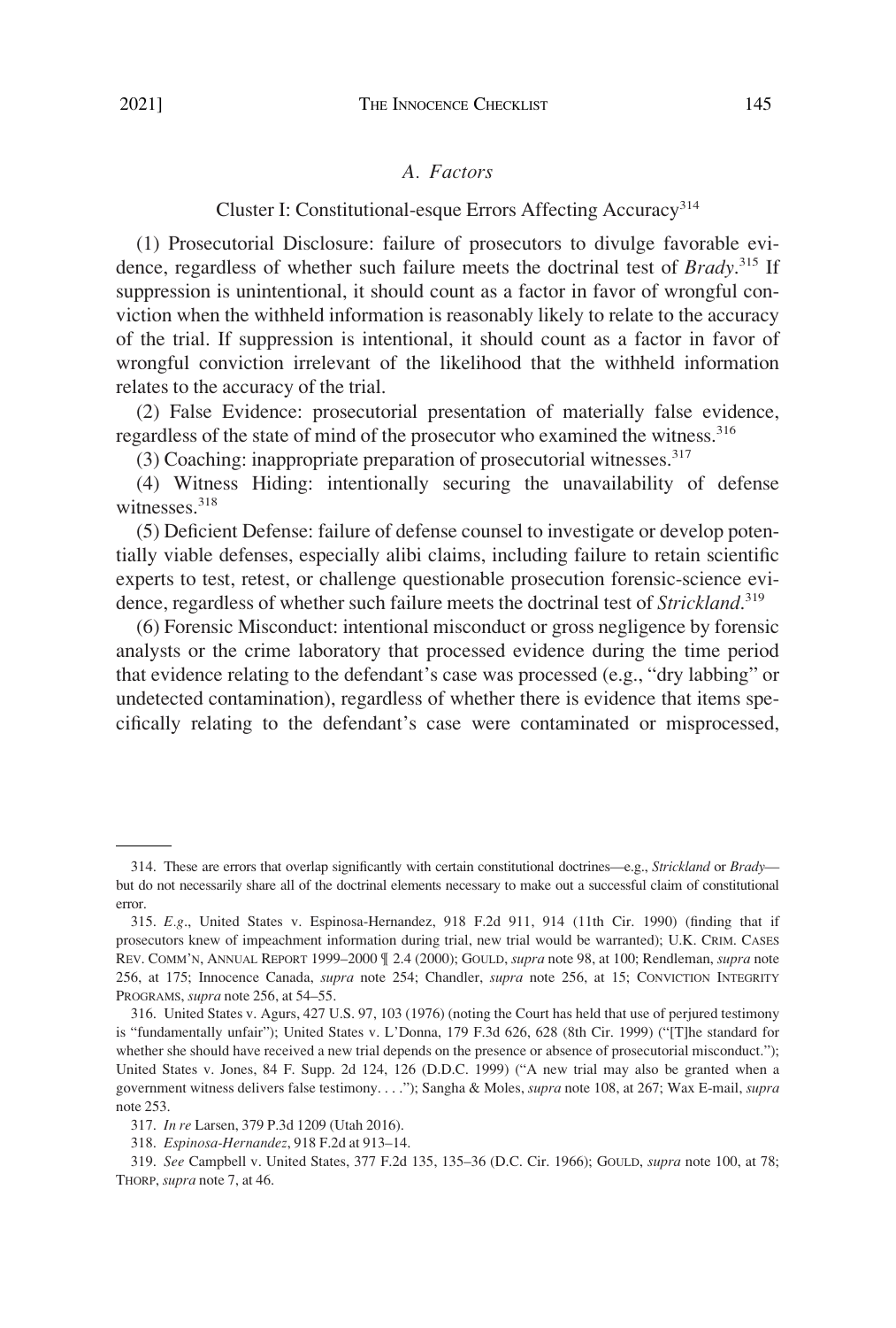### *A. Factors*

Cluster I: Constitutional-esque Errors Affecting Accuracy[314]

(1) Prosecutorial Disclosure: failure of prosecutors to divulge favorable evidence, regardless of whether such failure meets the doctrinal test of *Brady*.[315] If suppression is unintentional, it should count as a factor in favor of wrongful conviction when the withheld information is reasonably likely to relate to the accuracy of the trial. If suppression is intentional, it should count as a factor in favor of wrongful conviction irrelevant of the likelihood that the withheld information relates to the accuracy of the trial.

(2) False Evidence: prosecutorial presentation of materially false evidence, regardless of the state of mind of the prosecutor who examined the witness.[316]

(3) Coaching: inappropriate preparation of prosecutorial witnesses.[317]

(4) Witness Hiding: intentionally securing the unavailability of defense witnesses.[318]

(5) Deficient Defense: failure of defense counsel to investigate or develop potentially viable defenses, especially alibi claims, including failure to retain scientific experts to test, retest, or challenge questionable prosecution forensic-science evidence, regardless of whether such failure meets the doctrinal test of *Strickland*.[319]

(6) Forensic Misconduct: intentional misconduct or gross negligence by forensic analysts or the crime laboratory that processed evidence during the time period that evidence relating to the defendant's case was processed (e.g., "dry labbing" or undetected contamination), regardless of whether there is evidence that items specifically relating to the defendant's case were contaminated or misprocessed,

---

314. These are errors that overlap significantly with certain constitutional doctrines—e.g., *Strickland* or *Brady*—but do not necessarily share all of the doctrinal elements necessary to make out a successful claim of constitutional error.

315. *E.g*., United States v. Espinosa-Hernandez, 918 F.2d 911, 914 (11th Cir. 1990) (finding that if prosecutors knew of impeachment information during trial, new trial would be warranted); U.K. CRIM. CASES REV. COMM'N, ANNUAL REPORT 1999–2000 ¶ 2.4 (2000); GOULD, *supra* note 98, at 100; Rendleman, *supra* note 256, at 175; Innocence Canada, *supra* note 254; Chandler, *supra* note 256, at 15; CONVICTION INTEGRITY PROGRAMS, *supra* note 256, at 54–55.

316. United States v. Agurs, 427 U.S. 97, 103 (1976) (noting the Court has held that use of perjured testimony is "fundamentally unfair"); United States v. L'Donna, 179 F.3d 626, 628 (8th Cir. 1999) ("[T]he standard for whether she should have received a new trial depends on the presence or absence of prosecutorial misconduct."); United States v. Jones, 84 F. Supp. 2d 124, 126 (D.D.C. 1999) ("A new trial may also be granted when a government witness delivers false testimony. . . ."); Sangha & Moles, *supra* note 108, at 267; Wax E-mail, *supra* note 253.

317. *In re* Larsen, 379 P.3d 1209 (Utah 2016).

318. *Espinosa-Hernandez*, 918 F.2d at 913–14.

319. *See* Campbell v. United States, 377 F.2d 135, 135–36 (D.C. Cir. 1966); GOULD, *supra* note 100, at 78; THORP, *supra* note 7, at 46.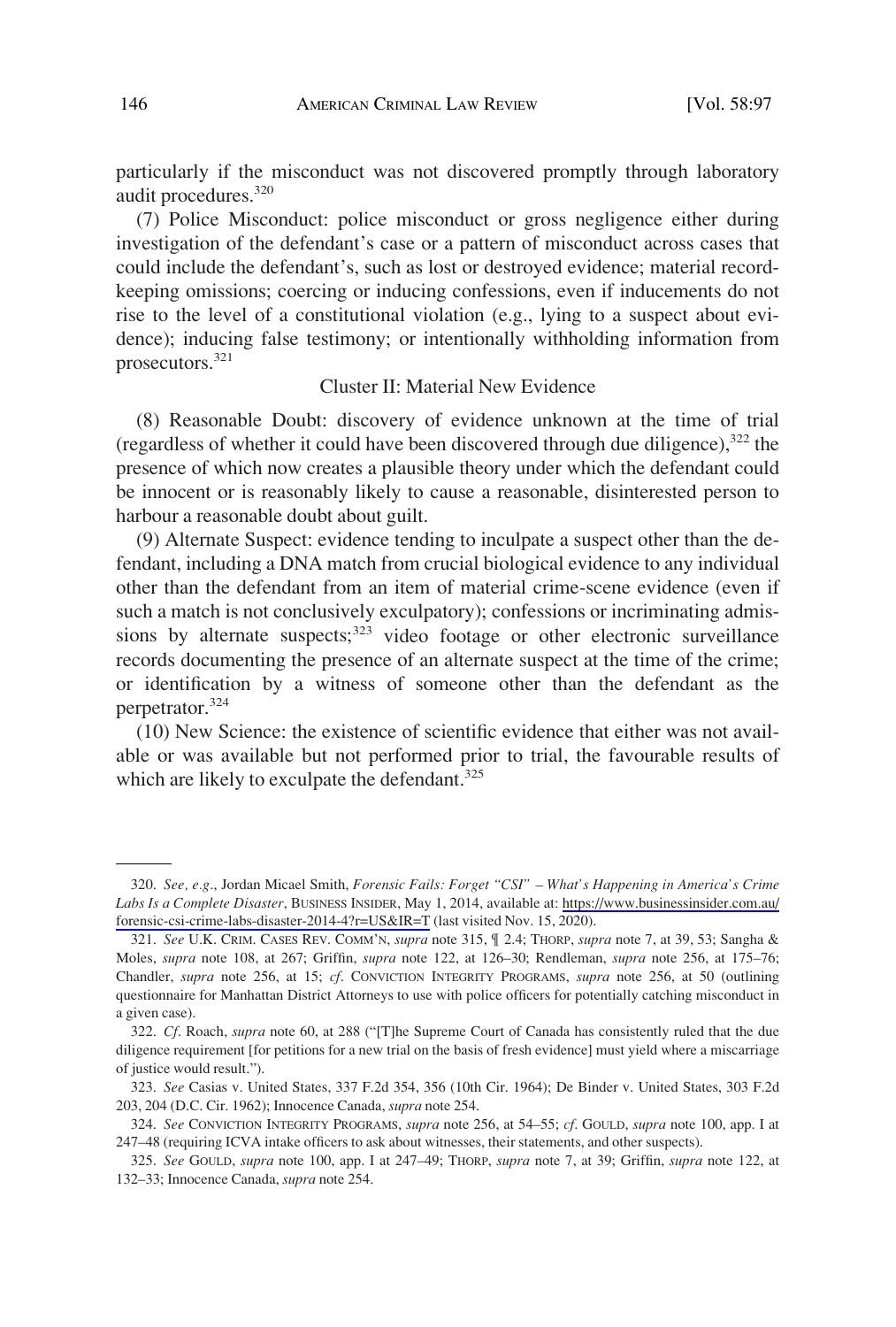particularly if the misconduct was not discovered promptly through laboratory audit procedures.[320]

(7) Police Misconduct: police misconduct or gross negligence either during investigation of the defendant's case or a pattern of misconduct across cases that could include the defendant's, such as lost or destroyed evidence; material record-keeping omissions; coercing or inducing confessions, even if inducements do not rise to the level of a constitutional violation (e.g., lying to a suspect about evidence); inducing false testimony; or intentionally withholding information from prosecutors.[321]

Cluster II: Material New Evidence

(8) Reasonable Doubt: discovery of evidence unknown at the time of trial (regardless of whether it could have been discovered through due diligence),[322] the presence of which now creates a plausible theory under which the defendant could be innocent or is reasonably likely to cause a reasonable, disinterested person to harbour a reasonable doubt about guilt.

(9) Alternate Suspect: evidence tending to inculpate a suspect other than the defendant, including a DNA match from crucial biological evidence to any individual other than the defendant from an item of material crime-scene evidence (even if such a match is not conclusively exculpatory); confessions or incriminating admissions by alternate suspects;[323] video footage or other electronic surveillance records documenting the presence of an alternate suspect at the time of the crime; or identification by a witness of someone other than the defendant as the perpetrator.[324]

(10) New Science: the existence of scientific evidence that either was not available or was available but not performed prior to trial, the favourable results of which are likely to exculpate the defendant.[325]

---

320. *See, e.g.*, Jordan Micael Smith, *Forensic Fails: Forget "CSI" – What's Happening in America's Crime Labs Is a Complete Disaster*, BUSINESS INSIDER, May 1, 2014, available at: https://www.businessinsider.com.au/forensic-csi-crime-labs-disaster-2014-4?r=US&IR=T (last visited Nov. 15, 2020).

321. *See* U.K. CRIM. CASES REV. COMM'N, *supra* note 315, ¶ 2.4; THORP, *supra* note 7, at 39, 53; Sangha & Moles, *supra* note 108, at 267; Griffin, *supra* note 122, at 126–30; Rendleman, *supra* note 256, at 175–76; Chandler, *supra* note 256, at 15; *cf*. CONVICTION INTEGRITY PROGRAMS, *supra* note 256, at 50 (outlining questionnaire for Manhattan District Attorneys to use with police officers for potentially catching misconduct in a given case).

322. *Cf*. Roach, *supra* note 60, at 288 ("[T]he Supreme Court of Canada has consistently ruled that the due diligence requirement [for petitions for a new trial on the basis of fresh evidence] must yield where a miscarriage of justice would result.").

323. *See* Casias v. United States, 337 F.2d 354, 356 (10th Cir. 1964); De Binder v. United States, 303 F.2d 203, 204 (D.C. Cir. 1962); Innocence Canada, *supra* note 254.

324. *See* CONVICTION INTEGRITY PROGRAMS, *supra* note 256, at 54–55; *cf*. GOULD, *supra* note 100, app. I at 247–48 (requiring ICVA intake officers to ask about witnesses, their statements, and other suspects).

325. *See* GOULD, *supra* note 100, app. I at 247–49; THORP, *supra* note 7, at 39; Griffin, *supra* note 122, at 132–33; Innocence Canada, *supra* note 254.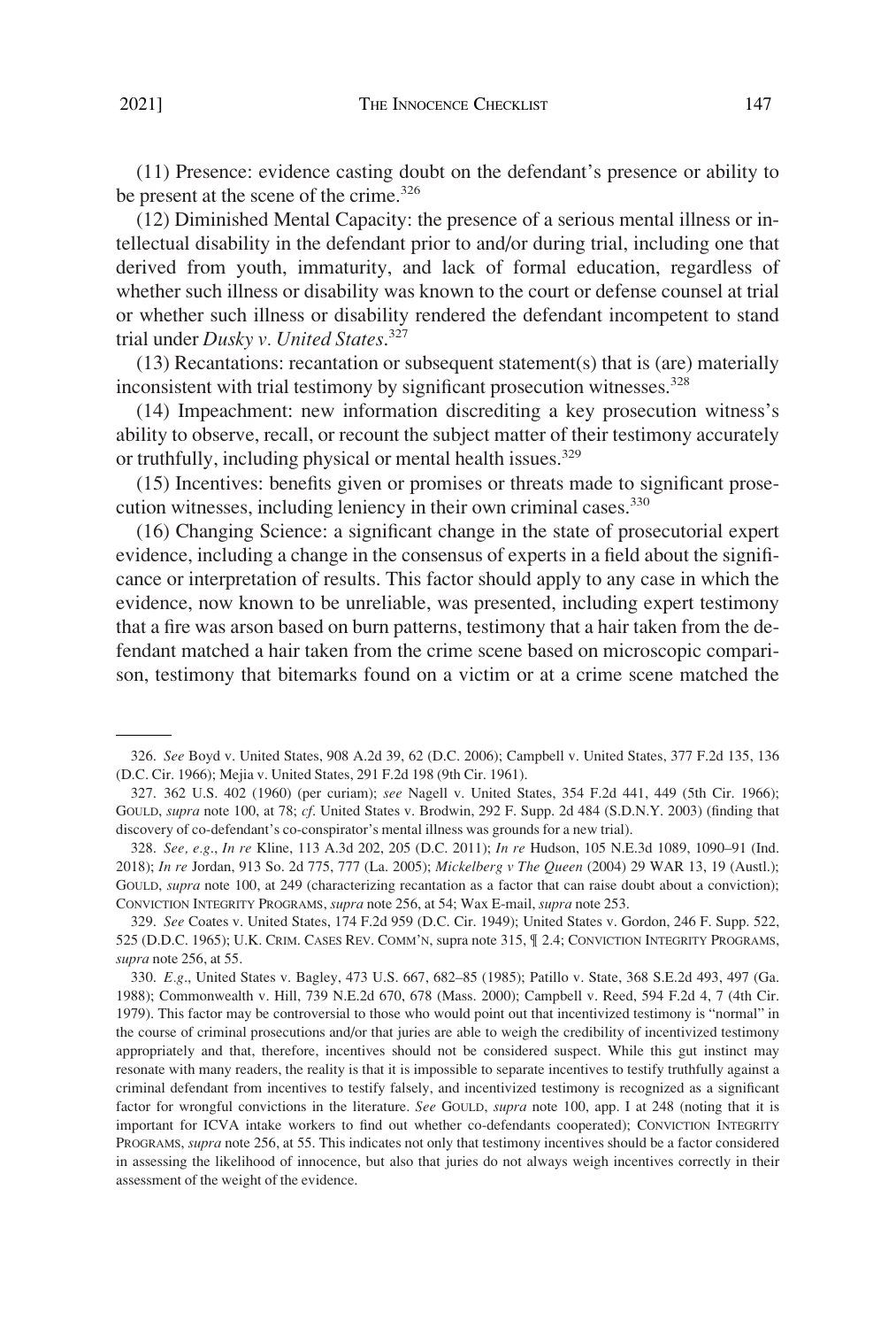(11) Presence: evidence casting doubt on the defendant's presence or ability to be present at the scene of the crime.[326]

(12) Diminished Mental Capacity: the presence of a serious mental illness or intellectual disability in the defendant prior to and/or during trial, including one that derived from youth, immaturity, and lack of formal education, regardless of whether such illness or disability was known to the court or defense counsel at trial or whether such illness or disability rendered the defendant incompetent to stand trial under *Dusky v. United States*.[327]

(13) Recantations: recantation or subsequent statement(s) that is (are) materially inconsistent with trial testimony by significant prosecution witnesses.[328]

(14) Impeachment: new information discrediting a key prosecution witness's ability to observe, recall, or recount the subject matter of their testimony accurately or truthfully, including physical or mental health issues.[329]

(15) Incentives: benefits given or promises or threats made to significant prosecution witnesses, including leniency in their own criminal cases.[330]

(16) Changing Science: a significant change in the state of prosecutorial expert evidence, including a change in the consensus of experts in a field about the significance or interpretation of results. This factor should apply to any case in which the evidence, now known to be unreliable, was presented, including expert testimony that a fire was arson based on burn patterns, testimony that a hair taken from the defendant matched a hair taken from the crime scene based on microscopic comparison, testimony that bitemarks found on a victim or at a crime scene matched the

---

326. *See* Boyd v. United States, 908 A.2d 39, 62 (D.C. 2006); Campbell v. United States, 377 F.2d 135, 136 (D.C. Cir. 1966); Mejia v. United States, 291 F.2d 198 (9th Cir. 1961).

327. 362 U.S. 402 (1960) (per curiam); *see* Nagell v. United States, 354 F.2d 441, 449 (5th Cir. 1966); GOULD, *supra* note 100, at 78; *cf*. United States v. Brodwin, 292 F. Supp. 2d 484 (S.D.N.Y. 2003) (finding that discovery of co-defendant's co-conspirator's mental illness was grounds for a new trial).

328. *See, e.g*., *In re* Kline, 113 A.3d 202, 205 (D.C. 2011); *In re* Hudson, 105 N.E.3d 1089, 1090–91 (Ind. 2018); *In re* Jordan, 913 So. 2d 775, 777 (La. 2005); *Mickelberg v The Queen* (2004) 29 WAR 13, 19 (Austl.); GOULD, *supra* note 100, at 249 (characterizing recantation as a factor that can raise doubt about a conviction); CONVICTION INTEGRITY PROGRAMS, *supra* note 256, at 54; Wax E-mail, *supra* note 253.

329. *See* Coates v. United States, 174 F.2d 959 (D.C. Cir. 1949); United States v. Gordon, 246 F. Supp. 522, 525 (D.D.C. 1965); U.K. CRIM. CASES REV. COMM'N, supra note 315, ¶ 2.4; CONVICTION INTEGRITY PROGRAMS, *supra* note 256, at 55.

330. *E.g*., United States v. Bagley, 473 U.S. 667, 682–85 (1985); Patillo v. State, 368 S.E.2d 493, 497 (Ga. 1988); Commonwealth v. Hill, 739 N.E.2d 670, 678 (Mass. 2000); Campbell v. Reed, 594 F.2d 4, 7 (4th Cir. 1979). This factor may be controversial to those who would point out that incentivized testimony is "normal" in the course of criminal prosecutions and/or that juries are able to weigh the credibility of incentivized testimony appropriately and that, therefore, incentives should not be considered suspect. While this gut instinct may resonate with many readers, the reality is that it is impossible to separate incentives to testify truthfully against a criminal defendant from incentives to testify falsely, and incentivized testimony is recognized as a significant factor for wrongful convictions in the literature. *See* GOULD, *supra* note 100, app. I at 248 (noting that it is important for ICVA intake workers to find out whether co-defendants cooperated); CONVICTION INTEGRITY PROGRAMS, *supra* note 256, at 55. This indicates not only that testimony incentives should be a factor considered in assessing the likelihood of innocence, but also that juries do not always weigh incentives correctly in their assessment of the weight of the evidence.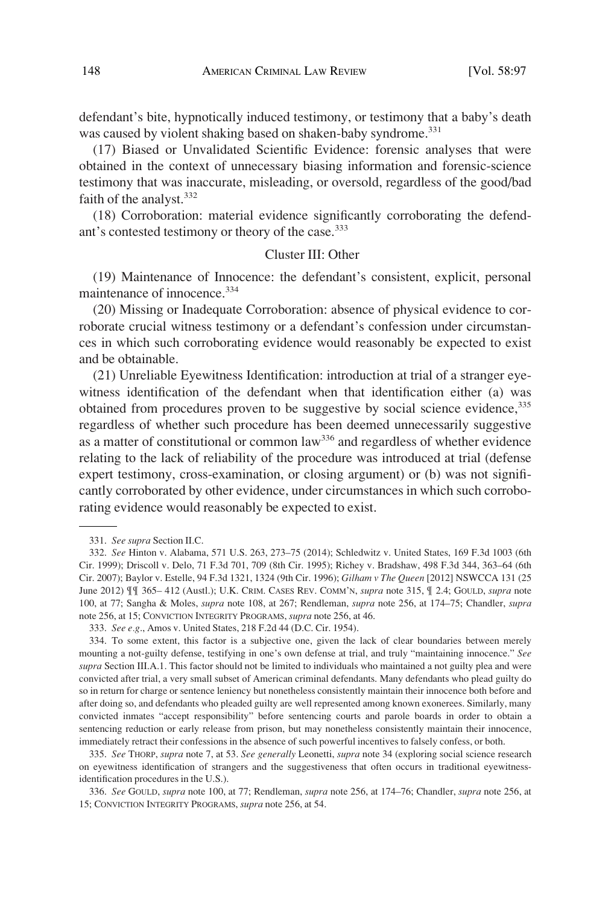defendant's bite, hypnotically induced testimony, or testimony that a baby's death was caused by violent shaking based on shaken-baby syndrome.[331]

(17) Biased or Unvalidated Scientific Evidence: forensic analyses that were obtained in the context of unnecessary biasing information and forensic-science testimony that was inaccurate, misleading, or oversold, regardless of the good/bad faith of the analyst.[332]

(18) Corroboration: material evidence significantly corroborating the defendant's contested testimony or theory of the case.[333]

### Cluster III: Other

(19) Maintenance of Innocence: the defendant's consistent, explicit, personal maintenance of innocence.[334]

(20) Missing or Inadequate Corroboration: absence of physical evidence to corroborate crucial witness testimony or a defendant's confession under circumstances in which such corroborating evidence would reasonably be expected to exist and be obtainable.

(21) Unreliable Eyewitness Identification: introduction at trial of a stranger eyewitness identification of the defendant when that identification either (a) was obtained from procedures proven to be suggestive by social science evidence,[335] regardless of whether such procedure has been deemed unnecessarily suggestive as a matter of constitutional or common law[336] and regardless of whether evidence relating to the lack of reliability of the procedure was introduced at trial (defense expert testimony, cross-examination, or closing argument) or (b) was not significantly corroborated by other evidence, under circumstances in which such corroborating evidence would reasonably be expected to exist.

---

331. *See supra* Section II.C.

332. *See* Hinton v. Alabama, 571 U.S. 263, 273–75 (2014); Schledwitz v. United States, 169 F.3d 1003 (6th Cir. 1999); Driscoll v. Delo, 71 F.3d 701, 709 (8th Cir. 1995); Richey v. Bradshaw, 498 F.3d 344, 363–64 (6th Cir. 2007); Baylor v. Estelle, 94 F.3d 1321, 1324 (9th Cir. 1996); *Gilham v The Queen* [2012] NSWCCA 131 (25 June 2012) ¶¶ 365– 412 (Austl.); U.K. CRIM. CASES REV. COMM'N, *supra* note 315, ¶ 2.4; GOULD, *supra* note 100, at 77; Sangha & Moles, *supra* note 108, at 267; Rendleman, *supra* note 256, at 174–75; Chandler, *supra* note 256, at 15; CONVICTION INTEGRITY PROGRAMS, *supra* note 256, at 46.

333. *See e.g*., Amos v. United States, 218 F.2d 44 (D.C. Cir. 1954).

334. To some extent, this factor is a subjective one, given the lack of clear boundaries between merely mounting a not-guilty defense, testifying in one's own defense at trial, and truly "maintaining innocence." *See supra* Section III.A.1. This factor should not be limited to individuals who maintained a not guilty plea and were convicted after trial, a very small subset of American criminal defendants. Many defendants who plead guilty do so in return for charge or sentence leniency but nonetheless consistently maintain their innocence both before and after doing so, and defendants who pleaded guilty are well represented among known exonerees. Similarly, many convicted inmates "accept responsibility" before sentencing courts and parole boards in order to obtain a sentencing reduction or early release from prison, but may nonetheless consistently maintain their innocence, immediately retract their confessions in the absence of such powerful incentives to falsely confess, or both.

335. *See* THORP, *supra* note 7, at 53. *See generally* Leonetti, *supra* note 34 (exploring social science research on eyewitness identification of strangers and the suggestiveness that often occurs in traditional eyewitness-identification procedures in the U.S.).

336. *See* GOULD, *supra* note 100, at 77; Rendleman, *supra* note 256, at 174–76; Chandler, *supra* note 256, at 15; CONVICTION INTEGRITY PROGRAMS, *supra* note 256, at 54.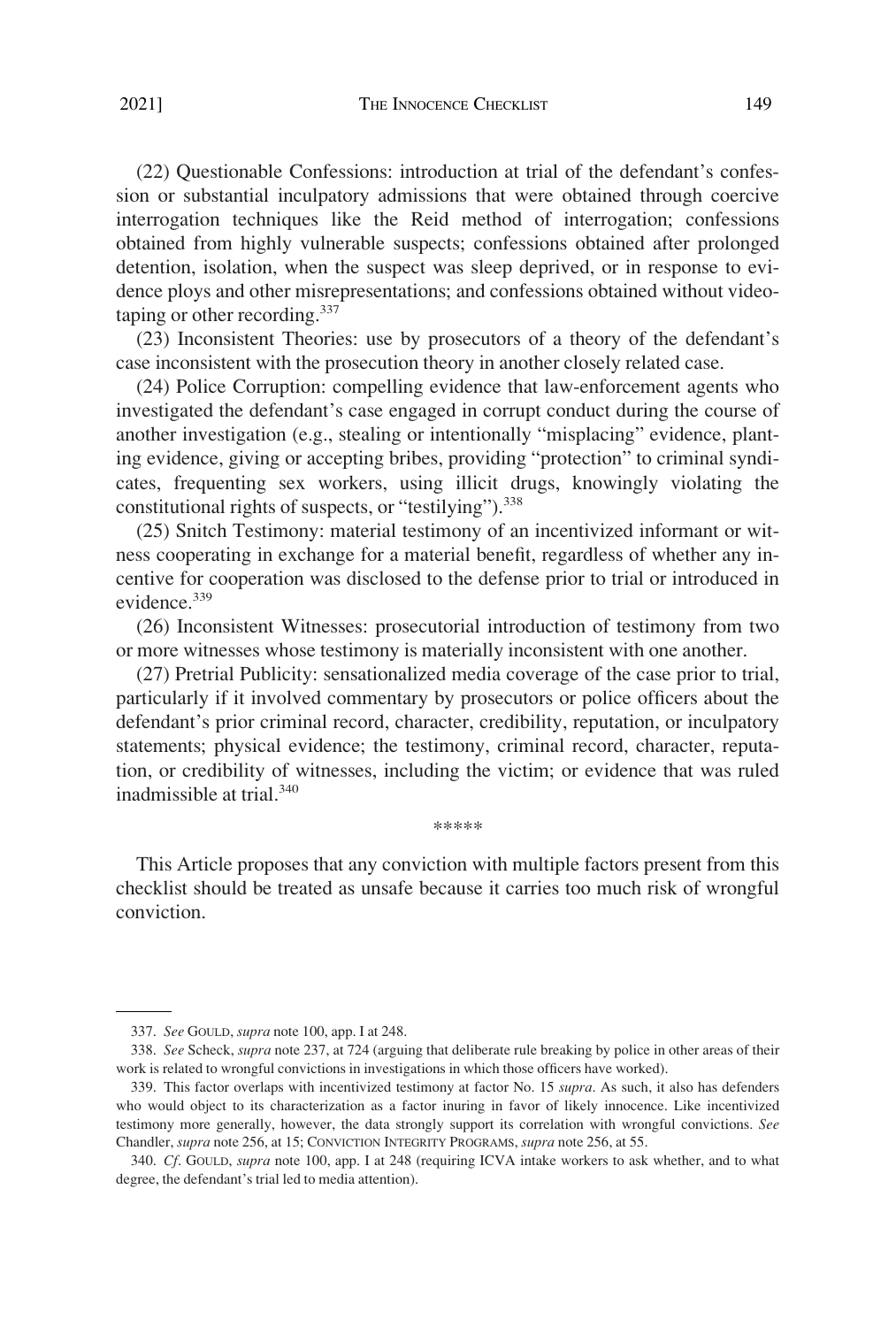(22) Questionable Confessions: introduction at trial of the defendant's confession or substantial inculpatory admissions that were obtained through coercive interrogation techniques like the Reid method of interrogation; confessions obtained from highly vulnerable suspects; confessions obtained after prolonged detention, isolation, when the suspect was sleep deprived, or in response to evidence ploys and other misrepresentations; and confessions obtained without videotaping or other recording.[337]

(23) Inconsistent Theories: use by prosecutors of a theory of the defendant's case inconsistent with the prosecution theory in another closely related case.

(24) Police Corruption: compelling evidence that law-enforcement agents who investigated the defendant's case engaged in corrupt conduct during the course of another investigation (e.g., stealing or intentionally "misplacing" evidence, planting evidence, giving or accepting bribes, providing "protection" to criminal syndicates, frequenting sex workers, using illicit drugs, knowingly violating the constitutional rights of suspects, or "testilying").[338]

(25) Snitch Testimony: material testimony of an incentivized informant or witness cooperating in exchange for a material benefit, regardless of whether any incentive for cooperation was disclosed to the defense prior to trial or introduced in evidence.[339]

(26) Inconsistent Witnesses: prosecutorial introduction of testimony from two or more witnesses whose testimony is materially inconsistent with one another.

(27) Pretrial Publicity: sensationalized media coverage of the case prior to trial, particularly if it involved commentary by prosecutors or police officers about the defendant's prior criminal record, character, credibility, reputation, or inculpatory statements; physical evidence; the testimony, criminal record, character, reputation, or credibility of witnesses, including the victim; or evidence that was ruled inadmissible at trial.[340]

\*\*\*\*\*

This Article proposes that any conviction with multiple factors present from this checklist should be treated as unsafe because it carries too much risk of wrongful conviction.

---

337. *See* GOULD, *supra* note 100, app. I at 248.

338. *See* Scheck, *supra* note 237, at 724 (arguing that deliberate rule breaking by police in other areas of their work is related to wrongful convictions in investigations in which those officers have worked).

339. This factor overlaps with incentivized testimony at factor No. 15 *supra*. As such, it also has defenders who would object to its characterization as a factor inuring in favor of likely innocence. Like incentivized testimony more generally, however, the data strongly support its correlation with wrongful convictions. *See* Chandler, *supra* note 256, at 15; CONVICTION INTEGRITY PROGRAMS, *supra* note 256, at 55.

340. *Cf*. GOULD, *supra* note 100, app. I at 248 (requiring ICVA intake workers to ask whether, and to what degree, the defendant's trial led to media attention).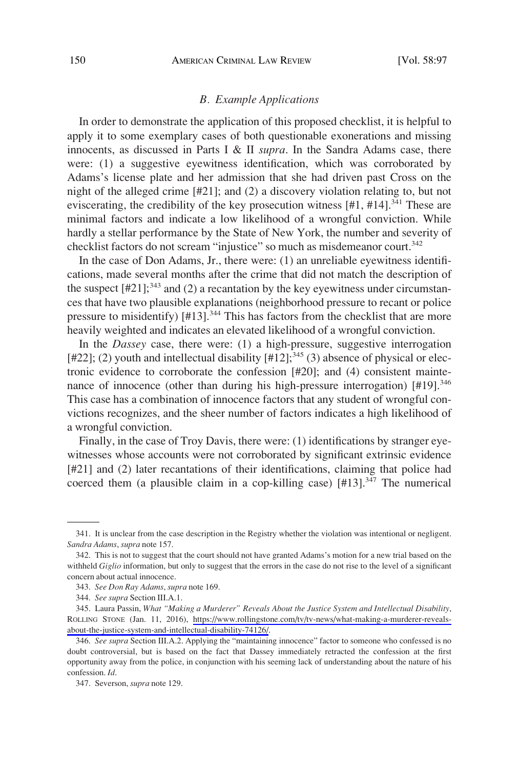### *B. Example Applications*

In order to demonstrate the application of this proposed checklist, it is helpful to apply it to some exemplary cases of both questionable exonerations and missing innocents, as discussed in Parts I & II *supra*. In the Sandra Adams case, there were: (1) a suggestive eyewitness identification, which was corroborated by Adams's license plate and her admission that she had driven past Cross on the night of the alleged crime [#21]; and (2) a discovery violation relating to, but not eviscerating, the credibility of the key prosecution witness [#1, #14].[341] These are minimal factors and indicate a low likelihood of a wrongful conviction. While hardly a stellar performance by the State of New York, the number and severity of checklist factors do not scream "injustice" so much as misdemeanor court.[342]

In the case of Don Adams, Jr., there were: (1) an unreliable eyewitness identifications, made several months after the crime that did not match the description of the suspect [#21];[343] and (2) a recantation by the key eyewitness under circumstances that have two plausible explanations (neighborhood pressure to recant or police pressure to misidentify) [#13].[344] This has factors from the checklist that are more heavily weighted and indicates an elevated likelihood of a wrongful conviction.

In the *Dassey* case, there were: (1) a high-pressure, suggestive interrogation [#22]; (2) youth and intellectual disability [#12];[345] (3) absence of physical or electronic evidence to corroborate the confession [#20]; and (4) consistent maintenance of innocence (other than during his high-pressure interrogation) [#19].[346] This case has a combination of innocence factors that any student of wrongful convictions recognizes, and the sheer number of factors indicates a high likelihood of a wrongful conviction.

Finally, in the case of Troy Davis, there were: (1) identifications by stranger eyewitnesses whose accounts were not corroborated by significant extrinsic evidence [#21] and (2) later recantations of their identifications, claiming that police had coerced them (a plausible claim in a cop-killing case) [#13].[347] The numerical

---

341. It is unclear from the case description in the Registry whether the violation was intentional or negligent. *Sandra Adams*, *supra* note 157.

342. This is not to suggest that the court should not have granted Adams's motion for a new trial based on the withheld *Giglio* information, but only to suggest that the errors in the case do not rise to the level of a significant concern about actual innocence.

343. *See Don Ray Adams*, *supra* note 169.

344. *See supra* Section III.A.1.

345. Laura Passin, *What "Making a Murderer" Reveals About the Justice System and Intellectual Disability*, ROLLING STONE (Jan. 11, 2016), https://www.rollingstone.com/tv/tv-news/what-making-a-murderer-reveals-about-the-justice-system-and-intellectual-disability-74126/.

346. *See supra* Section III.A.2. Applying the "maintaining innocence" factor to someone who confessed is no doubt controversial, but is based on the fact that Dassey immediately retracted the confession at the first opportunity away from the police, in conjunction with his seeming lack of understanding about the nature of his confession. *Id.*

347. Severson, *supra* note 129.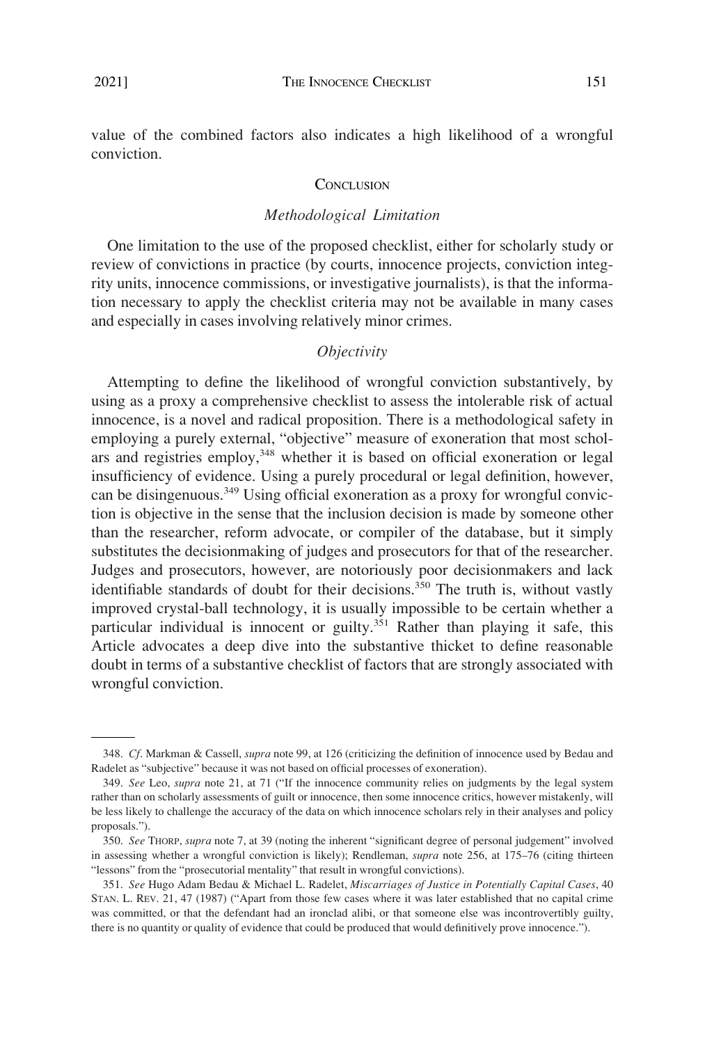value of the combined factors also indicates a high likelihood of a wrongful conviction.

## Conclusion

### *Methodological Limitation*

One limitation to the use of the proposed checklist, either for scholarly study or review of convictions in practice (by courts, innocence projects, conviction integrity units, innocence commissions, or investigative journalists), is that the information necessary to apply the checklist criteria may not be available in many cases and especially in cases involving relatively minor crimes.

### *Objectivity*

Attempting to define the likelihood of wrongful conviction substantively, by using as a proxy a comprehensive checklist to assess the intolerable risk of actual innocence, is a novel and radical proposition. There is a methodological safety in employing a purely external, "objective" measure of exoneration that most scholars and registries employ,[348] whether it is based on official exoneration or legal insufficiency of evidence. Using a purely procedural or legal definition, however, can be disingenuous.[349] Using official exoneration as a proxy for wrongful conviction is objective in the sense that the inclusion decision is made by someone other than the researcher, reform advocate, or compiler of the database, but it simply substitutes the decisionmaking of judges and prosecutors for that of the researcher. Judges and prosecutors, however, are notoriously poor decisionmakers and lack identifiable standards of doubt for their decisions.[350] The truth is, without vastly improved crystal-ball technology, it is usually impossible to be certain whether a particular individual is innocent or guilty.[351] Rather than playing it safe, this Article advocates a deep dive into the substantive thicket to define reasonable doubt in terms of a substantive checklist of factors that are strongly associated with wrongful conviction.

---

348. *Cf*. Markman & Cassell, *supra* note 99, at 126 (criticizing the definition of innocence used by Bedau and Radelet as "subjective" because it was not based on official processes of exoneration).

349. *See* Leo, *supra* note 21, at 71 ("If the innocence community relies on judgments by the legal system rather than on scholarly assessments of guilt or innocence, then some innocence critics, however mistakenly, will be less likely to challenge the accuracy of the data on which innocence scholars rely in their analyses and policy proposals.").

350. *See* Thorp, *supra* note 7, at 39 (noting the inherent "significant degree of personal judgement" involved in assessing whether a wrongful conviction is likely); Rendleman, *supra* note 256, at 175–76 (citing thirteen "lessons" from the "prosecutorial mentality" that result in wrongful convictions).

351. *See* Hugo Adam Bedau & Michael L. Radelet, *Miscarriages of Justice in Potentially Capital Cases*, 40 Stan. L. Rev. 21, 47 (1987) ("Apart from those few cases where it was later established that no capital crime was committed, or that the defendant had an ironclad alibi, or that someone else was incontrovertibly guilty, there is no quantity or quality of evidence that could be produced that would definitively prove innocence.").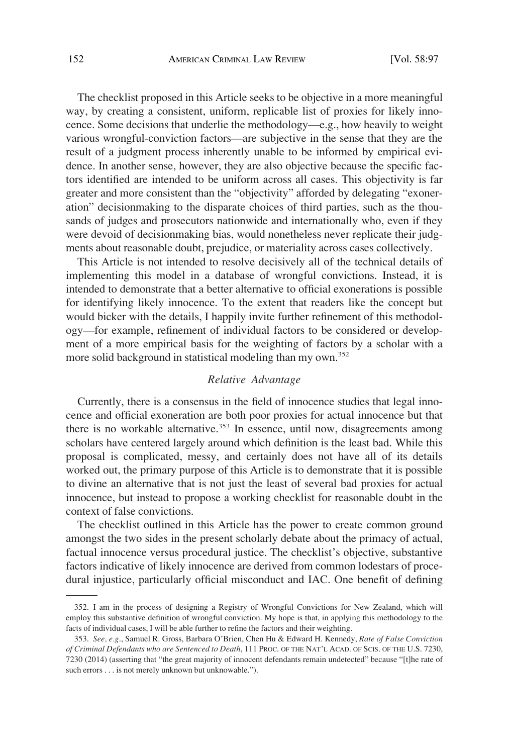The checklist proposed in this Article seeks to be objective in a more meaningful way, by creating a consistent, uniform, replicable list of proxies for likely innocence. Some decisions that underlie the methodology—e.g., how heavily to weight various wrongful-conviction factors—are subjective in the sense that they are the result of a judgment process inherently unable to be informed by empirical evidence. In another sense, however, they are also objective because the specific factors identified are intended to be uniform across all cases. This objectivity is far greater and more consistent than the "objectivity" afforded by delegating "exoneration" decisionmaking to the disparate choices of third parties, such as the thousands of judges and prosecutors nationwide and internationally who, even if they were devoid of decisionmaking bias, would nonetheless never replicate their judgments about reasonable doubt, prejudice, or materiality across cases collectively.

This Article is not intended to resolve decisively all of the technical details of implementing this model in a database of wrongful convictions. Instead, it is intended to demonstrate that a better alternative to official exonerations is possible for identifying likely innocence. To the extent that readers like the concept but would bicker with the details, I happily invite further refinement of this methodology—for example, refinement of individual factors to be considered or development of a more empirical basis for the weighting of factors by a scholar with a more solid background in statistical modeling than my own.[352]

### *Relative Advantage*

Currently, there is a consensus in the field of innocence studies that legal innocence and official exoneration are both poor proxies for actual innocence but that there is no workable alternative.[353] In essence, until now, disagreements among scholars have centered largely around which definition is the least bad. While this proposal is complicated, messy, and certainly does not have all of its details worked out, the primary purpose of this Article is to demonstrate that it is possible to divine an alternative that is not just the least of several bad proxies for actual innocence, but instead to propose a working checklist for reasonable doubt in the context of false convictions.

The checklist outlined in this Article has the power to create common ground amongst the two sides in the present scholarly debate about the primacy of actual, factual innocence versus procedural justice. The checklist's objective, substantive factors indicative of likely innocence are derived from common lodestars of procedural injustice, particularly official misconduct and IAC. One benefit of defining

---

352. I am in the process of designing a Registry of Wrongful Convictions for New Zealand, which will employ this substantive definition of wrongful conviction. My hope is that, in applying this methodology to the facts of individual cases, I will be able further to refine the factors and their weighting.

353. *See, e.g.*, Samuel R. Gross, Barbara O'Brien, Chen Hu & Edward H. Kennedy, *Rate of False Conviction of Criminal Defendants who are Sentenced to Death*, 111 PROC. OF THE NAT'L ACAD. OF SCIS. OF THE U.S. 7230, 7230 (2014) (asserting that "the great majority of innocent defendants remain undetected" because "[t]he rate of such errors . . . is not merely unknown but unknowable.").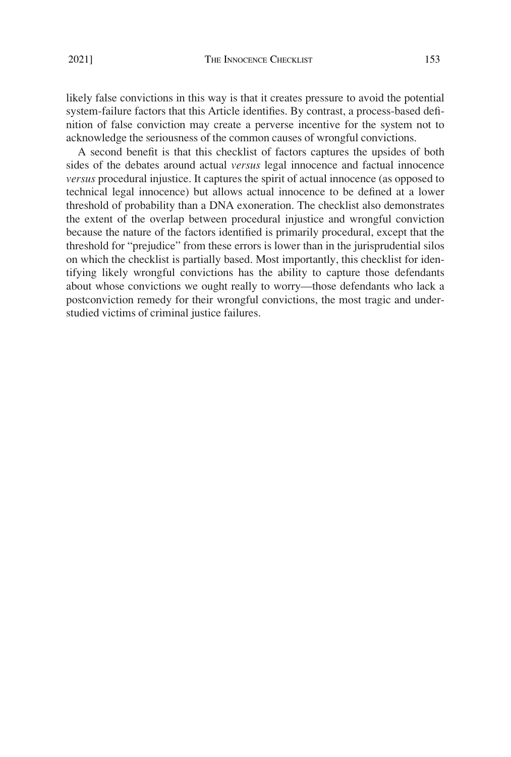likely false convictions in this way is that it creates pressure to avoid the potential system-failure factors that this Article identifies. By contrast, a process-based definition of false conviction may create a perverse incentive for the system not to acknowledge the seriousness of the common causes of wrongful convictions.

A second benefit is that this checklist of factors captures the upsides of both sides of the debates around actual *versus* legal innocence and factual innocence *versus* procedural injustice. It captures the spirit of actual innocence (as opposed to technical legal innocence) but allows actual innocence to be defined at a lower threshold of probability than a DNA exoneration. The checklist also demonstrates the extent of the overlap between procedural injustice and wrongful conviction because the nature of the factors identified is primarily procedural, except that the threshold for "prejudice" from these errors is lower than in the jurisprudential silos on which the checklist is partially based. Most importantly, this checklist for identifying likely wrongful convictions has the ability to capture those defendants about whose convictions we ought really to worry—those defendants who lack a postconviction remedy for their wrongful convictions, the most tragic and understudied victims of criminal justice failures.